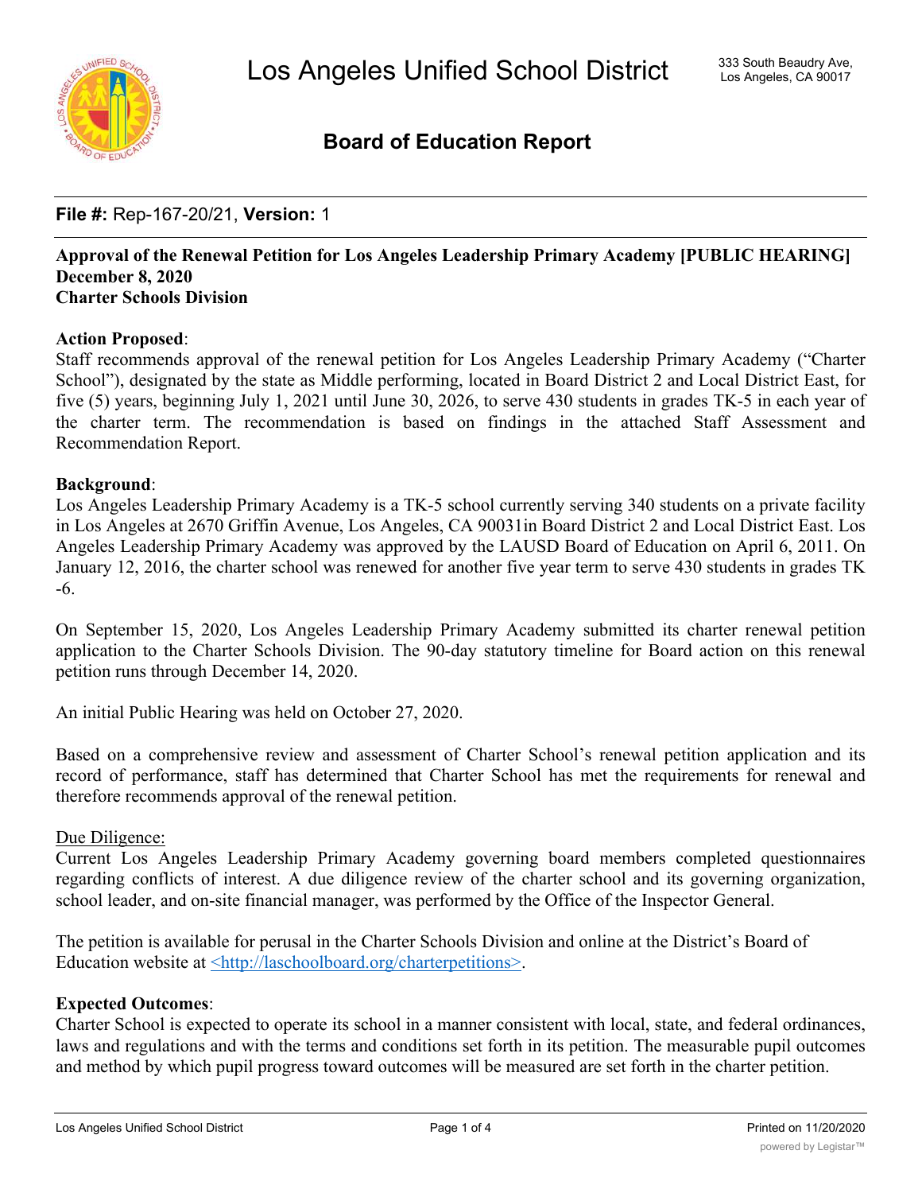# Los Angeles Unified School District

333 South Beaudry Ave, Los Angeles, CA 90017

## Board of Education Report

**File #:** Rep-167-20/21, **Version:** 1

**Approval of the Renewal Petition for Los Angeles Leadership Primary Academy [PUBLIC HEARING]**
**December 8, 2020**
**Charter Schools Division**

**Action Proposed**:
Staff recommends approval of the renewal petition for Los Angeles Leadership Primary Academy ("Charter School"), designated by the state as Middle performing, located in Board District 2 and Local District East, for five (5) years, beginning July 1, 2021 until June 30, 2026, to serve 430 students in grades TK-5 in each year of the charter term. The recommendation is based on findings in the attached Staff Assessment and Recommendation Report.

**Background**:
Los Angeles Leadership Primary Academy is a TK-5 school currently serving 340 students on a private facility in Los Angeles at 2670 Griffin Avenue, Los Angeles, CA 90031in Board District 2 and Local District East. Los Angeles Leadership Primary Academy was approved by the LAUSD Board of Education on April 6, 2011. On January 12, 2016, the charter school was renewed for another five year term to serve 430 students in grades TK -6.

On September 15, 2020, Los Angeles Leadership Primary Academy submitted its charter renewal petition application to the Charter Schools Division. The 90-day statutory timeline for Board action on this renewal petition runs through December 14, 2020.

An initial Public Hearing was held on October 27, 2020.

Based on a comprehensive review and assessment of Charter School's renewal petition application and its record of performance, staff has determined that Charter School has met the requirements for renewal and therefore recommends approval of the renewal petition.

Due Diligence:
Current Los Angeles Leadership Primary Academy governing board members completed questionnaires regarding conflicts of interest. A due diligence review of the charter school and its governing organization, school leader, and on-site financial manager, was performed by the Office of the Inspector General.

The petition is available for perusal in the Charter Schools Division and online at the District's Board of Education website at <http://laschoolboard.org/charterpetitions>.

**Expected Outcomes**:
Charter School is expected to operate its school in a manner consistent with local, state, and federal ordinances, laws and regulations and with the terms and conditions set forth in its petition. The measurable pupil outcomes and method by which pupil progress toward outcomes will be measured are set forth in the charter petition.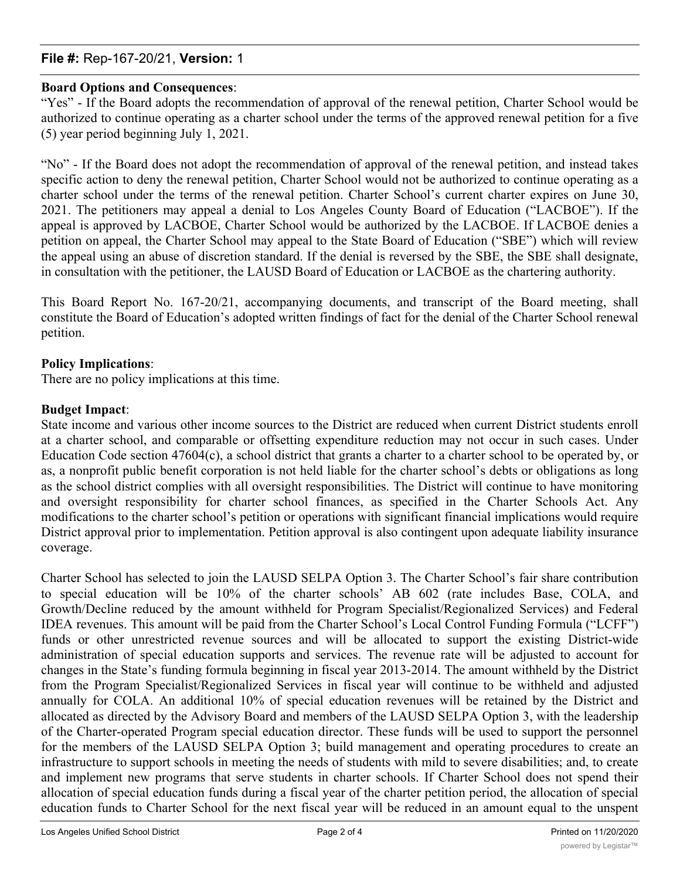**File #:** Rep-167-20/21, **Version:** 1

**Board Options and Consequences**:

"Yes" - If the Board adopts the recommendation of approval of the renewal petition, Charter School would be authorized to continue operating as a charter school under the terms of the approved renewal petition for a five (5) year period beginning July 1, 2021.

"No" - If the Board does not adopt the recommendation of approval of the renewal petition, and instead takes specific action to deny the renewal petition, Charter School would not be authorized to continue operating as a charter school under the terms of the renewal petition. Charter School's current charter expires on June 30, 2021. The petitioners may appeal a denial to Los Angeles County Board of Education ("LACBOE"). If the appeal is approved by LACBOE, Charter School would be authorized by the LACBOE. If LACBOE denies a petition on appeal, the Charter School may appeal to the State Board of Education ("SBE") which will review the appeal using an abuse of discretion standard. If the denial is reversed by the SBE, the SBE shall designate, in consultation with the petitioner, the LAUSD Board of Education or LACBOE as the chartering authority.

This Board Report No. 167-20/21, accompanying documents, and transcript of the Board meeting, shall constitute the Board of Education's adopted written findings of fact for the denial of the Charter School renewal petition.

**Policy Implications**:

There are no policy implications at this time.

**Budget Impact**:

State income and various other income sources to the District are reduced when current District students enroll at a charter school, and comparable or offsetting expenditure reduction may not occur in such cases. Under Education Code section 47604(c), a school district that grants a charter to a charter school to be operated by, or as, a nonprofit public benefit corporation is not held liable for the charter school's debts or obligations as long as the school district complies with all oversight responsibilities. The District will continue to have monitoring and oversight responsibility for charter school finances, as specified in the Charter Schools Act. Any modifications to the charter school's petition or operations with significant financial implications would require District approval prior to implementation. Petition approval is also contingent upon adequate liability insurance coverage.

Charter School has selected to join the LAUSD SELPA Option 3. The Charter School's fair share contribution to special education will be 10% of the charter schools' AB 602 (rate includes Base, COLA, and Growth/Decline reduced by the amount withheld for Program Specialist/Regionalized Services) and Federal IDEA revenues. This amount will be paid from the Charter School's Local Control Funding Formula ("LCFF") funds or other unrestricted revenue sources and will be allocated to support the existing District-wide administration of special education supports and services. The revenue rate will be adjusted to account for changes in the State's funding formula beginning in fiscal year 2013-2014. The amount withheld by the District from the Program Specialist/Regionalized Services in fiscal year will continue to be withheld and adjusted annually for COLA. An additional 10% of special education revenues will be retained by the District and allocated as directed by the Advisory Board and members of the LAUSD SELPA Option 3, with the leadership of the Charter-operated Program special education director. These funds will be used to support the personnel for the members of the LAUSD SELPA Option 3; build management and operating procedures to create an infrastructure to support schools in meeting the needs of students with mild to severe disabilities; and, to create and implement new programs that serve students in charter schools. If Charter School does not spend their allocation of special education funds during a fiscal year of the charter petition period, the allocation of special education funds to Charter School for the next fiscal year will be reduced in an amount equal to the unspent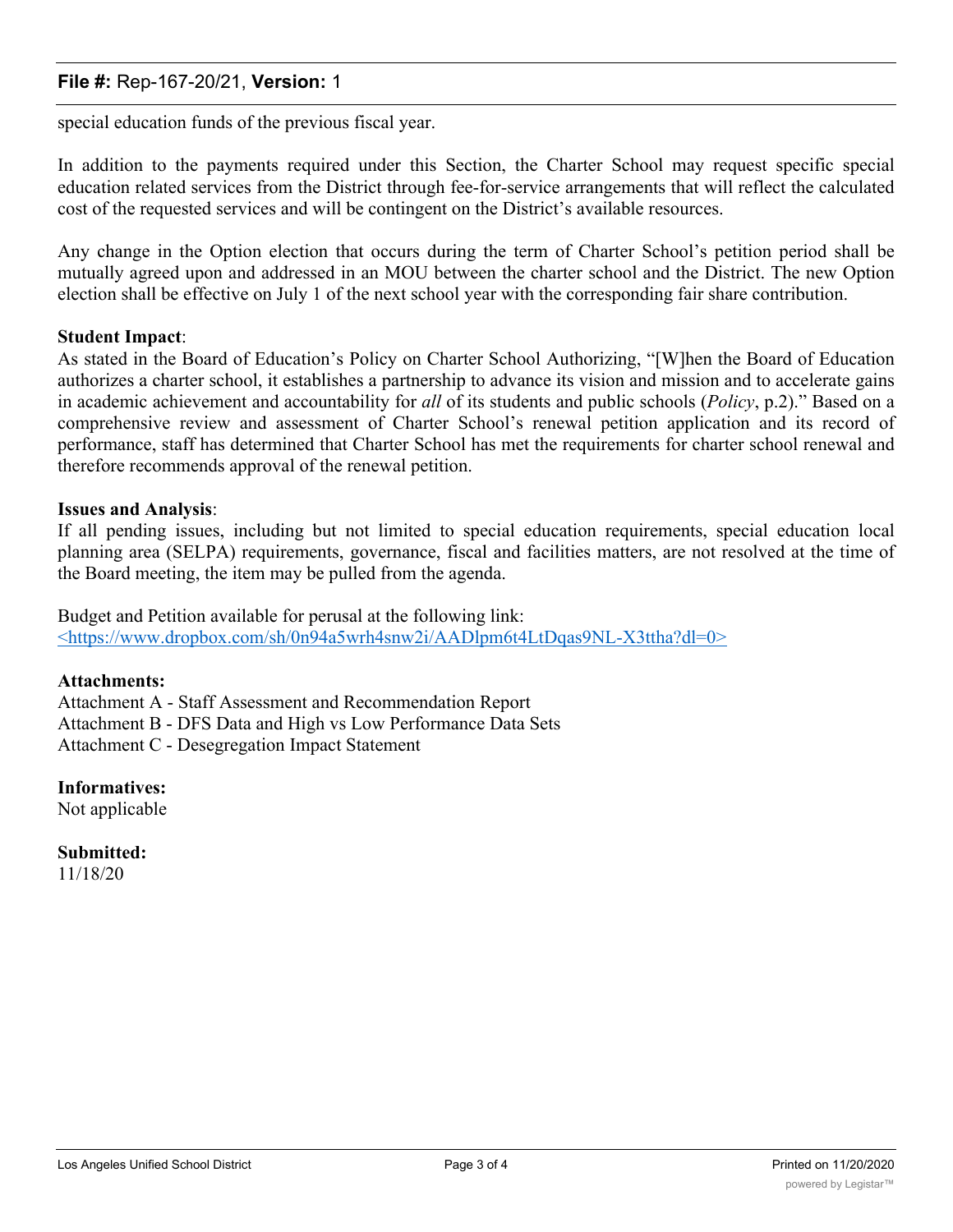special education funds of the previous fiscal year.

In addition to the payments required under this Section, the Charter School may request specific special education related services from the District through fee-for-service arrangements that will reflect the calculated cost of the requested services and will be contingent on the District's available resources.

Any change in the Option election that occurs during the term of Charter School's petition period shall be mutually agreed upon and addressed in an MOU between the charter school and the District. The new Option election shall be effective on July 1 of the next school year with the corresponding fair share contribution.

**Student Impact**:
As stated in the Board of Education's Policy on Charter School Authorizing, "[W]hen the Board of Education authorizes a charter school, it establishes a partnership to advance its vision and mission and to accelerate gains in academic achievement and accountability for *all* of its students and public schools (*Policy*, p.2)." Based on a comprehensive review and assessment of Charter School's renewal petition application and its record of performance, staff has determined that Charter School has met the requirements for charter school renewal and therefore recommends approval of the renewal petition.

**Issues and Analysis**:
If all pending issues, including but not limited to special education requirements, special education local planning area (SELPA) requirements, governance, fiscal and facilities matters, are not resolved at the time of the Board meeting, the item may be pulled from the agenda.

Budget and Petition available for perusal at the following link:
<https://www.dropbox.com/sh/0n94a5wrh4snw2i/AADlpm6t4LtDqas9NL-X3ttha?dl=0>

**Attachments:**
Attachment A - Staff Assessment and Recommendation Report
Attachment B - DFS Data and High vs Low Performance Data Sets
Attachment C - Desegregation Impact Statement

**Informatives:**
Not applicable

**Submitted:**
11/18/20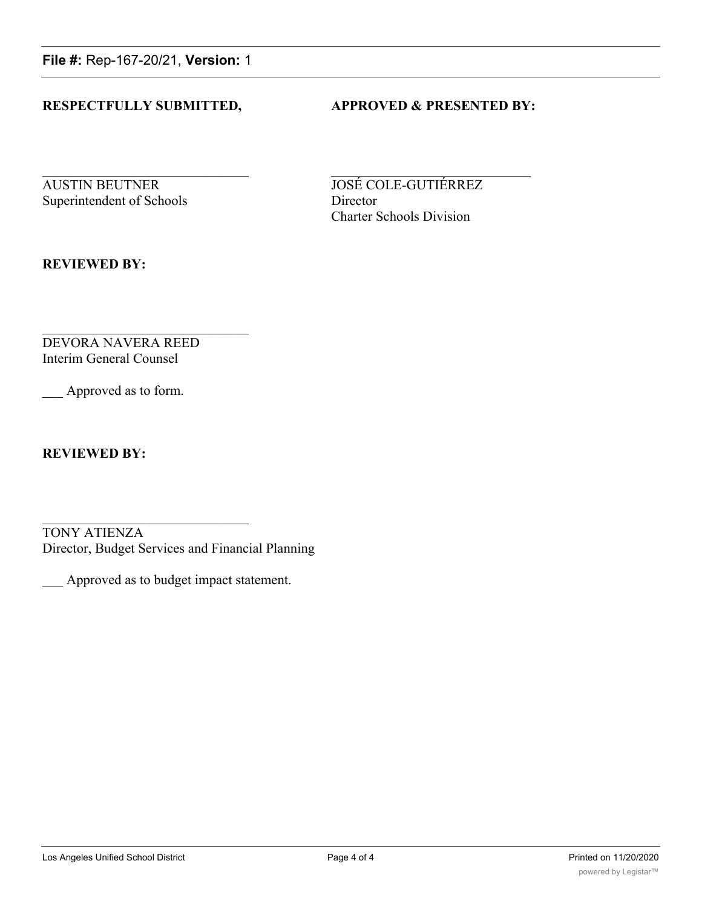**RESPECTFULLY SUBMITTED,**

\_\_\_\_\_\_\_\_\_\_\_\_\_\_\_\_\_\_\_\_\_\_\_\_\_\_\_\_\_\_

AUSTIN BEUTNER
Superintendent of Schools

**APPROVED & PRESENTED BY:**

\_\_\_\_\_\_\_\_\_\_\_\_\_\_\_\_\_\_\_\_\_\_\_\_\_\_\_\_\_\_

JOSÉ COLE-GUTIÉRREZ
Director
Charter Schools Division

**REVIEWED BY:**

\_\_\_\_\_\_\_\_\_\_\_\_\_\_\_\_\_\_\_\_\_\_\_\_\_\_\_\_\_\_

DEVORA NAVERA REED
Interim General Counsel

\_\_\_ Approved as to form.

**REVIEWED BY:**

\_\_\_\_\_\_\_\_\_\_\_\_\_\_\_\_\_\_\_\_\_\_\_\_\_\_\_\_\_\_

TONY ATIENZA
Director, Budget Services and Financial Planning

\_\_\_ Approved as to budget impact statement.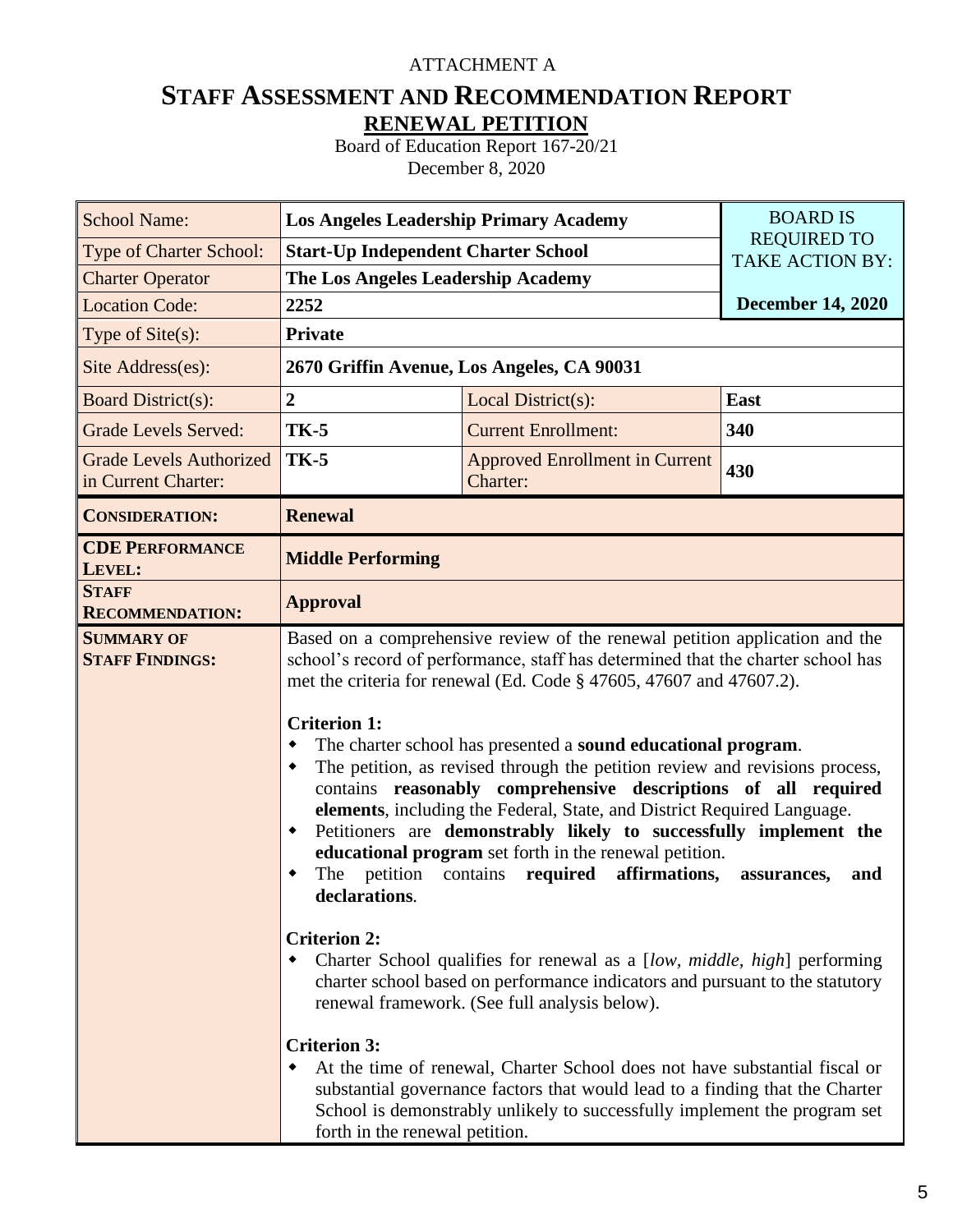ATTACHMENT A

# STAFF ASSESSMENT AND RECOMMENDATION REPORT

## RENEWAL PETITION

Board of Education Report 167-20/21
December 8, 2020

| | | | |
|---|---|---|---|
| School Name: | **Los Angeles Leadership Primary Academy** | | BOARD IS REQUIRED TO TAKE ACTION BY: |
| Type of Charter School: | **Start-Up Independent Charter School** | | |
| Charter Operator | **The Los Angeles Leadership Academy** | | |
| Location Code: | **2252** | | **December 14, 2020** |
| Type of Site(s): | **Private** | | |
| Site Address(es): | **2670 Griffin Avenue, Los Angeles, CA 90031** | | |
| Board District(s): | **2** | Local District(s): | **East** |
| Grade Levels Served: | **TK-5** | Current Enrollment: | **340** |
| Grade Levels Authorized in Current Charter: | **TK-5** | Approved Enrollment in Current Charter: | **430** |
| **CONSIDERATION:** | **Renewal** | | |
| **CDE PERFORMANCE LEVEL:** | **Middle Performing** | | |
| **STAFF RECOMMENDATION:** | **Approval** | | |
| **SUMMARY OF STAFF FINDINGS:** | Based on a comprehensive review of the renewal petition application and the school's record of performance, staff has determined that the charter school has met the criteria for renewal (Ed. Code § 47605, 47607 and 47607.2).<br><br>**Criterion 1:**<br>◆ The charter school has presented a **sound educational program**.<br>◆ The petition, as revised through the petition review and revisions process, contains **reasonably comprehensive descriptions of all required elements**, including the Federal, State, and District Required Language.<br>◆ Petitioners are **demonstrably likely to successfully implement the educational program** set forth in the renewal petition.<br>◆ The petition contains **required affirmations, assurances, and declarations**.<br><br>**Criterion 2:**<br>◆ Charter School qualifies for renewal as a [*low, middle, high*] performing charter school based on performance indicators and pursuant to the statutory renewal framework. (See full analysis below).<br><br>**Criterion 3:**<br>◆ At the time of renewal, Charter School does not have substantial fiscal or substantial governance factors that would lead to a finding that the Charter School is demonstrably unlikely to successfully implement the program set forth in the renewal petition. | | |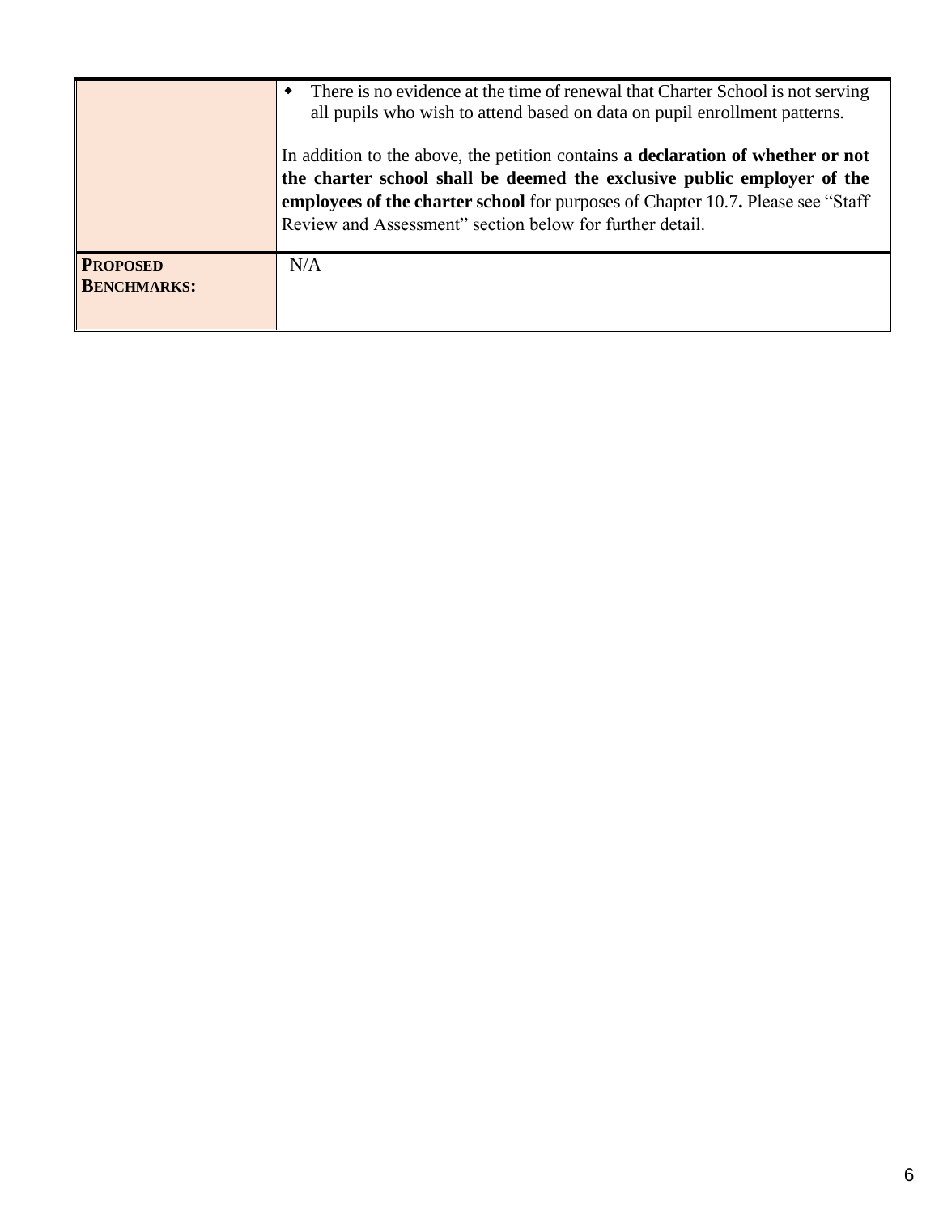| | |
|---|---|
| | • There is no evidence at the time of renewal that Charter School is not serving all pupils who wish to attend based on data on pupil enrollment patterns.<br><br>In addition to the above, the petition contains **a declaration of whether or not the charter school shall be deemed the exclusive public employer of the employees of the charter school** for purposes of Chapter 10.7**.** Please see "Staff Review and Assessment" section below for further detail. |
| **PROPOSED BENCHMARKS:** | N/A |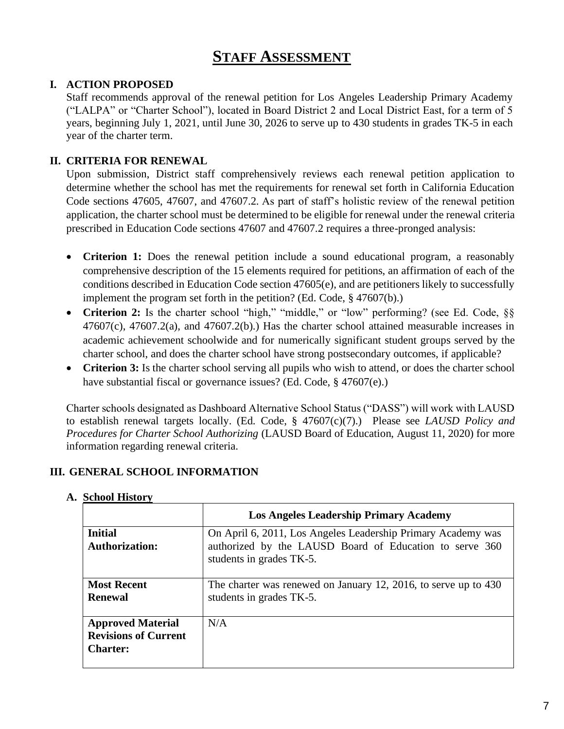# STAFF ASSESSMENT

## I. ACTION PROPOSED

Staff recommends approval of the renewal petition for Los Angeles Leadership Primary Academy ("LALPA" or "Charter School"), located in Board District 2 and Local District East, for a term of 5 years, beginning July 1, 2021, until June 30, 2026 to serve up to 430 students in grades TK-5 in each year of the charter term.

## II. CRITERIA FOR RENEWAL

Upon submission, District staff comprehensively reviews each renewal petition application to determine whether the school has met the requirements for renewal set forth in California Education Code sections 47605, 47607, and 47607.2. As part of staff's holistic review of the renewal petition application, the charter school must be determined to be eligible for renewal under the renewal criteria prescribed in Education Code sections 47607 and 47607.2 requires a three-pronged analysis:

- **Criterion 1:** Does the renewal petition include a sound educational program, a reasonably comprehensive description of the 15 elements required for petitions, an affirmation of each of the conditions described in Education Code section 47605(e), and are petitioners likely to successfully implement the program set forth in the petition? (Ed. Code, § 47607(b).)
- **Criterion 2:** Is the charter school "high," "middle," or "low" performing? (see Ed. Code, §§ 47607(c), 47607.2(a), and 47607.2(b).) Has the charter school attained measurable increases in academic achievement schoolwide and for numerically significant student groups served by the charter school, and does the charter school have strong postsecondary outcomes, if applicable?
- **Criterion 3:** Is the charter school serving all pupils who wish to attend, or does the charter school have substantial fiscal or governance issues? (Ed. Code, § 47607(e).)

Charter schools designated as Dashboard Alternative School Status ("DASS") will work with LAUSD to establish renewal targets locally. (Ed. Code, § 47607(c)(7).) Please see *LAUSD Policy and Procedures for Charter School Authorizing* (LAUSD Board of Education, August 11, 2020) for more information regarding renewal criteria.

## III. GENERAL SCHOOL INFORMATION

### A. School History

| | Los Angeles Leadership Primary Academy |
|---|---|
| **Initial Authorization:** | On April 6, 2011, Los Angeles Leadership Primary Academy was authorized by the LAUSD Board of Education to serve 360 students in grades TK-5. |
| **Most Recent Renewal** | The charter was renewed on January 12, 2016, to serve up to 430 students in grades TK-5. |
| **Approved Material Revisions of Current Charter:** | N/A |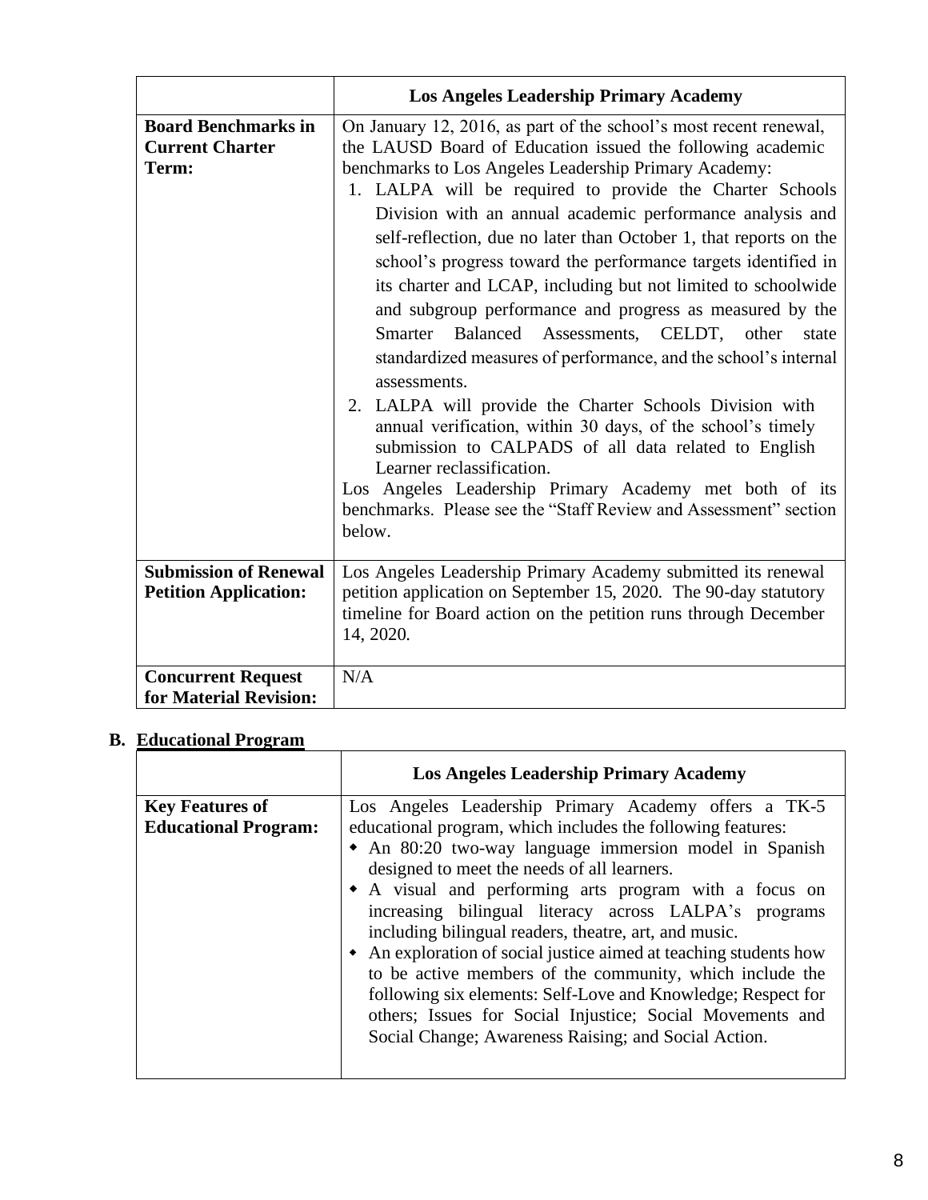| | Los Angeles Leadership Primary Academy |
|---|---|
| **Board Benchmarks in Current Charter Term:** | On January 12, 2016, as part of the school's most recent renewal, the LAUSD Board of Education issued the following academic benchmarks to Los Angeles Leadership Primary Academy:<br>1. LALPA will be required to provide the Charter Schools Division with an annual academic performance analysis and self-reflection, due no later than October 1, that reports on the school's progress toward the performance targets identified in its charter and LCAP, including but not limited to schoolwide and subgroup performance and progress as measured by the Smarter Balanced Assessments, CELDT, other state standardized measures of performance, and the school's internal assessments.<br>2. LALPA will provide the Charter Schools Division with annual verification, within 30 days, of the school's timely submission to CALPADS of all data related to English Learner reclassification.<br>Los Angeles Leadership Primary Academy met both of its benchmarks. Please see the "Staff Review and Assessment" section below. |
| **Submission of Renewal Petition Application:** | Los Angeles Leadership Primary Academy submitted its renewal petition application on September 15, 2020. The 90-day statutory timeline for Board action on the petition runs through December 14, 2020. |
| **Concurrent Request for Material Revision:** | N/A |

## B. Educational Program

| | Los Angeles Leadership Primary Academy |
|---|---|
| **Key Features of Educational Program:** | Los Angeles Leadership Primary Academy offers a TK-5 educational program, which includes the following features:<br>• An 80:20 two-way language immersion model in Spanish designed to meet the needs of all learners.<br>• A visual and performing arts program with a focus on increasing bilingual literacy across LALPA's programs including bilingual readers, theatre, art, and music.<br>• An exploration of social justice aimed at teaching students how to be active members of the community, which include the following six elements: Self-Love and Knowledge; Respect for others; Issues for Social Injustice; Social Movements and Social Change; Awareness Raising; and Social Action. |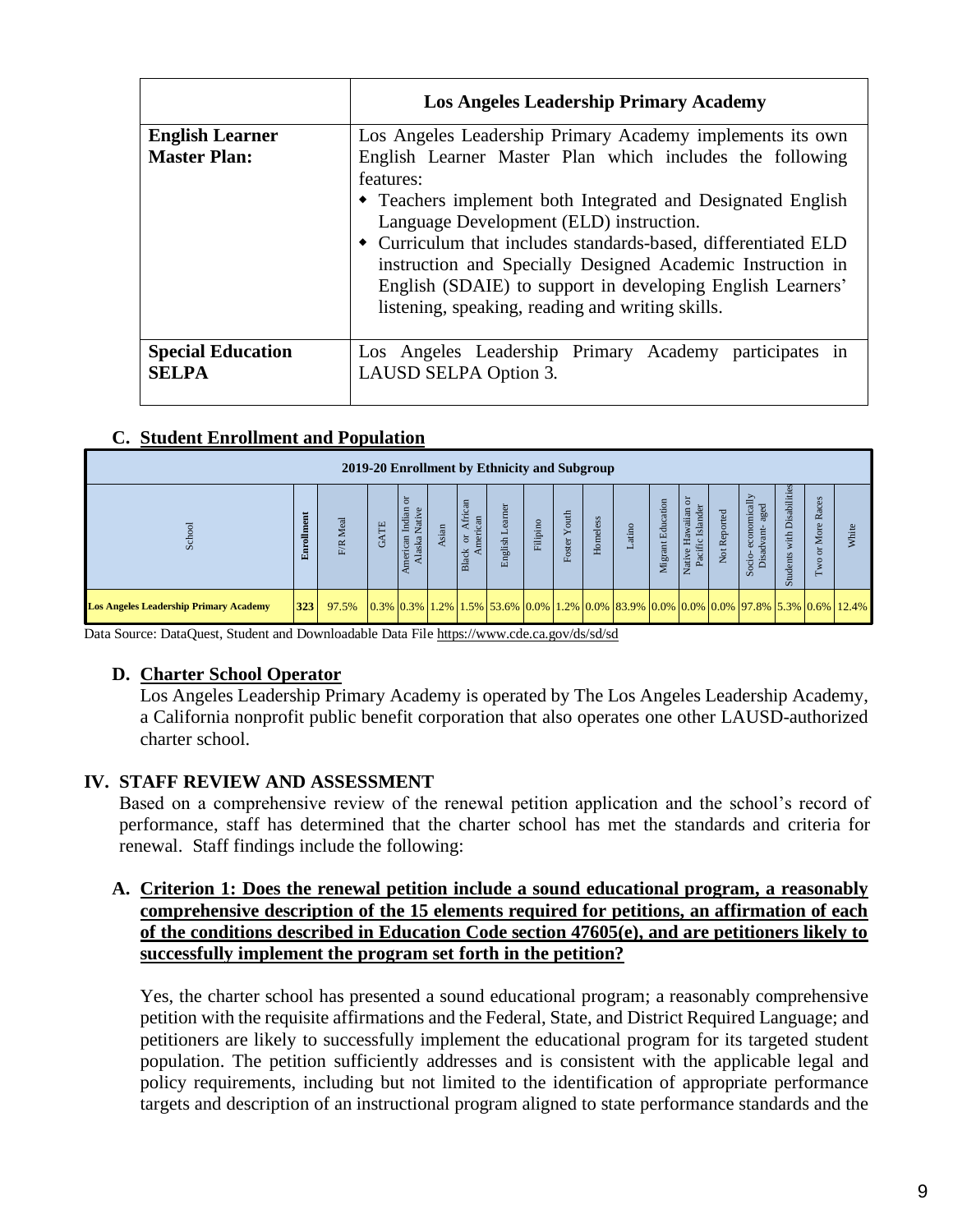| | **Los Angeles Leadership Primary Academy** |
|---|---|
| **English Learner Master Plan:** | Los Angeles Leadership Primary Academy implements its own English Learner Master Plan which includes the following features:<br>◆ Teachers implement both Integrated and Designated English Language Development (ELD) instruction.<br>◆ Curriculum that includes standards-based, differentiated ELD instruction and Specially Designed Academic Instruction in English (SDAIE) to support in developing English Learners' listening, speaking, reading and writing skills. |
| **Special Education SELPA** | Los Angeles Leadership Primary Academy participates in LAUSD SELPA Option 3. |

### C. Student Enrollment and Population

| 2019-20 Enrollment by Ethnicity and Subgroup | | | | | | | | | | | | | | | | | | | |
|---|---|---|---|---|---|---|---|---|---|---|---|---|---|---|---|---|---|---|---|
| School | Enrollment | F/R Meal | GATE | American Indian or Alaska Native | Asian | Black or African American | English Learner | Filipino | Foster Youth | Homeless | Latino | Migrant Education | Native Hawaiian or Pacific Islander | Not Reported | Socio-economically Disadvant-aged | Students with Disabilities | Two or More Races | White |
| Los Angeles Leadership Primary Academy | 323 | 97.5% | 0.3% | 0.3% | 1.2% | 1.5% | 53.6% | 0.0% | 1.2% | 0.0% | 83.9% | 0.0% | 0.0% | 0.0% | 97.8% | 5.3% | 0.6% | 12.4% |

Data Source: DataQuest, Student and Downloadable Data File https://www.cde.ca.gov/ds/sd/sd

### D. Charter School Operator

Los Angeles Leadership Primary Academy is operated by The Los Angeles Leadership Academy, a California nonprofit public benefit corporation that also operates one other LAUSD-authorized charter school.

## IV. STAFF REVIEW AND ASSESSMENT

Based on a comprehensive review of the renewal petition application and the school's record of performance, staff has determined that the charter school has met the standards and criteria for renewal. Staff findings include the following:

### A. Criterion 1: Does the renewal petition include a sound educational program, a reasonably comprehensive description of the 15 elements required for petitions, an affirmation of each of the conditions described in Education Code section 47605(e), and are petitioners likely to successfully implement the program set forth in the petition?

Yes, the charter school has presented a sound educational program; a reasonably comprehensive petition with the requisite affirmations and the Federal, State, and District Required Language; and petitioners are likely to successfully implement the educational program for its targeted student population. The petition sufficiently addresses and is consistent with the applicable legal and policy requirements, including but not limited to the identification of appropriate performance targets and description of an instructional program aligned to state performance standards and the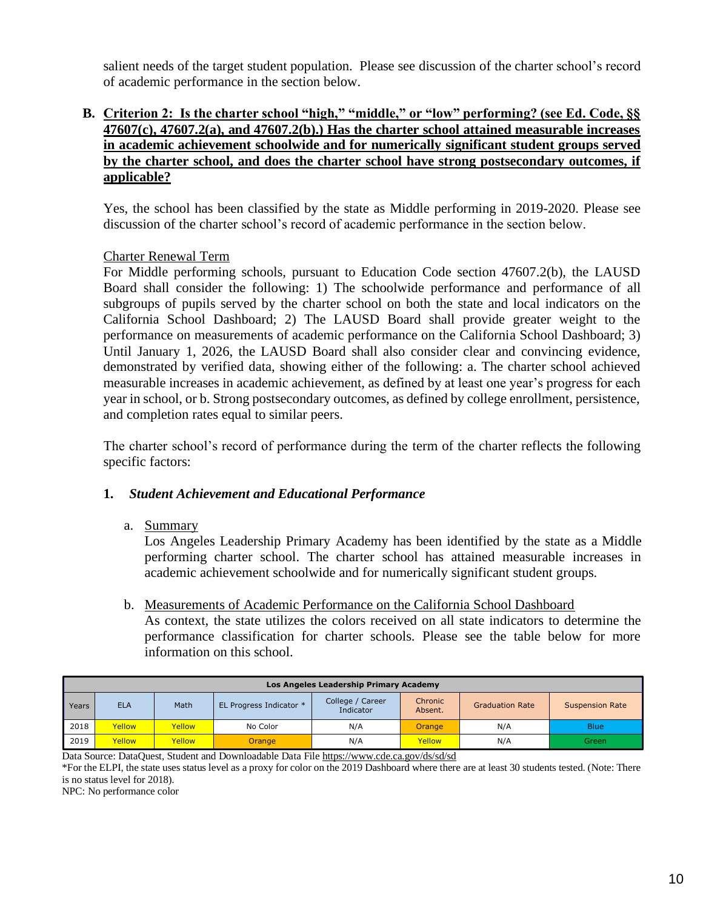salient needs of the target student population. Please see discussion of the charter school's record of academic performance in the section below.

**B. <u>Criterion 2: Is the charter school "high," "middle," or "low" performing? (see Ed. Code, §§ 47607(c), 47607.2(a), and 47607.2(b).) Has the charter school attained measurable increases in academic achievement schoolwide and for numerically significant student groups served by the charter school, and does the charter school have strong postsecondary outcomes, if applicable?</u>**

Yes, the school has been classified by the state as Middle performing in 2019-2020. Please see discussion of the charter school's record of academic performance in the section below.

<u>Charter Renewal Term</u>

For Middle performing schools, pursuant to Education Code section 47607.2(b), the LAUSD Board shall consider the following: 1) The schoolwide performance and performance of all subgroups of pupils served by the charter school on both the state and local indicators on the California School Dashboard; 2) The LAUSD Board shall provide greater weight to the performance on measurements of academic performance on the California School Dashboard; 3) Until January 1, 2026, the LAUSD Board shall also consider clear and convincing evidence, demonstrated by verified data, showing either of the following: a. The charter school achieved measurable increases in academic achievement, as defined by at least one year's progress for each year in school, or b. Strong postsecondary outcomes, as defined by college enrollment, persistence, and completion rates equal to similar peers.

The charter school's record of performance during the term of the charter reflects the following specific factors:

**1. *Student Achievement and Educational Performance***

a. <u>Summary</u>

Los Angeles Leadership Primary Academy has been identified by the state as a Middle performing charter school. The charter school has attained measurable increases in academic achievement schoolwide and for numerically significant student groups.

b. <u>Measurements of Academic Performance on the California School Dashboard</u>

As context, the state utilizes the colors received on all state indicators to determine the performance classification for charter schools. Please see the table below for more information on this school.

| Los Angeles Leadership Primary Academy | | | | | | | |
|---|---|---|---|---|---|---|---|
| Years | ELA | Math | EL Progress Indicator * | College / Career Indicator | Chronic Absent. | Graduation Rate | Suspension Rate |
| 2018 | Yellow | Yellow | No Color | N/A | Orange | N/A | Blue |
| 2019 | Yellow | Yellow | Orange | N/A | Yellow | N/A | Green |

Data Source: DataQuest, Student and Downloadable Data File https://www.cde.ca.gov/ds/sd/sd

*For the ELPI, the state uses status level as a proxy for color on the 2019 Dashboard where there are at least 30 students tested. (Note: There is no status level for 2018).

NPC: No performance color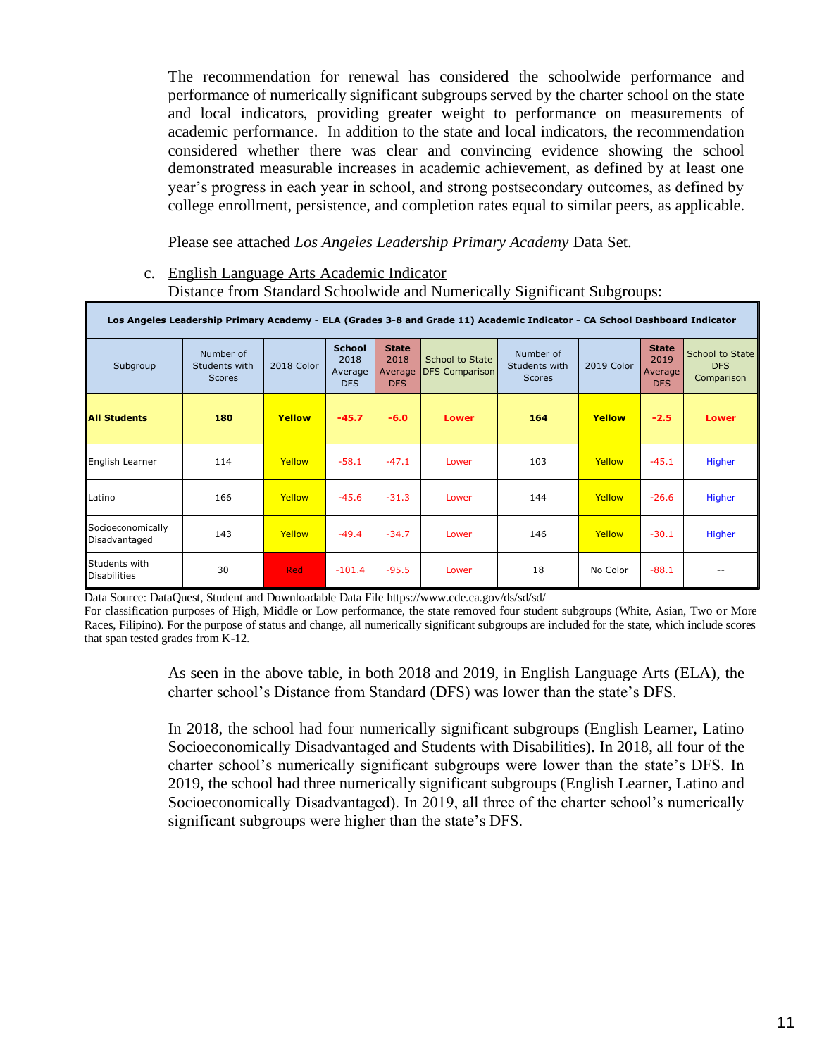The recommendation for renewal has considered the schoolwide performance and performance of numerically significant subgroups served by the charter school on the state and local indicators, providing greater weight to performance on measurements of academic performance. In addition to the state and local indicators, the recommendation considered whether there was clear and convincing evidence showing the school demonstrated measurable increases in academic achievement, as defined by at least one year's progress in each year in school, and strong postsecondary outcomes, as defined by college enrollment, persistence, and completion rates equal to similar peers, as applicable.

Please see attached *Los Angeles Leadership Primary Academy* Data Set.

c. English Language Arts Academic Indicator
Distance from Standard Schoolwide and Numerically Significant Subgroups:

| Los Angeles Leadership Primary Academy - ELA (Grades 3-8 and Grade 11) Academic Indicator - CA School Dashboard Indicator | | | | | | | | | |
|---|---|---|---|---|---|---|---|---|---|
| Subgroup | Number of Students with Scores | 2018 Color | School 2018 Average DFS | State 2018 Average DFS | School to State DFS Comparison | Number of Students with Scores | 2019 Color | State 2019 Average DFS | School to State DFS Comparison |
| **All Students** | **180** | **Yellow** | **-45.7** | **-6.0** | **Lower** | **164** | **Yellow** | **-2.5** | **Lower** |
| English Learner | 114 | Yellow | -58.1 | -47.1 | Lower | 103 | Yellow | -45.1 | Higher |
| Latino | 166 | Yellow | -45.6 | -31.3 | Lower | 144 | Yellow | -26.6 | Higher |
| Socioeconomically Disadvantaged | 143 | Yellow | -49.4 | -34.7 | Lower | 146 | Yellow | -30.1 | Higher |
| Students with Disabilities | 30 | Red | -101.4 | -95.5 | Lower | 18 | No Color | -88.1 | -- |

Data Source: DataQuest, Student and Downloadable Data File https://www.cde.ca.gov/ds/sd/sd/
For classification purposes of High, Middle or Low performance, the state removed four student subgroups (White, Asian, Two or More Races, Filipino). For the purpose of status and change, all numerically significant subgroups are included for the state, which include scores that span tested grades from K-12.

As seen in the above table, in both 2018 and 2019, in English Language Arts (ELA), the charter school's Distance from Standard (DFS) was lower than the state's DFS.

In 2018, the school had four numerically significant subgroups (English Learner, Latino Socioeconomically Disadvantaged and Students with Disabilities). In 2018, all four of the charter school's numerically significant subgroups were lower than the state's DFS. In 2019, the school had three numerically significant subgroups (English Learner, Latino and Socioeconomically Disadvantaged). In 2019, all three of the charter school's numerically significant subgroups were higher than the state's DFS.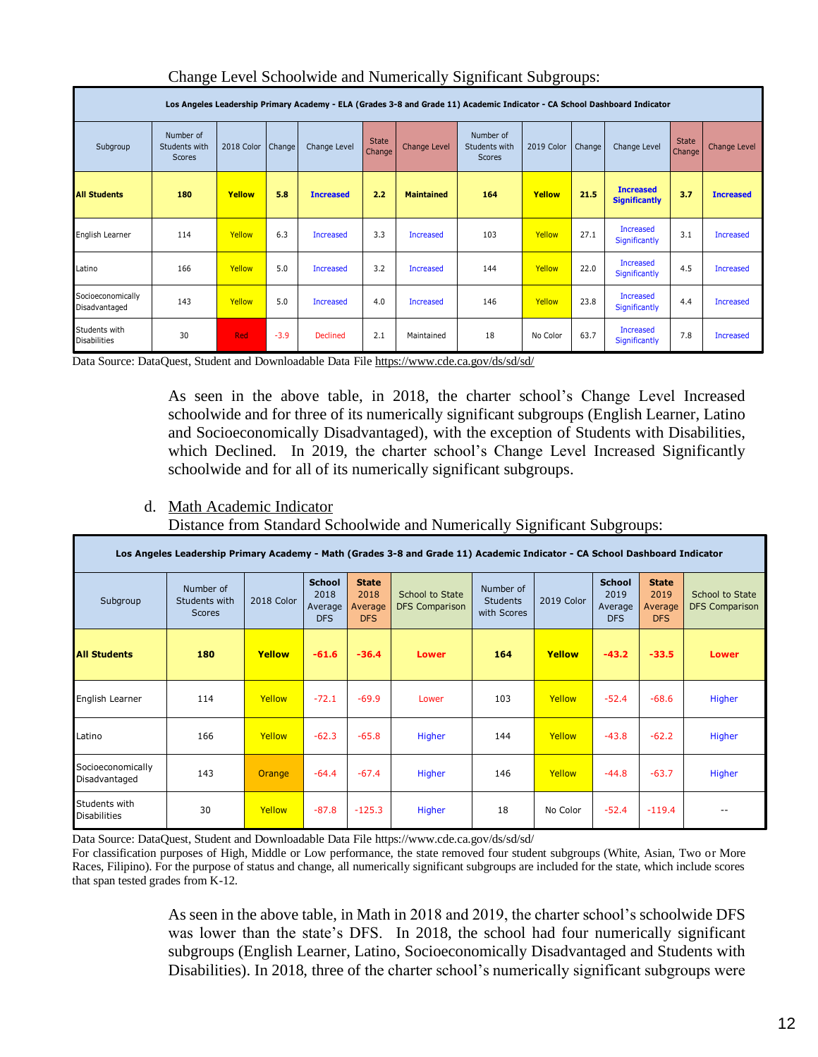Change Level Schoolwide and Numerically Significant Subgroups:

| Los Angeles Leadership Primary Academy - ELA (Grades 3-8 and Grade 11) Academic Indicator - CA School Dashboard Indicator | | | | | | | | | | | | |
|---|---|---|---|---|---|---|---|---|---|---|---|---|
| Subgroup | Number of Students with Scores | 2018 Color | Change | Change Level | State Change | Change Level | Number of Students with Scores | 2019 Color | Change | Change Level | State Change | Change Level |
| **All Students** | **180** | **Yellow** | **5.8** | **Increased** | **2.2** | **Maintained** | **164** | **Yellow** | **21.5** | **Increased Significantly** | **3.7** | **Increased** |
| English Learner | 114 | Yellow | 6.3 | Increased | 3.3 | Increased | 103 | Yellow | 27.1 | Increased Significantly | 3.1 | Increased |
| Latino | 166 | Yellow | 5.0 | Increased | 3.2 | Increased | 144 | Yellow | 22.0 | Increased Significantly | 4.5 | Increased |
| Socioeconomically Disadvantaged | 143 | Yellow | 5.0 | Increased | 4.0 | Increased | 146 | Yellow | 23.8 | Increased Significantly | 4.4 | Increased |
| Students with Disabilities | 30 | Red | -3.9 | Declined | 2.1 | Maintained | 18 | No Color | 63.7 | Increased Significantly | 7.8 | Increased |

Data Source: DataQuest, Student and Downloadable Data File https://www.cde.ca.gov/ds/sd/sd/

As seen in the above table, in 2018, the charter school's Change Level Increased schoolwide and for three of its numerically significant subgroups (English Learner, Latino and Socioeconomically Disadvantaged), with the exception of Students with Disabilities, which Declined. In 2019, the charter school's Change Level Increased Significantly schoolwide and for all of its numerically significant subgroups.

d. Math Academic Indicator

Distance from Standard Schoolwide and Numerically Significant Subgroups:

| Los Angeles Leadership Primary Academy - Math (Grades 3-8 and Grade 11) Academic Indicator - CA School Dashboard Indicator | | | | | | | | | | | |
|---|---|---|---|---|---|---|---|---|---|---|---|
| Subgroup | Number of Students with Scores | 2018 Color | School 2018 Average DFS | State 2018 Average DFS | School to State DFS Comparison | Number of Students with Scores | 2019 Color | School 2019 Average DFS | State 2019 Average DFS | School to State DFS Comparison |
| **All Students** | **180** | **Yellow** | **-61.6** | **-36.4** | **Lower** | **164** | **Yellow** | **-43.2** | **-33.5** | **Lower** |
| English Learner | 114 | Yellow | -72.1 | -69.9 | Lower | 103 | Yellow | -52.4 | -68.6 | Higher |
| Latino | 166 | Yellow | -62.3 | -65.8 | Higher | 144 | Yellow | -43.8 | -62.2 | Higher |
| Socioeconomically Disadvantaged | 143 | Orange | -64.4 | -67.4 | Higher | 146 | Yellow | -44.8 | -63.7 | Higher |
| Students with Disabilities | 30 | Yellow | -87.8 | -125.3 | Higher | 18 | No Color | -52.4 | -119.4 | -- |

Data Source: DataQuest, Student and Downloadable Data File https://www.cde.ca.gov/ds/sd/sd/

For classification purposes of High, Middle or Low performance, the state removed four student subgroups (White, Asian, Two or More Races, Filipino). For the purpose of status and change, all numerically significant subgroups are included for the state, which include scores that span tested grades from K-12.

As seen in the above table, in Math in 2018 and 2019, the charter school's schoolwide DFS was lower than the state's DFS. In 2018, the school had four numerically significant subgroups (English Learner, Latino, Socioeconomically Disadvantaged and Students with Disabilities). In 2018, three of the charter school's numerically significant subgroups were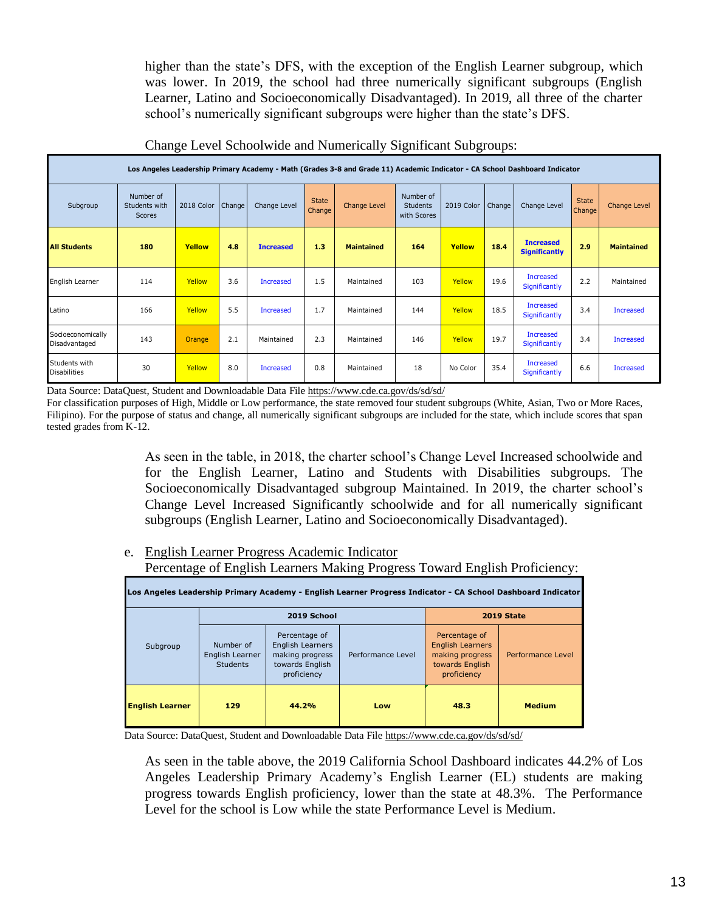higher than the state's DFS, with the exception of the English Learner subgroup, which was lower. In 2019, the school had three numerically significant subgroups (English Learner, Latino and Socioeconomically Disadvantaged). In 2019, all three of the charter school's numerically significant subgroups were higher than the state's DFS.

Change Level Schoolwide and Numerically Significant Subgroups:

| Los Angeles Leadership Primary Academy - Math (Grades 3-8 and Grade 11) Academic Indicator - CA School Dashboard Indicator | | | | | | | | | | | | |
|---|---|---|---|---|---|---|---|---|---|---|---|---|
| Subgroup | Number of Students with Scores | 2018 Color | Change | Change Level | State Change | Change Level | Number of Students with Scores | 2019 Color | Change | Change Level | State Change | Change Level |
| **All Students** | **180** | **Yellow** | **4.8** | **Increased** | **1.3** | **Maintained** | **164** | **Yellow** | **18.4** | **Increased Significantly** | **2.9** | **Maintained** |
| English Learner | 114 | Yellow | 3.6 | Increased | 1.5 | Maintained | 103 | Yellow | 19.6 | Increased Significantly | 2.2 | Maintained |
| Latino | 166 | Yellow | 5.5 | Increased | 1.7 | Maintained | 144 | Yellow | 18.5 | Increased Significantly | 3.4 | Increased |
| Socioeconomically Disadvantaged | 143 | Orange | 2.1 | Maintained | 2.3 | Maintained | 146 | Yellow | 19.7 | Increased Significantly | 3.4 | Increased |
| Students with Disabilities | 30 | Yellow | 8.0 | Increased | 0.8 | Maintained | 18 | No Color | 35.4 | Increased Significantly | 6.6 | Increased |

Data Source: DataQuest, Student and Downloadable Data File https://www.cde.ca.gov/ds/sd/sd/

For classification purposes of High, Middle or Low performance, the state removed four student subgroups (White, Asian, Two or More Races, Filipino). For the purpose of status and change, all numerically significant subgroups are included for the state, which include scores that span tested grades from K-12.

As seen in the table, in 2018, the charter school's Change Level Increased schoolwide and for the English Learner, Latino and Students with Disabilities subgroups. The Socioeconomically Disadvantaged subgroup Maintained. In 2019, the charter school's Change Level Increased Significantly schoolwide and for all numerically significant subgroups (English Learner, Latino and Socioeconomically Disadvantaged).

e. English Learner Progress Academic Indicator

Percentage of English Learners Making Progress Toward English Proficiency:

| Los Angeles Leadership Primary Academy - English Learner Progress Indicator - CA School Dashboard Indicator | | | | | |
|---|---|---|---|---|---|
| | 2019 School | | | 2019 State | |
| Subgroup | Number of English Learner Students | Percentage of English Learners making progress towards English proficiency | Performance Level | Percentage of English Learners making progress towards English proficiency | Performance Level |
| **English Learner** | **129** | **44.2%** | **Low** | **48.3** | **Medium** |

Data Source: DataQuest, Student and Downloadable Data File https://www.cde.ca.gov/ds/sd/sd/

As seen in the table above, the 2019 California School Dashboard indicates 44.2% of Los Angeles Leadership Primary Academy's English Learner (EL) students are making progress towards English proficiency, lower than the state at 48.3%. The Performance Level for the school is Low while the state Performance Level is Medium.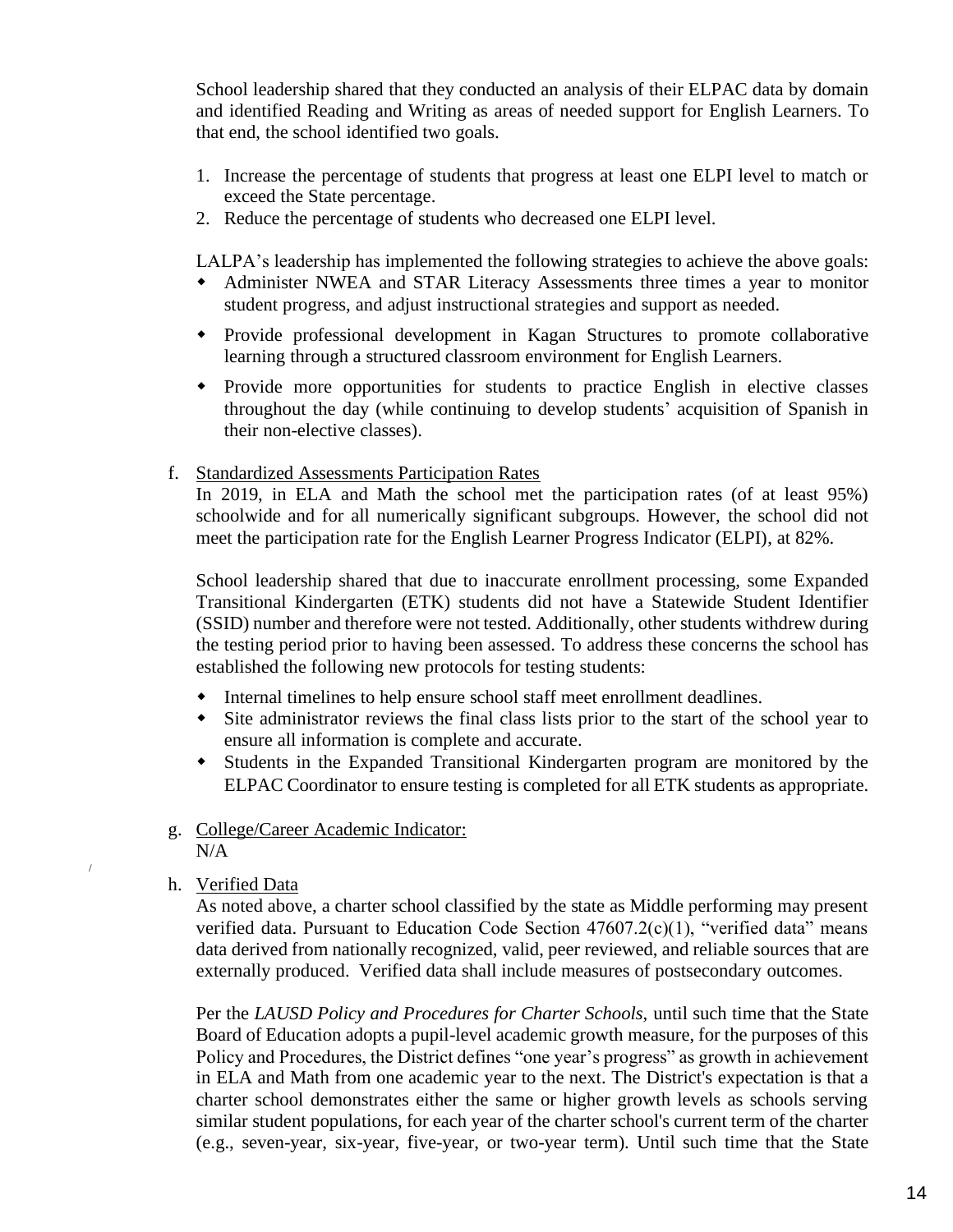School leadership shared that they conducted an analysis of their ELPAC data by domain and identified Reading and Writing as areas of needed support for English Learners. To that end, the school identified two goals.

1. Increase the percentage of students that progress at least one ELPI level to match or exceed the State percentage.
2. Reduce the percentage of students who decreased one ELPI level.

LALPA's leadership has implemented the following strategies to achieve the above goals:

- Administer NWEA and STAR Literacy Assessments three times a year to monitor student progress, and adjust instructional strategies and support as needed.
- Provide professional development in Kagan Structures to promote collaborative learning through a structured classroom environment for English Learners.
- Provide more opportunities for students to practice English in elective classes throughout the day (while continuing to develop students' acquisition of Spanish in their non-elective classes).

f. <u>Standardized Assessments Participation Rates</u>

In 2019, in ELA and Math the school met the participation rates (of at least 95%) schoolwide and for all numerically significant subgroups. However, the school did not meet the participation rate for the English Learner Progress Indicator (ELPI), at 82%.

School leadership shared that due to inaccurate enrollment processing, some Expanded Transitional Kindergarten (ETK) students did not have a Statewide Student Identifier (SSID) number and therefore were not tested. Additionally, other students withdrew during the testing period prior to having been assessed. To address these concerns the school has established the following new protocols for testing students:

- Internal timelines to help ensure school staff meet enrollment deadlines.
- Site administrator reviews the final class lists prior to the start of the school year to ensure all information is complete and accurate.
- Students in the Expanded Transitional Kindergarten program are monitored by the ELPAC Coordinator to ensure testing is completed for all ETK students as appropriate.

g. <u>College/Career Academic Indicator:</u>

N/A

h. <u>Verified Data</u>

As noted above, a charter school classified by the state as Middle performing may present verified data. Pursuant to Education Code Section 47607.2(c)(1), "verified data" means data derived from nationally recognized, valid, peer reviewed, and reliable sources that are externally produced. Verified data shall include measures of postsecondary outcomes.

Per the *LAUSD Policy and Procedures for Charter Schools*, until such time that the State Board of Education adopts a pupil-level academic growth measure, for the purposes of this Policy and Procedures, the District defines "one year's progress" as growth in achievement in ELA and Math from one academic year to the next. The District's expectation is that a charter school demonstrates either the same or higher growth levels as schools serving similar student populations, for each year of the charter school's current term of the charter (e.g., seven-year, six-year, five-year, or two-year term). Until such time that the State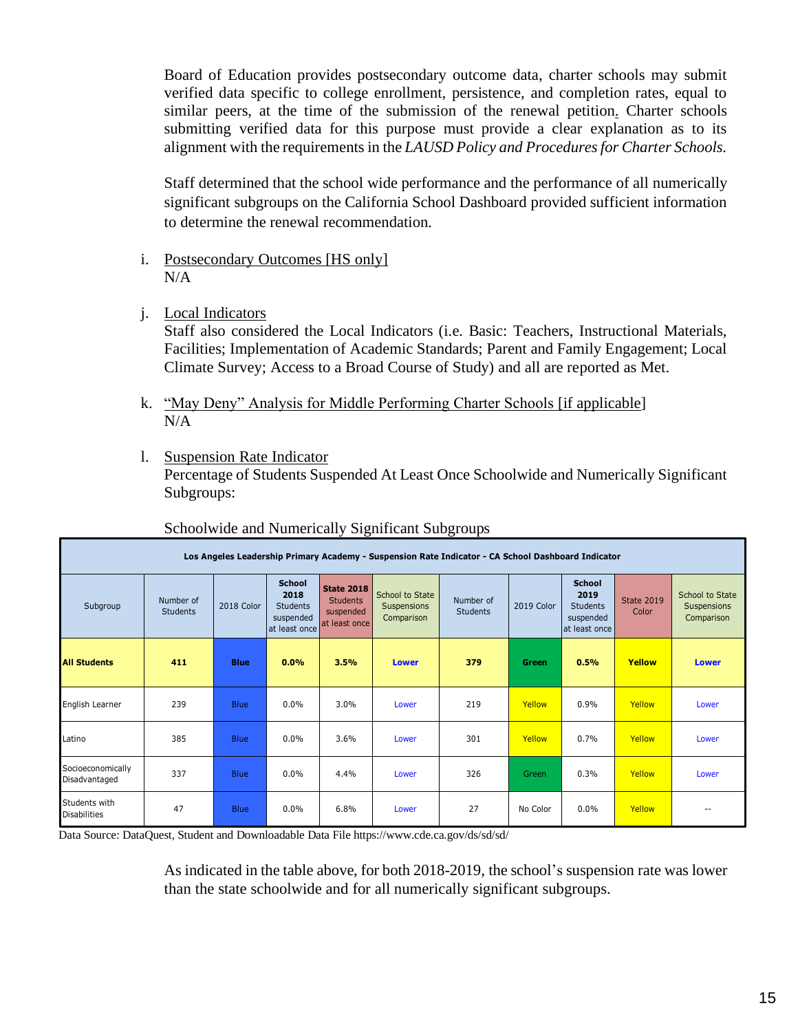Board of Education provides postsecondary outcome data, charter schools may submit verified data specific to college enrollment, persistence, and completion rates, equal to similar peers, at the time of the submission of the renewal petition. Charter schools submitting verified data for this purpose must provide a clear explanation as to its alignment with the requirements in the *LAUSD Policy and Procedures for Charter Schools.*

Staff determined that the school wide performance and the performance of all numerically significant subgroups on the California School Dashboard provided sufficient information to determine the renewal recommendation.

i. Postsecondary Outcomes [HS only]
N/A

j. Local Indicators
Staff also considered the Local Indicators (i.e. Basic: Teachers, Instructional Materials, Facilities; Implementation of Academic Standards; Parent and Family Engagement; Local Climate Survey; Access to a Broad Course of Study) and all are reported as Met.

k. "May Deny" Analysis for Middle Performing Charter Schools [if applicable]
N/A

l. Suspension Rate Indicator
Percentage of Students Suspended At Least Once Schoolwide and Numerically Significant Subgroups:

Schoolwide and Numerically Significant Subgroups

| Los Angeles Leadership Primary Academy - Suspension Rate Indicator - CA School Dashboard Indicator | | | | | | | | | | |
|---|---|---|---|---|---|---|---|---|---|---|
| Subgroup | Number of Students | 2018 Color | **School 2018** Students suspended at least once | **State 2018** Students suspended at least once | School to State Suspensions Comparison | Number of Students | 2019 Color | **School 2019** Students suspended at least once | State 2019 Color | School to State Suspensions Comparison |
| **All Students** | **411** | **Blue** | **0.0%** | **3.5%** | **Lower** | **379** | **Green** | **0.5%** | **Yellow** | **Lower** |
| English Learner | 239 | Blue | 0.0% | 3.0% | Lower | 219 | Yellow | 0.9% | Yellow | Lower |
| Latino | 385 | Blue | 0.0% | 3.6% | Lower | 301 | Yellow | 0.7% | Yellow | Lower |
| Socioeconomically Disadvantaged | 337 | Blue | 0.0% | 4.4% | Lower | 326 | Green | 0.3% | Yellow | Lower |
| Students with Disabilities | 47 | Blue | 0.0% | 6.8% | Lower | 27 | No Color | 0.0% | Yellow | -- |

Data Source: DataQuest, Student and Downloadable Data File https://www.cde.ca.gov/ds/sd/sd/

As indicated in the table above, for both 2018-2019, the school's suspension rate was lower than the state schoolwide and for all numerically significant subgroups.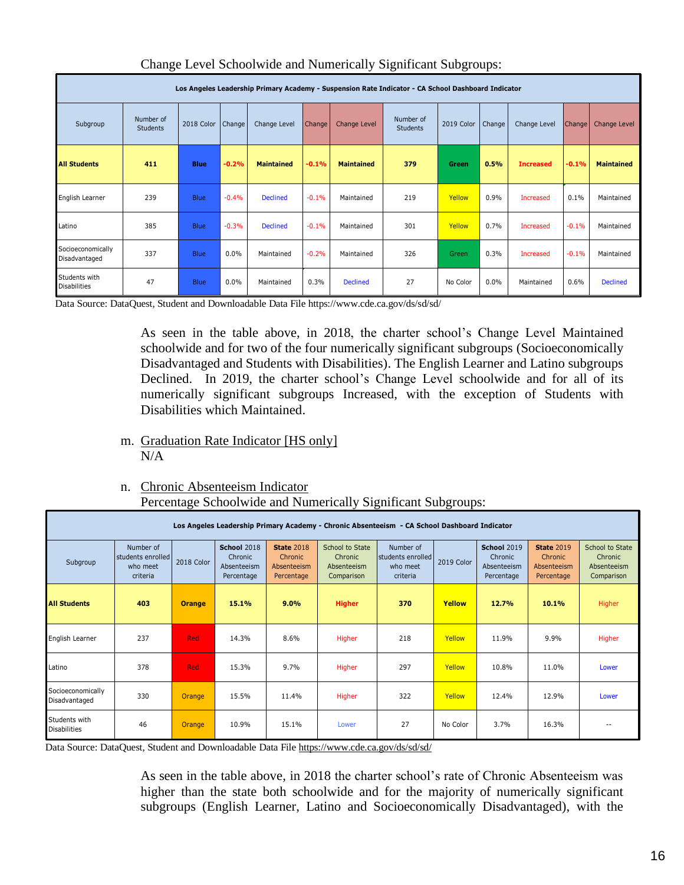Change Level Schoolwide and Numerically Significant Subgroups:

| Los Angeles Leadership Primary Academy - Suspension Rate Indicator - CA School Dashboard Indicator | | | | | | | | | | | | |
|---|---|---|---|---|---|---|---|---|---|---|---|---|
| Subgroup | Number of Students | 2018 Color | Change | Change Level | Change | Change Level | Number of Students | 2019 Color | Change | Change Level | Change | Change Level |
| **All Students** | **411** | **Blue** | **-0.2%** | **Maintained** | **-0.1%** | **Maintained** | **379** | **Green** | **0.5%** | **Increased** | **-0.1%** | **Maintained** |
| English Learner | 239 | Blue | -0.4% | Declined | -0.1% | Maintained | 219 | Yellow | 0.9% | Increased | 0.1% | Maintained |
| Latino | 385 | Blue | -0.3% | Declined | -0.1% | Maintained | 301 | Yellow | 0.7% | Increased | -0.1% | Maintained |
| Socioeconomically Disadvantaged | 337 | Blue | 0.0% | Maintained | -0.2% | Maintained | 326 | Green | 0.3% | Increased | -0.1% | Maintained |
| Students with Disabilities | 47 | Blue | 0.0% | Maintained | 0.3% | Declined | 27 | No Color | 0.0% | Maintained | 0.6% | Declined |

Data Source: DataQuest, Student and Downloadable Data File https://www.cde.ca.gov/ds/sd/sd/

As seen in the table above, in 2018, the charter school's Change Level Maintained schoolwide and for two of the four numerically significant subgroups (Socioeconomically Disadvantaged and Students with Disabilities). The English Learner and Latino subgroups Declined. In 2019, the charter school's Change Level schoolwide and for all of its numerically significant subgroups Increased, with the exception of Students with Disabilities which Maintained.

m. Graduation Rate Indicator [HS only]
N/A

n. Chronic Absenteeism Indicator
Percentage Schoolwide and Numerically Significant Subgroups:

| Los Angeles Leadership Primary Academy - Chronic Absenteeism - CA School Dashboard Indicator | | | | | | | | | | |
|---|---|---|---|---|---|---|---|---|---|---|
| Subgroup | Number of students enrolled who meet criteria | 2018 Color | **School** 2018 Chronic Absenteeism Percentage | **State** 2018 Chronic Absenteeism Percentage | School to State Chronic Absenteeism Comparison | Number of students enrolled who meet criteria | 2019 Color | **School** 2019 Chronic Absenteeism Percentage | **State** 2019 Chronic Absenteeism Percentage | School to State Chronic Absenteeism Comparison |
| **All Students** | **403** | **Orange** | **15.1%** | **9.0%** | **Higher** | **370** | **Yellow** | **12.7%** | **10.1%** | Higher |
| English Learner | 237 | Red | 14.3% | 8.6% | Higher | 218 | Yellow | 11.9% | 9.9% | Higher |
| Latino | 378 | Red | 15.3% | 9.7% | Higher | 297 | Yellow | 10.8% | 11.0% | Lower |
| Socioeconomically Disadvantaged | 330 | Orange | 15.5% | 11.4% | Higher | 322 | Yellow | 12.4% | 12.9% | Lower |
| Students with Disabilities | 46 | Orange | 10.9% | 15.1% | Lower | 27 | No Color | 3.7% | 16.3% | -- |

Data Source: DataQuest, Student and Downloadable Data File https://www.cde.ca.gov/ds/sd/sd/

As seen in the table above, in 2018 the charter school's rate of Chronic Absenteeism was higher than the state both schoolwide and for the majority of numerically significant subgroups (English Learner, Latino and Socioeconomically Disadvantaged), with the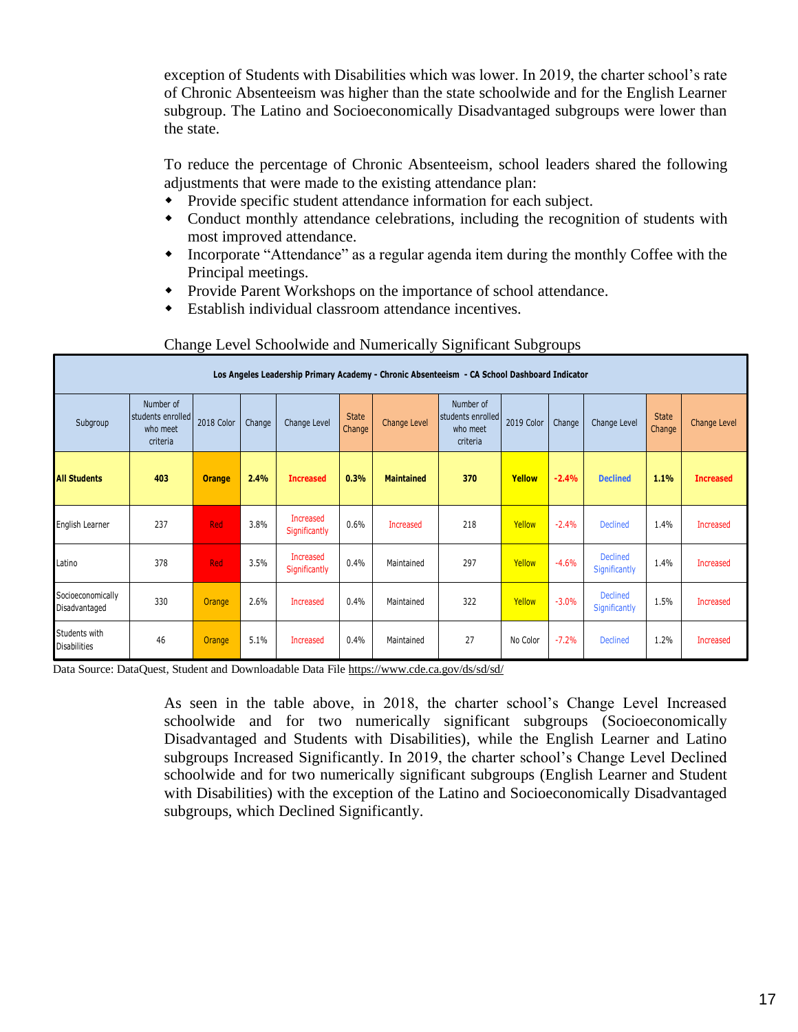exception of Students with Disabilities which was lower. In 2019, the charter school's rate of Chronic Absenteeism was higher than the state schoolwide and for the English Learner subgroup. The Latino and Socioeconomically Disadvantaged subgroups were lower than the state.

To reduce the percentage of Chronic Absenteeism, school leaders shared the following adjustments that were made to the existing attendance plan:

- Provide specific student attendance information for each subject.
- Conduct monthly attendance celebrations, including the recognition of students with most improved attendance.
- Incorporate "Attendance" as a regular agenda item during the monthly Coffee with the Principal meetings.
- Provide Parent Workshops on the importance of school attendance.
- Establish individual classroom attendance incentives.

Change Level Schoolwide and Numerically Significant Subgroups

| Los Angeles Leadership Primary Academy - Chronic Absenteeism - CA School Dashboard Indicator | | | | | | | | | | | | |
|---|---|---|---|---|---|---|---|---|---|---|---|---|
| Subgroup | Number of students enrolled who meet criteria | 2018 Color | Change | Change Level | State Change | Change Level | Number of students enrolled who meet criteria | 2019 Color | Change | Change Level | State Change | Change Level |
| **All Students** | **403** | **Orange** | **2.4%** | **Increased** | **0.3%** | **Maintained** | **370** | **Yellow** | **-2.4%** | **Declined** | **1.1%** | **Increased** |
| English Learner | 237 | Red | 3.8% | Increased Significantly | 0.6% | Increased | 218 | Yellow | -2.4% | Declined | 1.4% | Increased |
| Latino | 378 | Red | 3.5% | Increased Significantly | 0.4% | Maintained | 297 | Yellow | -4.6% | Declined Significantly | 1.4% | Increased |
| Socioeconomically Disadvantaged | 330 | Orange | 2.6% | Increased | 0.4% | Maintained | 322 | Yellow | -3.0% | Declined Significantly | 1.5% | Increased |
| Students with Disabilities | 46 | Orange | 5.1% | Increased | 0.4% | Maintained | 27 | No Color | -7.2% | Declined | 1.2% | Increased |

Data Source: DataQuest, Student and Downloadable Data File https://www.cde.ca.gov/ds/sd/sd/

As seen in the table above, in 2018, the charter school's Change Level Increased schoolwide and for two numerically significant subgroups (Socioeconomically Disadvantaged and Students with Disabilities), while the English Learner and Latino subgroups Increased Significantly. In 2019, the charter school's Change Level Declined schoolwide and for two numerically significant subgroups (English Learner and Student with Disabilities) with the exception of the Latino and Socioeconomically Disadvantaged subgroups, which Declined Significantly.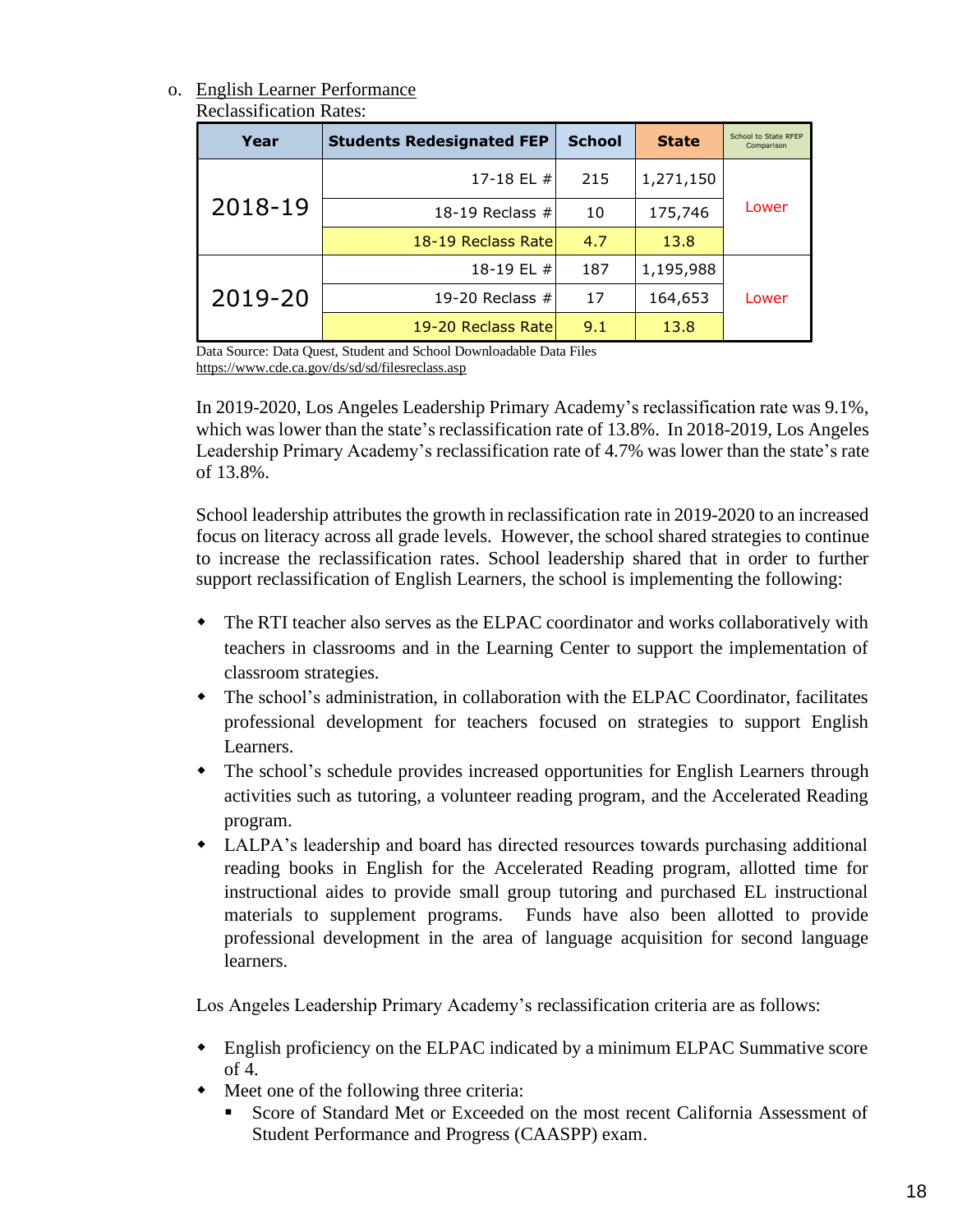o. <u>English Learner Performance</u>

Reclassification Rates:

| Year | Students Redesignated FEP | School | State | School to State RFEP Comparison |
|---|---|---|---|---|
| 2018-19 | 17-18 EL # | 215 | 1,271,150 | Lower |
| | 18-19 Reclass # | 10 | 175,746 | |
| | 18-19 Reclass Rate | 4.7 | 13.8 | |
| 2019-20 | 18-19 EL # | 187 | 1,195,988 | Lower |
| | 19-20 Reclass # | 17 | 164,653 | |
| | 19-20 Reclass Rate | 9.1 | 13.8 | |

Data Source: Data Quest, Student and School Downloadable Data Files
https://www.cde.ca.gov/ds/sd/sd/filesreclass.asp

In 2019-2020, Los Angeles Leadership Primary Academy's reclassification rate was 9.1%, which was lower than the state's reclassification rate of 13.8%. In 2018-2019, Los Angeles Leadership Primary Academy's reclassification rate of 4.7% was lower than the state's rate of 13.8%.

School leadership attributes the growth in reclassification rate in 2019-2020 to an increased focus on literacy across all grade levels. However, the school shared strategies to continue to increase the reclassification rates. School leadership shared that in order to further support reclassification of English Learners, the school is implementing the following:

- The RTI teacher also serves as the ELPAC coordinator and works collaboratively with teachers in classrooms and in the Learning Center to support the implementation of classroom strategies.
- The school's administration, in collaboration with the ELPAC Coordinator, facilitates professional development for teachers focused on strategies to support English Learners.
- The school's schedule provides increased opportunities for English Learners through activities such as tutoring, a volunteer reading program, and the Accelerated Reading program.
- LALPA's leadership and board has directed resources towards purchasing additional reading books in English for the Accelerated Reading program, allotted time for instructional aides to provide small group tutoring and purchased EL instructional materials to supplement programs. Funds have also been allotted to provide professional development in the area of language acquisition for second language learners.

Los Angeles Leadership Primary Academy's reclassification criteria are as follows:

- English proficiency on the ELPAC indicated by a minimum ELPAC Summative score of 4.
- Meet one of the following three criteria:
  - Score of Standard Met or Exceeded on the most recent California Assessment of Student Performance and Progress (CAASPP) exam.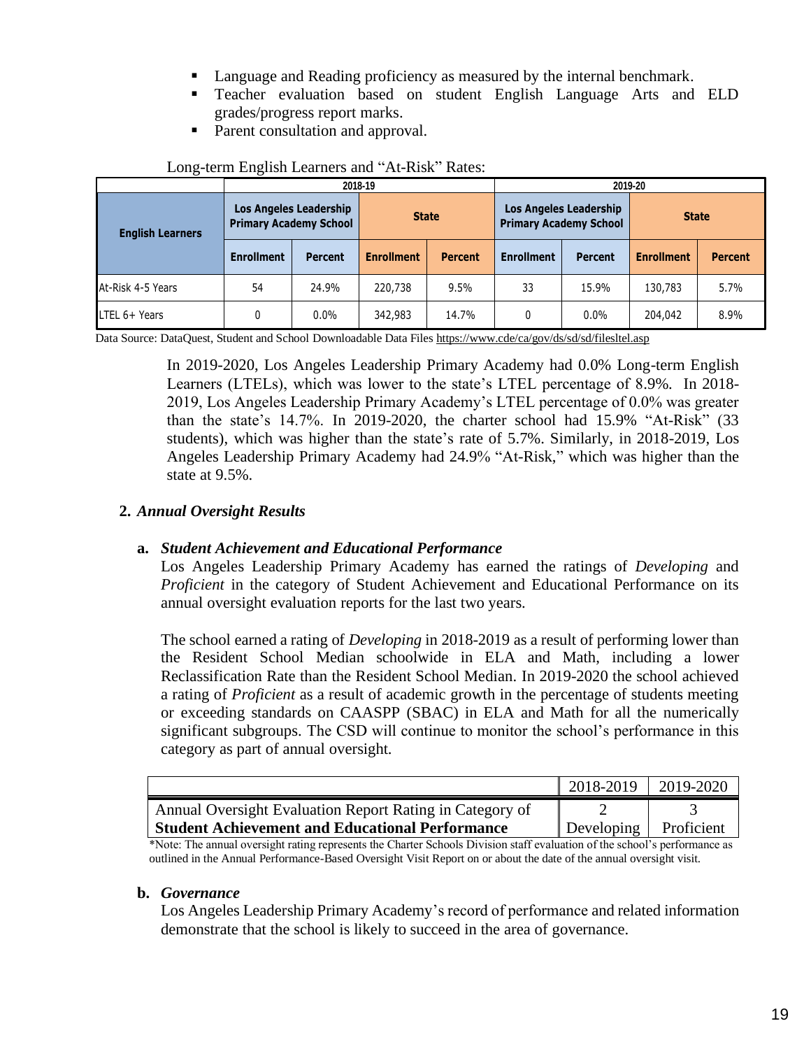- Language and Reading proficiency as measured by the internal benchmark.
- Teacher evaluation based on student English Language Arts and ELD grades/progress report marks.
- Parent consultation and approval.

Long-term English Learners and "At-Risk" Rates:

| English Learners | 2018-19 | | | | 2019-20 | | | |
|---|---|---|---|---|---|---|---|---|
| | Los Angeles Leadership Primary Academy School | | State | | Los Angeles Leadership Primary Academy School | | State | |
| | Enrollment | Percent | Enrollment | Percent | Enrollment | Percent | Enrollment | Percent |
| At-Risk 4-5 Years | 54 | 24.9% | 220,738 | 9.5% | 33 | 15.9% | 130,783 | 5.7% |
| LTEL 6+ Years | 0 | 0.0% | 342,983 | 14.7% | 0 | 0.0% | 204,042 | 8.9% |

Data Source: DataQuest, Student and School Downloadable Data Files https://www.cde/ca/gov/ds/sd/sd/filesltel.asp

In 2019-2020, Los Angeles Leadership Primary Academy had 0.0% Long-term English Learners (LTELs), which was lower to the state's LTEL percentage of 8.9%. In 2018-2019, Los Angeles Leadership Primary Academy's LTEL percentage of 0.0% was greater than the state's 14.7%. In 2019-2020, the charter school had 15.9% "At-Risk" (33 students), which was higher than the state's rate of 5.7%. Similarly, in 2018-2019, Los Angeles Leadership Primary Academy had 24.9% "At-Risk," which was higher than the state at 9.5%.

## 2. *Annual Oversight Results*

### a. *Student Achievement and Educational Performance*

Los Angeles Leadership Primary Academy has earned the ratings of *Developing* and *Proficient* in the category of Student Achievement and Educational Performance on its annual oversight evaluation reports for the last two years.

The school earned a rating of *Developing* in 2018-2019 as a result of performing lower than the Resident School Median schoolwide in ELA and Math, including a lower Reclassification Rate than the Resident School Median. In 2019-2020 the school achieved a rating of *Proficient* as a result of academic growth in the percentage of students meeting or exceeding standards on CAASPP (SBAC) in ELA and Math for all the numerically significant subgroups. The CSD will continue to monitor the school's performance in this category as part of annual oversight.

| | 2018-2019 | 2019-2020 |
|---|---|---|
| Annual Oversight Evaluation Report Rating in Category of **Student Achievement and Educational Performance** | 2 Developing | 3 Proficient |

*Note: The annual oversight rating represents the Charter Schools Division staff evaluation of the school's performance as outlined in the Annual Performance-Based Oversight Visit Report on or about the date of the annual oversight visit.

### b. *Governance*

Los Angeles Leadership Primary Academy's record of performance and related information demonstrate that the school is likely to succeed in the area of governance.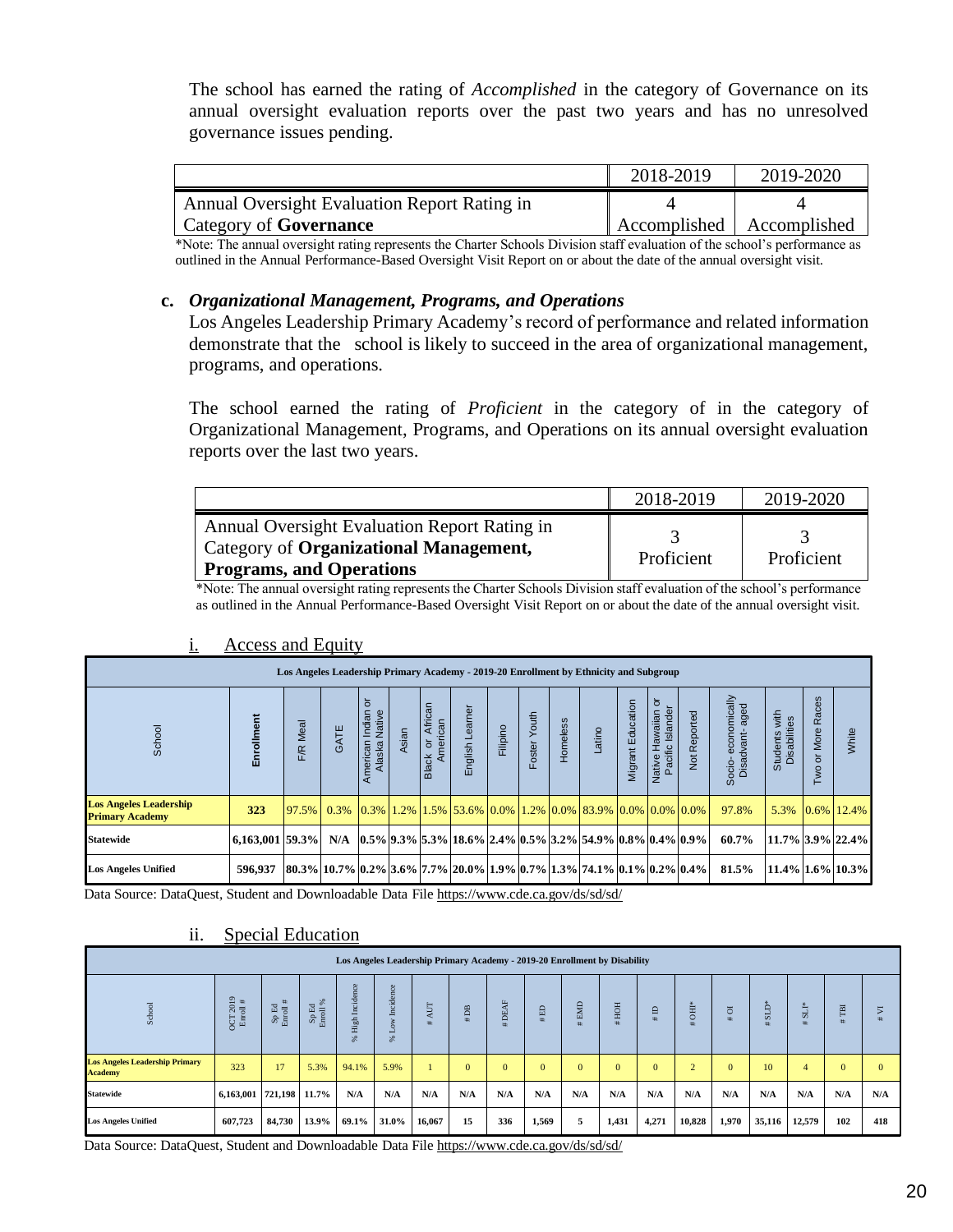The school has earned the rating of *Accomplished* in the category of Governance on its annual oversight evaluation reports over the past two years and has no unresolved governance issues pending.

| | 2018-2019 | 2019-2020 |
|---|---|---|
| Annual Oversight Evaluation Report Rating in Category of **Governance** | 4 Accomplished | 4 Accomplished |

*Note: The annual oversight rating represents the Charter Schools Division staff evaluation of the school's performance as outlined in the Annual Performance-Based Oversight Visit Report on or about the date of the annual oversight visit.

**c.** ***Organizational Management, Programs, and Operations***

Los Angeles Leadership Primary Academy's record of performance and related information demonstrate that the school is likely to succeed in the area of organizational management, programs, and operations.

The school earned the rating of *Proficient* in the category of in the category of Organizational Management, Programs, and Operations on its annual oversight evaluation reports over the last two years.

| | 2018-2019 | 2019-2020 |
|---|---|---|
| Annual Oversight Evaluation Report Rating in Category of **Organizational Management, Programs, and Operations** | 3 Proficient | 3 Proficient |

*Note: The annual oversight rating represents the Charter Schools Division staff evaluation of the school's performance as outlined in the Annual Performance-Based Oversight Visit Report on or about the date of the annual oversight visit.

i. Access and Equity

| Los Angeles Leadership Primary Academy - 2019-20 Enrollment by Ethnicity and Subgroup | | | | | | | | | | | | | | | | | | |
|---|---|---|---|---|---|---|---|---|---|---|---|---|---|---|---|---|---|---|
| School | Enrollment | F/R Meal | GATE | American Indian or Alaska Native | Asian | Black or African American | English Learner | Filipino | Foster Youth | Homeless | Latino | Migrant Education | Native Hawaiian or Pacific Islander | Not Reported | Socio-economically Disadvant-aged | Students with Disabilities | Two or More Races | White |
| **Los Angeles Leadership Primary Academy** | **323** | 97.5% | 0.3% | 0.3% | 1.2% | 1.5% | 53.6% | 0.0% | 1.2% | 0.0% | 83.9% | 0.0% | 0.0% | 0.0% | 97.8% | 5.3% | 0.6% | 12.4% |
| **Statewide** | **6,163,001** | **59.3%** | **N/A** | **0.5%** | **9.3%** | **5.3%** | **18.6%** | **2.4%** | **0.5%** | **3.2%** | **54.9%** | **0.8%** | **0.4%** | **0.9%** | **60.7%** | **11.7%** | **3.9%** | **22.4%** |
| **Los Angeles Unified** | **596,937** | **80.3%** | **10.7%** | **0.2%** | **3.6%** | **7.7%** | **20.0%** | **1.9%** | **0.7%** | **1.3%** | **74.1%** | **0.1%** | **0.2%** | **0.4%** | **81.5%** | **11.4%** | **1.6%** | **10.3%** |

Data Source: DataQuest, Student and Downloadable Data File https://www.cde.ca.gov/ds/sd/sd/

ii. Special Education

| Los Angeles Leadership Primary Academy - 2019-20 Enrollment by Disability | | | | | | | | | | | | | | | | | | |
|---|---|---|---|---|---|---|---|---|---|---|---|---|---|---|---|---|---|---|
| School | OCT 2019 Enroll # | Sp Ed Enroll # | Sp Ed Enroll % | % High Incidence | % Low Incidence | # AUT | # DB | # DEAF | # ED | # EMD | # HOH | # ID | # OHI* | # OI | # SLD* | # SLI* | # TBI | # VI |
| **Los Angeles Leadership Primary Academy** | 323 | 17 | 5.3% | 94.1% | 5.9% | 1 | 0 | 0 | 0 | 0 | 0 | 0 | 2 | 0 | 10 | 4 | 0 | 0 |
| **Statewide** | **6,163,001** | **721,198** | **11.7%** | **N/A** | **N/A** | **N/A** | **N/A** | **N/A** | **N/A** | **N/A** | **N/A** | **N/A** | **N/A** | **N/A** | **N/A** | **N/A** | **N/A** | **N/A** |
| **Los Angeles Unified** | **607,723** | **84,730** | **13.9%** | **69.1%** | **31.0%** | **16,067** | **15** | **336** | **1,569** | **5** | **1,431** | **4,271** | **10,828** | **1,970** | **35,116** | **12,579** | **102** | **418** |

Data Source: DataQuest, Student and Downloadable Data File https://www.cde.ca.gov/ds/sd/sd/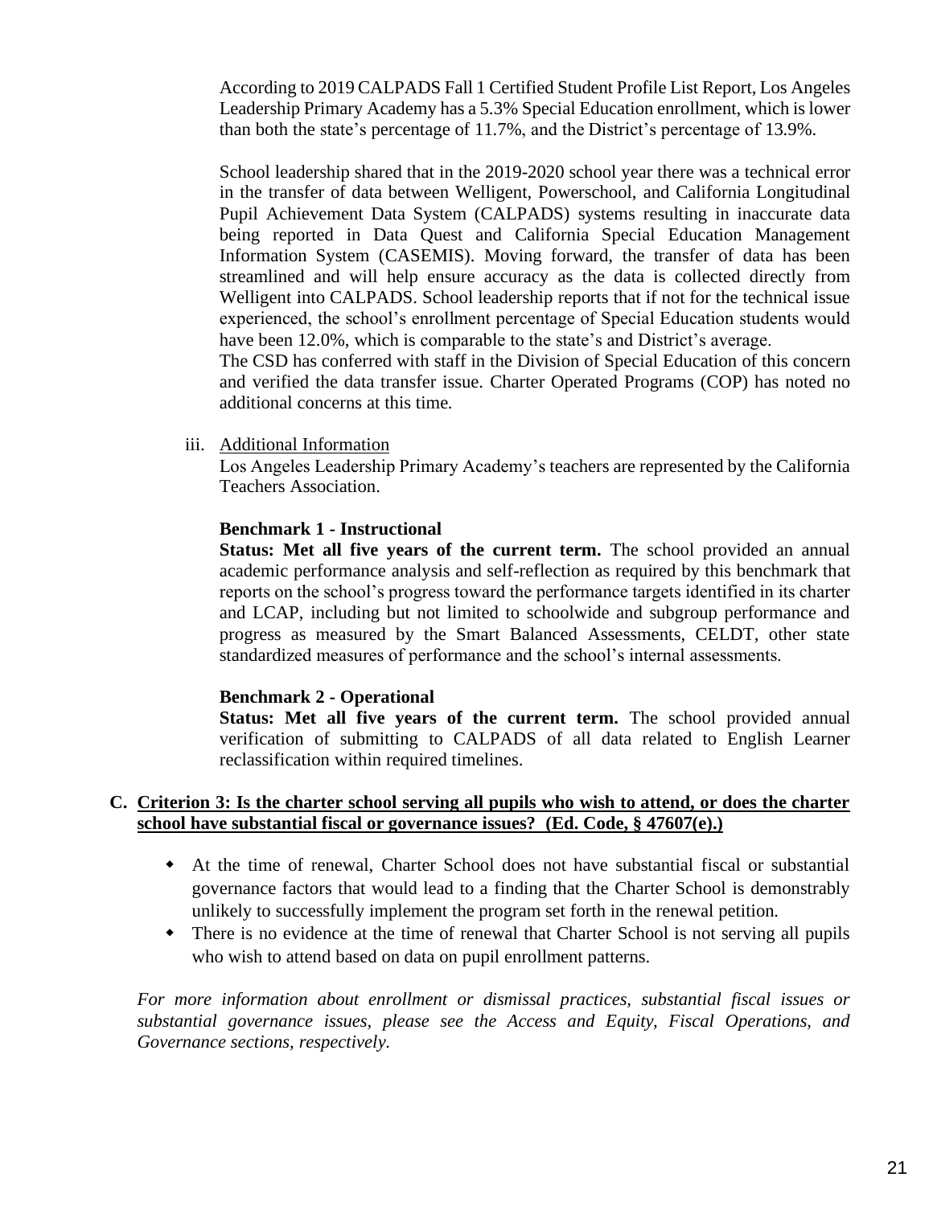According to 2019 CALPADS Fall 1 Certified Student Profile List Report, Los Angeles Leadership Primary Academy has a 5.3% Special Education enrollment, which is lower than both the state's percentage of 11.7%, and the District's percentage of 13.9%.

School leadership shared that in the 2019-2020 school year there was a technical error in the transfer of data between Welligent, Powerschool, and California Longitudinal Pupil Achievement Data System (CALPADS) systems resulting in inaccurate data being reported in Data Quest and California Special Education Management Information System (CASEMIS). Moving forward, the transfer of data has been streamlined and will help ensure accuracy as the data is collected directly from Welligent into CALPADS. School leadership reports that if not for the technical issue experienced, the school's enrollment percentage of Special Education students would have been 12.0%, which is comparable to the state's and District's average.
The CSD has conferred with staff in the Division of Special Education of this concern and verified the data transfer issue. Charter Operated Programs (COP) has noted no additional concerns at this time.

iii. Additional Information

Los Angeles Leadership Primary Academy's teachers are represented by the California Teachers Association.

**Benchmark 1 - Instructional**

**Status: Met all five years of the current term.** The school provided an annual academic performance analysis and self-reflection as required by this benchmark that reports on the school's progress toward the performance targets identified in its charter and LCAP, including but not limited to schoolwide and subgroup performance and progress as measured by the Smart Balanced Assessments, CELDT, other state standardized measures of performance and the school's internal assessments.

**Benchmark 2 - Operational**

**Status: Met all five years of the current term.** The school provided annual verification of submitting to CALPADS of all data related to English Learner reclassification within required timelines.

### C. Criterion 3: Is the charter school serving all pupils who wish to attend, or does the charter school have substantial fiscal or governance issues? (Ed. Code, § 47607(e).)

- At the time of renewal, Charter School does not have substantial fiscal or substantial governance factors that would lead to a finding that the Charter School is demonstrably unlikely to successfully implement the program set forth in the renewal petition.
- There is no evidence at the time of renewal that Charter School is not serving all pupils who wish to attend based on data on pupil enrollment patterns.

*For more information about enrollment or dismissal practices, substantial fiscal issues or substantial governance issues, please see the Access and Equity, Fiscal Operations, and Governance sections, respectively.*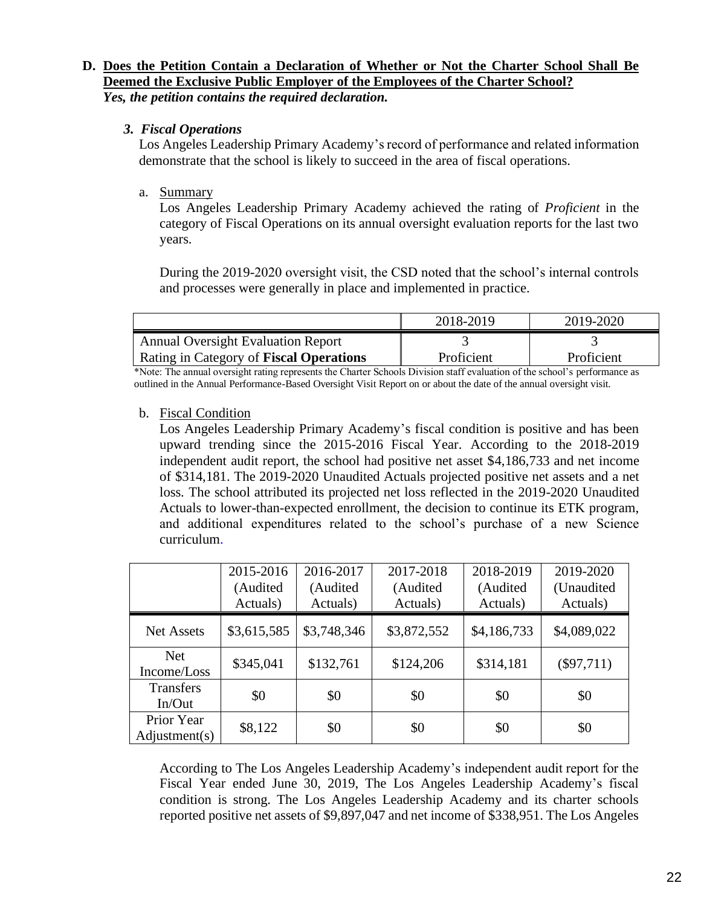**D. Does the Petition Contain a Declaration of Whether or Not the Charter School Shall Be Deemed the Exclusive Public Employer of the Employees of the Charter School?**
***Yes, the petition contains the required declaration.***

### *3. Fiscal Operations*

Los Angeles Leadership Primary Academy's record of performance and related information demonstrate that the school is likely to succeed in the area of fiscal operations.

a. Summary

Los Angeles Leadership Primary Academy achieved the rating of *Proficient* in the category of Fiscal Operations on its annual oversight evaluation reports for the last two years.

During the 2019-2020 oversight visit, the CSD noted that the school's internal controls and processes were generally in place and implemented in practice.

| | 2018-2019 | 2019-2020 |
|---|---|---|
| Annual Oversight Evaluation Report<br>Rating in Category of **Fiscal Operations** | 3<br>Proficient | 3<br>Proficient |

*Note: The annual oversight rating represents the Charter Schools Division staff evaluation of the school's performance as outlined in the Annual Performance-Based Oversight Visit Report on or about the date of the annual oversight visit.

b. Fiscal Condition

Los Angeles Leadership Primary Academy's fiscal condition is positive and has been upward trending since the 2015-2016 Fiscal Year. According to the 2018-2019 independent audit report, the school had positive net asset $4,186,733 and net income of $314,181. The 2019-2020 Unaudited Actuals projected positive net assets and a net loss. The school attributed its projected net loss reflected in the 2019-2020 Unaudited Actuals to lower-than-expected enrollment, the decision to continue its ETK program, and additional expenditures related to the school's purchase of a new Science curriculum.

| | 2015-2016 (Audited Actuals) | 2016-2017 (Audited Actuals) | 2017-2018 (Audited Actuals) | 2018-2019 (Audited Actuals) | 2019-2020 (Unaudited Actuals) |
|---|---|---|---|---|---|
| Net Assets | $3,615,585 | $3,748,346 | $3,872,552 | $4,186,733 | $4,089,022 |
| Net Income/Loss | $345,041 | $132,761 | $124,206 | $314,181 | ($97,711) |
| Transfers In/Out | $0 | $0 | $0 | $0 | $0 |
| Prior Year Adjustment(s) | $8,122 | $0 | $0 | $0 | $0 |

According to The Los Angeles Leadership Academy's independent audit report for the Fiscal Year ended June 30, 2019, The Los Angeles Leadership Academy's fiscal condition is strong. The Los Angeles Leadership Academy and its charter schools reported positive net assets of $9,897,047 and net income of $338,951. The Los Angeles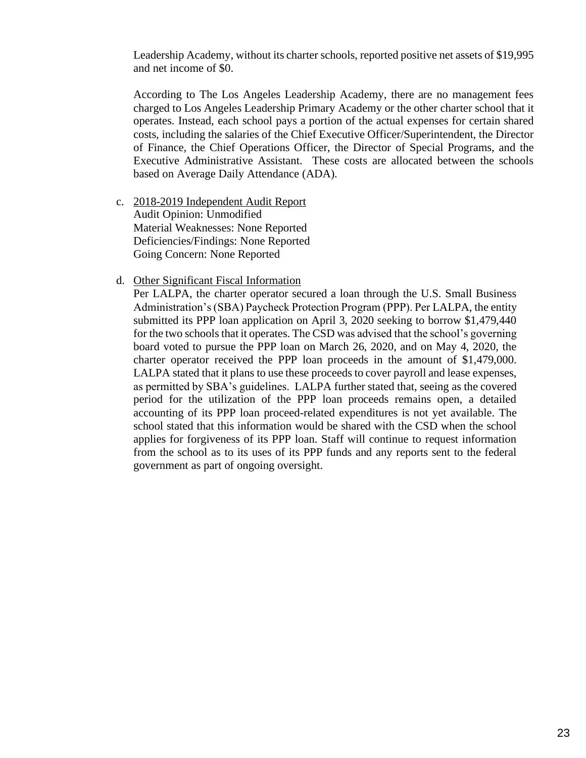Leadership Academy, without its charter schools, reported positive net assets of $19,995 and net income of $0.

According to The Los Angeles Leadership Academy, there are no management fees charged to Los Angeles Leadership Primary Academy or the other charter school that it operates. Instead, each school pays a portion of the actual expenses for certain shared costs, including the salaries of the Chief Executive Officer/Superintendent, the Director of Finance, the Chief Operations Officer, the Director of Special Programs, and the Executive Administrative Assistant. These costs are allocated between the schools based on Average Daily Attendance (ADA).

c. 2018-2019 Independent Audit Report
   Audit Opinion: Unmodified
   Material Weaknesses: None Reported
   Deficiencies/Findings: None Reported
   Going Concern: None Reported

d. Other Significant Fiscal Information
   Per LALPA, the charter operator secured a loan through the U.S. Small Business Administration's (SBA) Paycheck Protection Program (PPP). Per LALPA, the entity submitted its PPP loan application on April 3, 2020 seeking to borrow $1,479,440 for the two schools that it operates. The CSD was advised that the school's governing board voted to pursue the PPP loan on March 26, 2020, and on May 4, 2020, the charter operator received the PPP loan proceeds in the amount of $1,479,000. LALPA stated that it plans to use these proceeds to cover payroll and lease expenses, as permitted by SBA's guidelines. LALPA further stated that, seeing as the covered period for the utilization of the PPP loan proceeds remains open, a detailed accounting of its PPP loan proceed-related expenditures is not yet available. The school stated that this information would be shared with the CSD when the school applies for forgiveness of its PPP loan. Staff will continue to request information from the school as to its uses of its PPP funds and any reports sent to the federal government as part of ongoing oversight.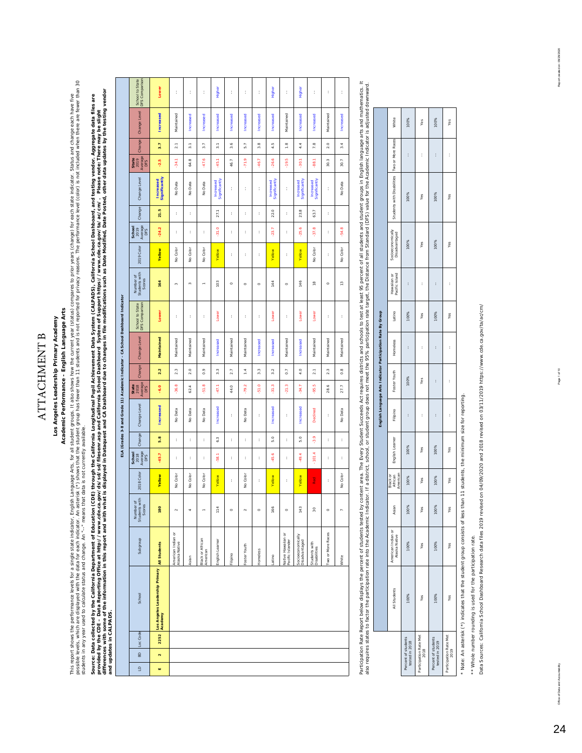# ATTACHMENT B

## Los Angeles Leadership Primary Academy
## Academic Performance - English Language Arts

This report shows the performance levels for a single state indicator, English Language Arts, for all student groups. It also shows how the current year (status) compares to prior years (change) for each state indicator. Status and change each have five possible levels, which are displayed with the data for each indicator. An asterisk (*) shows that the student group has fewer than 11 students and is not reported for privacy reasons. The performance level (color) is not included when there are fewer than 30 students in any year used to calculate status and change. An "--" means that data is not currently available.

**Source: Data collected by the California Department of Education (CDE) through the California Longitudinal Pupil Achievement Data System (CALPADS), California School Dashboard, and testing vendor. Aggregate data files are provided by the CDE - Data Reporting Office at http://www.cde.ca.gov/ds/sd/sd/filesenr.asp and California School Dashboard System of Support https://www.cde.ca.gov/ta/ac/cm/. Please note: There may be slight differences with some of the information in this report and with what is displayed in Dataquest and CA Dashboard due to changes in file modifications such as Date Modified, Date Posted, other data updates by the testing vendor and updates in CALPADS.**

**ELA (Grades 3-8 and Grade 11) Academic Indicator - CA School Dashboard Indicator**

| LD | BD | Loc Code | School | Subgroup | Number of Students with Scores | 2018 Color | School 2018 Average DFS | Change | Change Level | State 2018 Average DFS | Change | Change Level | School to State DFS Comparison | Number of Students with Scores | 2019 Color | School 2019 Average DFS | Change | Change Level | State 2019 Average DFS | Change | Change Level | School to State DFS Comparison |
|---|---|---|---|---|---|---|---|---|---|---|---|---|---|---|---|---|---|---|---|---|---|---|
| **E** | **2** | **2252** | **Los Angeles Leadership Primary Academy** | **All Students** | **180** | **Yellow** | **-45.7** | **5.8** | **Increased** | **-6.0** | **2.2** | **Maintained** | **Lower** | **164** | **Yellow** | **-24.2** | **21.5** | **Increased Significantly** | **-2.5** | **3.7** | **Increased** | **Lower** |
| | | | | American Indian or Alaska Native | 2 | No Color | -- | -- | No Data | -36.8 | 2.3 | Maintained | -- | 3 | No Color | -- | -- | No Data | -34.1 | 2.1 | Maintained | -- |
| | | | | Asian | 4 | No Color | -- | -- | No Data | 62.4 | 2.0 | Maintained | -- | 3 | No Color | -- | -- | No Data | 64.8 | 3.1 | Increased | -- |
| | | | | Black or African American | 1 | No Color | -- | -- | No Data | -51.8 | 0.9 | Maintained | -- | 1 | No Color | -- | | No Data | -47.6 | 3.7 | Increased | -- |
| | | | | English Learner | 114 | Yellow | -58.1 | 6.3 | Increased | -47.1 | 3.3 | Increased | Lower | 103 | Yellow | -31.0 | 27.1 | Increased Significantly | -45.1 | 3.1 | Increased | Higher |
| | | | | Filipino | 0 | -- | -- | -- | -- | 44.0 | 2.7 | Maintained | -- | 0 | -- | -- | -- | -- | 46.7 | 3.6 | Increased | -- |
| | | | | Foster Youth | 2 | No Color | -- | -- | No Data | -79.2 | 1.4 | Maintained | -- | 0 | -- | -- | -- | -- | -71.9 | 5.7 | Increased | -- |
| | | | | Homeless | 0 | -- | -- | -- | -- | -51.0 | 3.3 | Increased | -- | 0 | -- | -- | -- | -- | -46.7 | 3.8 | Increased | -- |
| | | | | Latino | 166 | Yellow | -45.6 | 5.0 | Increased | -31.3 | 3.2 | Increased | Lower | 144 | Yellow | -23.7 | 22.0 | Increased Significantly | -26.6 | 4.5 | Increased | Higher |
| | | | | Native Hawaiian or Pacific Islander | 0 | -- | -- | -- | -- | -21.3 | 0.7 | Maintained | -- | 0 | -- | -- | -- | -- | -19.5 | 1.8 | Maintained | -- |
| | | | | Socioeconomically Disadvantaged | 143 | Yellow | -49.4 | 5.0 | Increased | -34.7 | 4.0 | Increased | Lower | 146 | Yellow | -25.6 | 23.8 | Increased Significantly | -30.1 | 4.4 | Increased | Higher |
| | | | | Students with Disabilities | 30 | Red | -101.4 | -3.9 | Declined | -95.5 | 2.1 | Maintained | Lower | 18 | No Color | -37.8 | 63.7 | Increased Significantly | -88.1 | 7.8 | Increased | -- |
| | | | | Two or More Races | 0 | -- | -- | -- | -- | 28.6 | 2.3 | Maintained | -- | 0 | -- | -- | -- | -- | 30.3 | 2.0 | Maintained | -- |
| | | | | White | 7 | No Color | -- | -- | No Data | 27.7 | 0.8 | Maintained | -- | 13 | No Color | -54.8 | -- | No Data | 30.7 | 3.4 | Increased | -- |

Participation Rate Report below displays the percent of students tested by content area. The Every Student Succeeds Act requires districts and schools to test at least 95 percent of all students and student groups in English language arts and mathematics. It also requires states to factor the participation rate into the Academic Indicator. If a district, school, or student group does not meet the 95% participation rate target, the Distance from Standard (DFS) value for the Academic Indicator is adjusted downward.

**English Language Arts Indicator Participation Rate By Group**

| | All Students | American Indian or Alaska Native | Asian | Black or African American | English Learner | Filipino | Foster Youth | Homeless | Latino | Hawaiian or Pacific Island | Socioeconomically Disadvantaged | Students with Disabilities | Two or More Races | White |
|---|---|---|---|---|---|---|---|---|---|---|---|---|---|---|
| Percent of students tested in 2018 | 100% | 100% | 100% | 100% | 100% | -- | 100% | -- | 100% | -- | 100% | 100% | -- | 100% |
| Participation Rate Met 2018 | Yes | Yes | Yes | Yes | Yes | -- | Yes | -- | Yes | -- | Yes | Yes | -- | Yes |
| Percent of students tested in 2019 | 100% | 100% | 100% | 100% | 100% | -- | -- | -- | 100% | -- | 100% | 100% | -- | 100% |
| Participation Rate Met 2019 | Yes | Yes | Yes | Yes | Yes | -- | -- | -- | Yes | -- | Yes | Yes | -- | Yes |

* Note: An asterisk (*) indicates that the student group consists of less than 11 students, the minimum size for reporting.

** Whole number rounding is used for the participation rate.

Data Sources: California School Dashboard Research data files 2019 revised on 04/09/2020 and 2018 revised on 03/11/2019 https://www.cde.ca.gov/ta/ac/cm/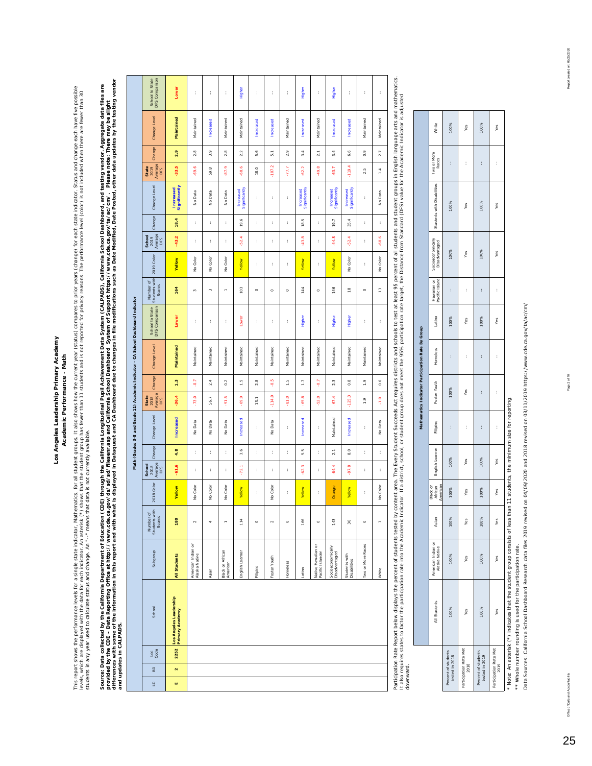# Los Angeles Leadership Primary Academy

## Academic Performance - Math

This report shows the performance levels for a single state indicator, Mathematics, for all student groups. It also shows how the current year (status) compares to prior years (change) for each state indicator. Status and change each have five possible levels, which are displayed with the data for each indicator. An asterisk (*) shows that the student group has fewer than 11 students and is not reported for privacy reasons. The performance level (color) is not included when there are fewer than 30 students in any year used to calculate status and change. An "--" means that data is not currently available.

**Source: Data collected by the California Department of Education (CDE) through the California Longitudinal Pupil Achievement Data System (CALPADS), California School Dashboard, and testing vendor. Aggregate data files are provided by the CDE - Data Reporting Office at http://www.cde.ca.gov/ds/sd/sd/filesenr.asp and California School Dashboard System of Support https://www.cde.ca.gov/ta/ac/cm/. Please note: There may be slight differences with some of the information in this report and with what is displayed in Dataquest and CA Dashboard due to changes in file modifications such as Date Modified, Date Posted, other data updates by the testing vendor and updates in CALPADS.**

| LD | BD | Loc Code | School | Subgroup | Number of Students with Scores (2018) | 2018 Color | School 2018 Average DFS | Change | Change Level | State 2018 Average DFS | Change | Change Level | School to State DFS Comparison | Number of Students with Scores (2019) | 2019 Color | School 2019 Average DFS | Change | Change Level | State 2019 Average DFS | Change | Change Level | School to State DFS Comparison |
|---|---|---|---|---|---|---|---|---|---|---|---|---|---|---|---|---|---|---|---|---|---|---|
| | | | | | Math (Grades 3-8 and Grade 11) Academic Indicator - CA School Dashboard Indicator | | | | | | | | | | | | | | | | | |
| **E** | **2** | **2252** | **Los Angeles Leadership Primary Academy** | **All Students** | **180** | **Yellow** | **-61.6** | **4.8** | **Increased** | **-36.4** | **1.3** | **Maintained** | **Lower** | **164** | **Yellow** | **-43.2** | **18.4** | **Increased Significantly** | **-33.5** | **2.9** | **Maintained** | **Lower** |
| | | | | American Indian or Alaska Native | 2 | No Color | -- | -- | No Data | -73.0 | -0.7 | Maintained | -- | 3 | No Color | -- | -- | No Data | -69.6 | 2.8 | Maintained | -- |
| | | | | Asian | 4 | No Color | -- | -- | No Data | 56.7 | 2.4 | Maintained | -- | 3 | No Color | -- | -- | No Data | 59.8 | 3.9 | Increased | -- |
| | | | | Black or African American | 1 | No Color | -- | -- | No Data | -91.5 | 0.2 | Maintained | -- | 1 | No Color | -- | -- | No Data | -87.9 | 2.8 | Maintained | -- |
| | | | | English Learner | 114 | Yellow | -72.1 | 3.6 | Increased | -69.9 | 1.5 | Maintained | Lower | 103 | Yellow | -52.4 | 19.6 | Increased Significantly | -68.6 | 2.2 | Maintained | Higher |
| | | | | Filipino | 0 | -- | -- | -- | -- | 13.1 | 2.8 | Maintained | -- | 0 | -- | -- | -- | -- | 18.0 | 5.6 | Increased | -- |
| | | | | Foster Youth | 2 | No Color | -- | -- | No Data | -114.0 | -0.5 | Maintained | -- | 0 | -- | -- | -- | -- | -107.2 | 5.1 | Increased | -- |
| | | | | Homeless | 0 | -- | -- | -- | -- | -81.0 | 1.5 | Maintained | -- | 0 | -- | -- | -- | -- | -77.7 | 2.9 | Maintained | -- |
| | | | | Latino | 166 | Yellow | -62.3 | 5.5 | Increased | -65.8 | 1.7 | Maintained | Higher | 144 | Yellow | -43.8 | 18.5 | Increased Significantly | -62.2 | 3.4 | Increased | Higher |
| | | | | Native Hawaiian or Pacific Islander | 0 | -- | -- | -- | -- | -52.0 | -0.7 | Maintained | -- | 0 | -- | -- | -- | -- | -49.8 | 2.1 | Maintained | -- |
| | | | | Socioeconomically Disadvantaged | 143 | Orange | -64.4 | 2.1 | Maintained | -67.4 | 2.3 | Maintained | Higher | 146 | Yellow | -44.8 | 19.7 | Increased Significantly | -63.7 | 3.4 | Increased | Higher |
| | | | | Students with Disabilities | 30 | Yellow | -87.8 | 8.0 | Increased | -125.3 | 0.8 | Maintained | Higher | 18 | No Color | -52.4 | 35.4 | Increased Significantly | -119.4 | 6.6 | Increased | -- |
| | | | | Two or More Races | 0 | -- | -- | -- | -- | 1.9 | 1.9 | Maintained | -- | 0 | -- | -- | -- | -- | 2.5 | 0.9 | Maintained | -- |
| | | | | White | 7 | No Color | -- | -- | No Data | -1.0 | 0.6 | Maintained | -- | 13 | No Color | -68.6 | -- | No Data | 1.4 | 2.7 | Maintained | -- |

Participation Rate Report below displays the percent of students tested by content area. The Every Student Succeeds Act requires districts and schools to test at least 95 percent of all students and student groups in English language arts and mathematics. It also requires states to factor the participation rate into the Academic Indicator. If a district, school, or student group does not meet the 95% participation rate target, the Distance from Standard (DFS) value for the Academic Indicator is adjusted downward.

| Mathematics Indicator Participation Rate By Group | All Students | American Indian or Alaska Native | Asian | Black or African American | English Learner | Filipino | Foster Youth | Homeless | Latino | Hawaiian or Pacific Island | Socioeconomically Disadvantaged | Students with Disabilities | Two or More Races | White |
|---|---|---|---|---|---|---|---|---|---|---|---|---|---|---|
| Percent of students tested in 2018 | 100% | 100% | 100% | 100% | 100% | -- | 100% | -- | 100% | -- | 100% | 100% | -- | 100% |
| Participation Rate Met 2018 | Yes | Yes | Yes | Yes | Yes | -- | Yes | -- | Yes | -- | Yes | Yes | -- | Yes |
| Percent of students tested in 2019 | 100% | 100% | 100% | 100% | 100% | -- | -- | -- | 100% | -- | 100% | 100% | -- | 100% |
| Participation Rate Met 2019 | Yes | Yes | Yes | Yes | Yes | -- | -- | -- | Yes | -- | Yes | Yes | -- | Yes |

* Note: An asterisk (*) indicates that the student group consists of less than 11 students, the minimum size for reporting.

** Whole number rounding is used for the participation rate.

Data Sources: California School Dashboard Research data files 2019 revised on 04/09/2020 and 2018 revised on 03/11/2019 https://www.cde.ca.gov/ta/ac/cm/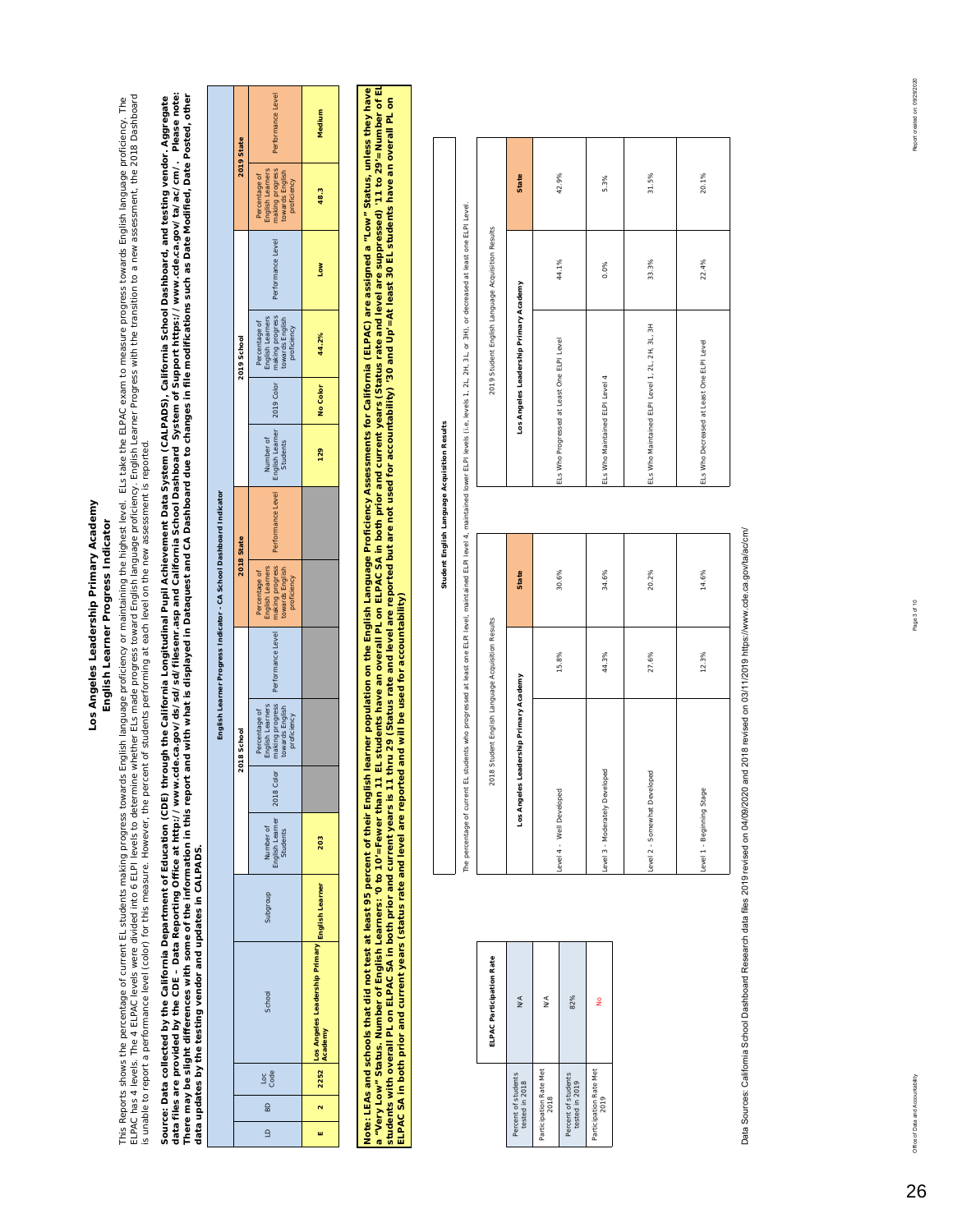# Los Angeles Leadership Primary Academy

## English Learner Progress Indicator

This Reports shows the percentage of current EL students making progress towards English language proficiency or maintaining the highest level. ELs take the ELPAC exam to measure progress towards English language proficiency. The ELPAC has 4 levels. The 4 ELPAC levels were divided into 6 ELPI levels to determine whether ELs made progress toward English language proficiency. English Learner Progress with the transition to a new assessment, the 2018 Dashboard is unable to report a performance level (color) for this measure. However, the percent of students performing at each level on the new assessment is reported.

**Source: Data collected by the California Department of Education (CDE) through the California Longitudinal Pupil Achievement Data System (CALPADS), California School Dashboard, and testing vendor. Aggregate data files are provided by the CDE - Data Reporting Office at http://www.cde.ca.gov/ds/sd/sd/filesenr.asp and California School Dashboard System of Support https://www.cde.ca.gov/ta/ac/cm/. Please note: There may be slight differences with some of the information in this report and with what is displayed in Dataquest and CA Dashboard due to changes in file modifications such as Date Modified, Date Posted, other data updates by the testing vendor and updates in CALPADS.**

English Learner Progress Indicator - CA School Dashboard Indicator

| LD | BD | Loc Code | School | Subgroup | 2018 School | | | 2018 State | | 2019 School | | | | 2019 State | |
|---|---|---|---|---|---|---|---|---|---|---|---|---|---|---|---|
| | | | | | Number of English Learner Students | 2018 Color | Percentage of English Learners making progress towards English proficiency | Percentage of English Learners making progress towards English proficiency | Performance Level | Number of English Learner Students | 2019 Color | Percentage of English Learners making progress towards English proficiency | Performance Level | Percentage of English Learners making progress towards English proficiency | Performance Level |
| E | 2 | 2252 | Los Angeles Leadership Primary Academy | English Learner | 203 | | | | | 129 | No Color | 44.2% | Low | 48.3 | Medium |

**Note: LEAs and schools that did not test at least 95 percent of their English learner population on the English Language Proficiency Assessments for California (ELPAC) are assigned a "Low" Status, unless they have a "Very Low" Status. Number of English Learners: '0 to 10'=Fewer than 11 EL students have an overall PL on ELPAC SA in both prior and current years (Status rate and level are suppressed) '11 to 29'=Number of EL students with overall PL on ELPAC SA in both prior and current years is 11 thru 29 (Status rate and level are reported but are not used for accountability) '30 and Up'=At least 30 EL students have an overall PL on ELPAC SA in both prior and current years (status rate and level are reported and will be used for accountability)**

| | ELPAC Participation Rate |
|---|---|
| Percent of students tested in 2018 | N/A |
| Participation Rate Met 2018 | N/A |
| Percent of students tested in 2019 | 82% |
| Participation Rate Met 2019 | No |

### Student English Language Acquisition Results

The percentage of current EL students who progressed at least one ELPI level, maintained ELPI level 4, maintained lower ELPI levels (i.e, levels 1, 2L, 2H, 3L, or 3H), or decreased at least one ELPI level.

2018 Student English Language Acquisition Results

| | Los Angeles Leadership Primary Academy | State |
|---|---|---|
| Level 4 - Well Developed | 15.8% | 30.6% |
| Level 3 - Moderately Developed | 44.3% | 34.6% |
| Level 2 - Somewhat Developed | 27.6% | 20.2% |
| Level 1 - Beginning Stage | 12.3% | 14.6% |

2019 Student English Language Acquisition Results

| | Los Angeles Leadership Primary Academy | State |
|---|---|---|
| ELs Who Progressed at Least One ELPI Level | 44.1% | 42.9% |
| ELs Who Maintained ELPI Level 4 | 0.0% | 5.3% |
| ELs Who Maintained ELPI Level 1, 2L, 2H, 3L, 3H | 33.3% | 31.5% |
| ELs Who Decreased at Least One ELPI Level | 22.4% | 20.1% |

Data Sources: California School Dashboard Research data files 2019 revised on 04/09/2020 and 2018 revised on 03/11/2019 https://www.cde.ca.gov/ta/ac/cm/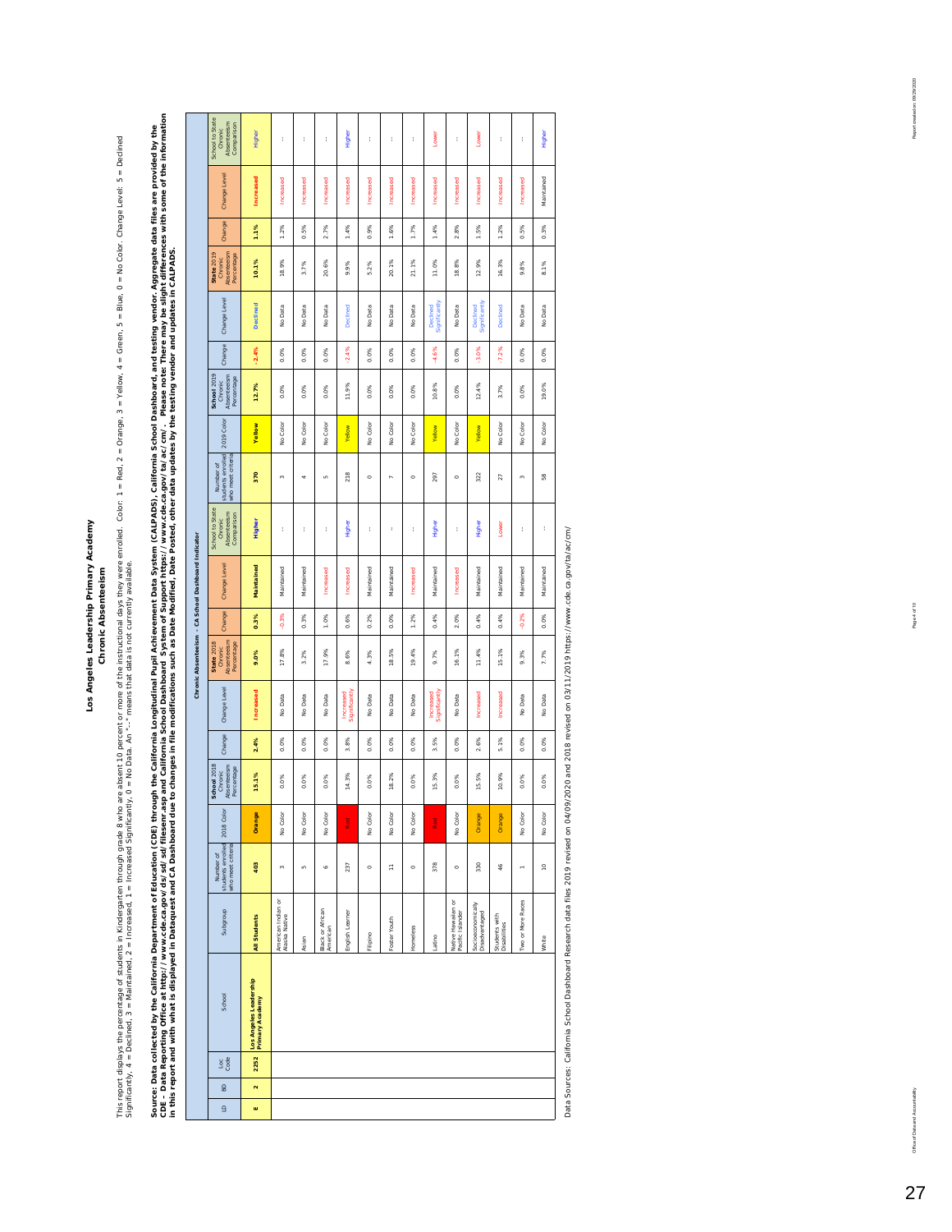# Los Angeles Leadership Primary Academy

## Chronic Absenteeism

This report displays the percentage of students in Kindergarten through grade 8 who are absent 10 percent or more of the instructional days they were enrolled. Color: 1 = Red, 2 = Orange, 3 = Yellow, 4 = Green, 5 = Blue, 0 = No Color. Change Level: 5 = Declined Significantly, 4 = Declined, 3 = Maintained, 2 = Increased, 1 = Increased Significantly, 0 = No Data. An "--" means that data is not currently available.

**Source: Data collected by the California Department of Education (CDE) through the California Longitudinal Pupil Achievement Data System (CALPADS), California School Dashboard, and testing vendor. Aggregate data files are provided by the CDE - Data Reporting Office at http://www.cde.ca.gov/ds/sd/sd/filesenr.asp and California School Dashboard System of Support https://www.cde.ca.gov/ta/ac/cm/. Please note: There may be slight differences with some of the information in this report and with what is displayed in Dataquest and CA Dashboard due to changes in file modifications such as Date Modified, Date Posted, other data updates by the testing vendor and updates in CALPADS.**

| LD | BD | Loc Code | School | Subgroup | Chronic Absenteeism - CA School Dashboard Indicator | | | | | | | | | | | | | | | | |
|---|---|---|---|---|---|---|---|---|---|---|---|---|---|---|---|---|---|---|---|---|---|
| | | | | | Number of students enrolled who meet criteria | 2018 Color | School 2018 Chronic Absenteeism Percentage | Change | Change Level | State 2018 Chronic Absenteeism Percentage | Change | Change Level | School to State Chronic Absenteeism Comparison | Number of students enrolled who meet criteria | 2019 Color | School 2019 Chronic Absenteeism Percentage | Change | Change Level | State 2019 Chronic Absenteeism Percentage | Change | Change Level | School to State Chronic Absenteeism Comparison |
| **E** | **2** | **2252** | **Los Angeles Leadership Primary Academy** | **All Students** | **403** | **Orange** | **15.1%** | **2.4%** | **Increased** | **9.0%** | **0.3%** | **Maintained** | **Higher** | **370** | **Yellow** | **12.7%** | **-2.4%** | **Declined** | **10.1%** | **1.1%** | **Increased** | **Higher** |
| | | | | American Indian or Alaska Native | 3 | No Color | 0.0% | 0.0% | No Data | 17.8% | -0.3% | Maintained | -- | 3 | No Color | 0.0% | 0.0% | No Data | 18.9% | 1.2% | Increased | -- |
| | | | | Asian | 5 | No Color | 0.0% | 0.0% | No Data | 3.2% | 0.3% | Maintained | -- | 4 | No Color | 0.0% | 0.0% | No Data | 3.7% | 0.5% | Increased | -- |
| | | | | Black or African American | 6 | No Color | 0.0% | 0.0% | No Data | 17.9% | 1.0% | Increased | -- | 5 | No Color | 0.0% | 0.0% | No Data | 20.6% | 2.7% | Increased | -- |
| | | | | English Learner | 237 | Red | 14.3% | 3.8% | Increased Significantly | 8.6% | 0.6% | Increased | Higher | 218 | Yellow | 11.9% | -2.4% | Declined | 9.9% | 1.4% | Increased | Higher |
| | | | | Filipino | 0 | No Color | 0.0% | 0.0% | No Data | 4.3% | 0.2% | Maintained | -- | 0 | No Color | 0.0% | 0.0% | No Data | 5.2% | 0.9% | Increased | -- |
| | | | | Foster Youth | 11 | No Color | 18.2% | 0.0% | No Data | 18.5% | 0.0% | Maintained | -- | 7 | No Color | 0.0% | 0.0% | No Data | 20.1% | 1.6% | Increased | -- |
| | | | | Homeless | 0 | No Color | 0.0% | 0.0% | No Data | 19.4% | 1.2% | Increased | -- | 0 | No Color | 0.0% | 0.0% | No Data | 21.1% | 1.7% | Increased | -- |
| | | | | Latino | 378 | Red | 15.3% | 3.5% | Increased Significantly | 9.7% | 0.4% | Maintained | Higher | 297 | Yellow | 10.8% | -4.5% | Declined Significantly | 11.0% | 1.4% | Increased | Lower |
| | | | | Native Hawaiian or Pacific Islander | 0 | No Color | 0.0% | 0.0% | No Data | 16.1% | 2.0% | Increased | -- | 0 | No Color | 0.0% | 0.0% | No Data | 18.8% | 2.8% | Increased | -- |
| | | | | Socioeconomically Disadvantaged | 330 | Orange | 15.5% | 2.6% | Increased | 11.4% | 0.4% | Maintained | Higher | 322 | Yellow | 12.4% | -3.0% | Declined Significantly | 12.9% | 1.5% | Increased | Lower |
| | | | | Students with Disabilities | 46 | Orange | 10.9% | 5.1% | Increased | 15.1% | 0.4% | Maintained | Lower | 27 | No Color | 3.7% | -7.2% | Declined | 16.3% | 1.2% | Increased | -- |
| | | | | Two or More Races | 1 | No Color | 0.0% | 0.0% | No Data | 9.3% | -0.2% | Maintained | -- | 3 | No Color | 0.0% | 0.0% | No Data | 9.8% | 0.5% | Increased | -- |
| | | | | White | 10 | No Color | 0.0% | 0.0% | No Data | 7.7% | 0.0% | Maintained | -- | 58 | No Color | 19.0% | 0.0% | No Data | 8.1% | 0.3% | Maintained | Higher |

Data Sources: California School Dashboard Research data files 2019 revised on 04/09/2020 and 2018 revised on 03/11/2019 https://www.cde.ca.gov/ta/ac/cm/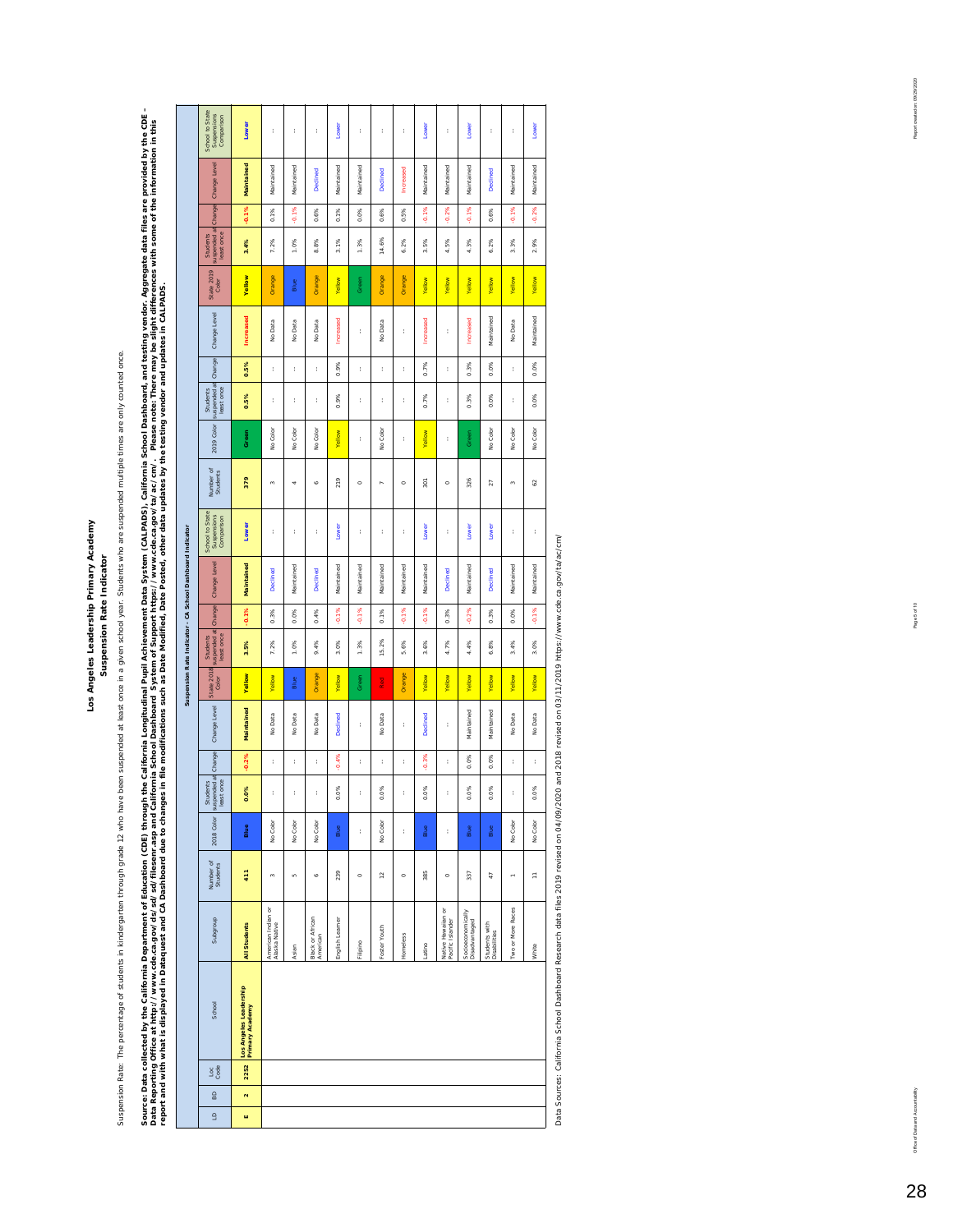# Los Angeles Leadership Primary Academy

## Suspension Rate Indicator

Suspension Rate: The percentage of students in kindergarten through grade 12 who have been suspended at least once in a given school year. Students who are suspended multiple times are only counted once.

**Source: Data collected by the California Department of Education (CDE) through the California Longitudinal Pupil Achievement Data System (CALPADS), California School Dashboard, and testing vendor. Aggregate data files are provided by the CDE - Data Reporting Office at http://www.cde.ca.gov/ds/sd/sd/filesenr.asp and California School Dashboard System of Support https://www.cde.ca.gov/ta/ac/cm/. Please note: There may be slight differences with some of the information in this report and with what is displayed in Dataquest and CA Dashboard due to changes in file modifications such as Date Modified, Date Posted, other data updates by the testing vendor and updates in CALPADS.**

**Suspension Rate Indicator - CA School Dashboard Indicator**

| LD | BD | Loc Code | School | Subgroup | Number of Students (2018) | 2018 Color | Students suspended at least once | Change | Change Level | State 2018 Color | Students suspended at least once | Change | Change Level | School to State Suspensions Comparison | Number of Students (2019) | 2019 Color | Students suspended at least once | Change | Change Level | State 2019 Color | Students suspended at least once | Change | Change Level | School to State Suspensions Comparison |
|---|---|---|---|---|---|---|---|---|---|---|---|---|---|---|---|---|---|---|---|---|---|---|---|---|
| **E** | **2** | **2252** | **Los Angeles Leadership Primary Academy** | **All Students** | **411** | **Blue** | **0.0%** | **-0.2%** | **Maintained** | **Yellow** | **3.5%** | **-0.1%** | **Maintained** | **Lower** | **379** | **Green** | **0.5%** | **0.5%** | **Increased** | **Yellow** | **3.4%** | **-0.1%** | **Maintained** | **Lower** |
| | | | | American Indian or Alaska Native | 3 | No Color | -- | -- | No Data | Yellow | 7.2% | 0.3% | Declined | -- | 3 | No Color | -- | -- | No Data | Orange | 7.2% | 0.1% | Maintained | -- |
| | | | | Asian | 5 | No Color | -- | -- | No Data | Blue | 1.0% | 0.0% | Maintained | -- | 4 | No Color | -- | -- | No Data | Blue | 1.0% | -0.1% | Maintained | -- |
| | | | | Black or African American | 6 | No Color | -- | -- | No Data | Orange | 9.4% | 0.4% | Declined | -- | 6 | No Color | -- | -- | No Data | Orange | 8.8% | 0.6% | Declined | -- |
| | | | | English Learner | 239 | Blue | 0.0% | -0.4% | Declined | Yellow | 3.0% | -0.1% | Maintained | Lower | 219 | Yellow | 0.9% | 0.9% | Increased | Yellow | 3.1% | 0.1% | Maintained | Lower |
| | | | | Filipino | 0 | -- | -- | -- | -- | Green | 1.3% | -0.1% | Maintained | -- | 0 | -- | -- | -- | -- | Green | 1.3% | 0.0% | Maintained | -- |
| | | | | Foster Youth | 12 | No Color | 0.0% | -- | No Data | Red | 15.2% | 0.1% | Maintained | -- | 7 | No Color | -- | -- | No Data | Orange | 14.6% | 0.6% | Declined | -- |
| | | | | Homeless | 0 | -- | -- | -- | -- | Orange | 5.6% | -0.1% | Maintained | -- | 0 | -- | -- | -- | -- | Orange | 6.2% | 0.5% | Increased | -- |
| | | | | Latino | 385 | Blue | 0.0% | -0.3% | Declined | Yellow | 3.6% | -0.1% | Maintained | Lower | 301 | Yellow | 0.7% | 0.7% | Increased | Yellow | 3.5% | -0.1% | Maintained | Lower |
| | | | | Native Hawaiian or Pacific Islander | 0 | -- | -- | -- | -- | Yellow | 4.7% | 0.3% | Declined | -- | 0 | -- | -- | -- | -- | Yellow | 4.5% | -0.2% | Maintained | -- |
| | | | | Socioeconomically Disadvantaged | 337 | Blue | 0.0% | 0.0% | Maintained | Yellow | 4.4% | -0.2% | Maintained | Lower | 326 | Green | 0.3% | 0.3% | Increased | Yellow | 4.3% | -0.1% | Maintained | Lower |
| | | | | Students with Disabilities | 47 | Blue | 0.0% | 0.0% | Maintained | Yellow | 6.8% | 0.3% | Declined | Lower | 27 | No Color | 0.0% | 0.0% | Maintained | Yellow | 6.2% | 0.6% | Declined | -- |
| | | | | Two or More Races | 1 | No Color | -- | -- | No Data | Yellow | 3.4% | 0.0% | Maintained | -- | 3 | No Color | -- | -- | No Data | Yellow | 3.3% | -0.1% | Maintained | -- |
| | | | | White | 11 | No Color | 0.0% | -- | No Data | Yellow | 3.0% | -0.1% | Maintained | -- | 62 | No Color | 0.0% | 0.0% | Maintained | Yellow | 2.9% | -0.2% | Maintained | Lower |

Data Sources: California School Dashboard Research data files 2019 revised on 04/09/2020 and 2018 revised on 03/11/2019 https://www.cde.ca.gov/ta/ac/cm/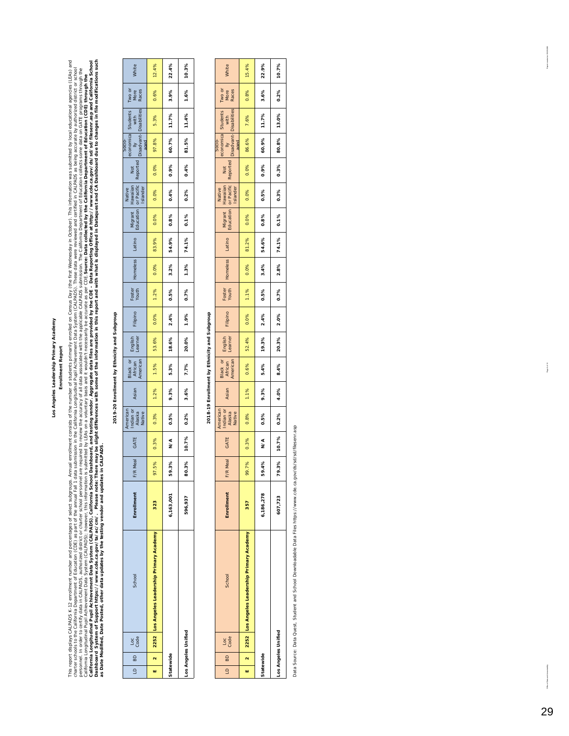# Los Angeles Leadership Primary Academy

## Enrollment Report

This report displays CALPADS K-12 enrollment number and percentages of select subgroups. Annual enrollment consists of the number of students primarily enrolled on Census Day (the first Wednesday in October). This information was submitted by local educational agencies (LEAs) and charter schools to the California Department of Education (CDE) as part of the annual Fall 1 data submission in the California Longitudinal Pupil Achievement Data System (CALPADS). These data were reviewed and certified in CALPADS as being accurate by authorized district or school personnel. In order to certify data in CALPADS, authorized district or charter school personnel are required to review the accuracy of all data associated with the applicable CALPADS submission. The California Department of Education collects some data on GATE programs through the California Longitudinal Pupil Achievement Data System (CALPADS); however, this information is submitted by LEAs on a voluntary basis and it wouldn't necessarily be accurate as per CDE. **Source: Data collected by the California Department of Education (CDE) through the California Longitudinal Pupil Achievement Data System (CALPADS), California School Dashboard, and testing vendor. Aggregate data files are provided by the CDE - Data Reporting Office at http://www.cde.ca.gov/ds/sd/sd/filesenr.asp and California School Dashboard System of Support https://www.cde.ca.gov/ta/ac/cm/. Please note: There may be slight differences with some of the information in this report and with what is displayed in Dataquest and CA Dashboard due to changes in file modifications such as Date Modified, Date Posted, other data updates by the testing vendor and updates in CALPADS.**

### 2019-20 Enrollment by Ethnicity and Subgroup

| LD | BD | Loc Code | School | Enrollment | F/R Meal | GATE | American Indian or Alaska Native | Asian | Black or African American | English Learner | Filipino | Foster Youth | Homeless | Latino | Migrant Education | Native Hawaiian or Pacific Islander | Not Reported | Socio-economically Disadvantaged | Students with Disabilities | Two or More Races | White |
|---|---|---|---|---|---|---|---|---|---|---|---|---|---|---|---|---|---|---|---|---|---|
| **E** | **2** | **2252** | **Los Angeles Leadership Primary Academy** | **323** | 97.5% | 0.3% | 0.3% | 1.2% | 1.5% | 53.6% | 0.0% | 1.2% | 0.0% | 83.9% | 0.0% | 0.0% | 0.0% | 97.8% | 5.3% | 0.6% | 12.4% |
| **Statewide** | | | | **6,163,001** | **59.3%** | **N/A** | **0.5%** | **9.3%** | **5.3%** | **18.6%** | **2.4%** | **0.5%** | **3.2%** | **54.9%** | **0.8%** | **0.4%** | **0.9%** | **60.7%** | **11.7%** | **3.9%** | **22.4%** |
| **Los Angeles Unified** | | | | **596,937** | **80.3%** | **10.7%** | **0.2%** | **3.6%** | **7.7%** | **20.0%** | **1.9%** | **0.7%** | **1.3%** | **74.1%** | **0.1%** | **0.2%** | **0.4%** | **81.5%** | **11.4%** | **1.6%** | **10.3%** |

### 2018-19 Enrollment by Ethnicity and Subgroup

| LD | BD | Loc Code | School | Enrollment | F/R Meal | GATE | American Indian or Alaska Native | Asian | Black or African American | English Learner | Filipino | Foster Youth | Homeless | Latino | Migrant Education | Native Hawaiian or Pacific Islander | Not Reported | Socio-economically Disadvantaged | Students with Disabilities | Two or More Races | White |
|---|---|---|---|---|---|---|---|---|---|---|---|---|---|---|---|---|---|---|---|---|---|
| **E** | **2** | **2252** | **Los Angeles Leadership Primary Academy** | **357** | 99.7% | 0.3% | 0.8% | 1.1% | 0.6% | 52.4% | 0.0% | 1.1% | 0.0% | 81.2% | 0.0% | 0.0% | 0.0% | 86.6% | 7.6% | 0.8% | 15.4% |
| **Statewide** | | | | **6,186,278** | **59.4%** | **N/A** | **0.5%** | **9.3%** | **5.4%** | **19.3%** | **2.4%** | **0.5%** | **3.4%** | **54.6%** | **0.8%** | **0.5%** | **0.9%** | **60.9%** | **11.7%** | **3.6%** | **22.9%** |
| **Los Angeles Unified** | | | | **607,723** | **79.3%** | **10.7%** | **0.2%** | **4.0%** | **8.4%** | **20.3%** | **2.0%** | **0.7%** | **2.8%** | **74.1%** | **0.1%** | **0.3%** | **0.3%** | **80.8%** | **13.0%** | **0.2%** | **10.7%** |

Data Source: Data Quest, Student and School Downloadable Data Files https://www.cde.ca.gov/ds/sd/sd/filesenr.asp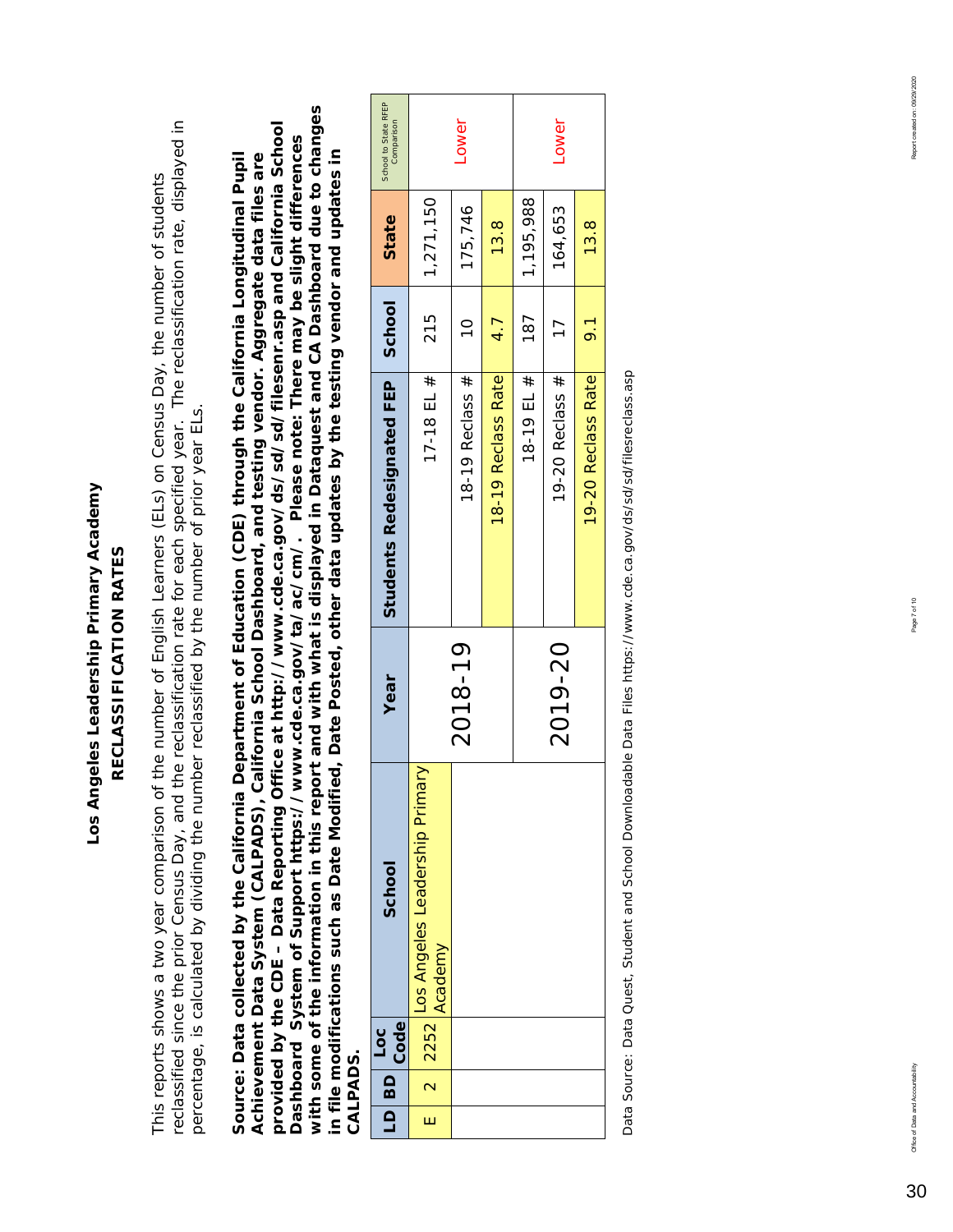# Los Angeles Leadership Primary Academy

## RECLASSIFICATION RATES

This reports shows a two year comparison of the number of English Learners (ELs) on Census Day, the number of students reclassified since the prior Census Day, and the reclassification rate for each specified year. The reclassification rate, displayed in percentage, is calculated by dividing the number reclassified by the number of prior year ELs.

**Source: Data collected by the California Department of Education (CDE) through the California Longitudinal Pupil Achievement Data System (CALPADS), California School Dashboard, and testing vendor. Aggregate data files are provided by the CDE – Data Reporting Office at http://www.cde.ca.gov/ds/sd/sd/filesenr.asp and California School Dashboard System of Support https://www.cde.ca.gov/ta/ac/cm/. Please note: There may be slight differences with some of the information in this report and with what is displayed in Dataquest and CA Dashboard due to changes in file modifications such as Date Modified, Date Posted, other data updates by the testing vendor and updates in CALPADS.**

| LD | BD | Loc Code | School | Year | Students Redesignated FEP | School | State | School to State RFEP Comparison |
|---|---|---|---|---|---|---|---|---|
| E | 2 | 2252 | Los Angeles Leadership Primary Academy | 2018-19 | 17-18 EL # | 215 | 1,271,150 | Lower |
| | | | | | 18-19 Reclass # | 10 | 175,746 | |
| | | | | | 18-19 Reclass Rate | 4.7 | 13.8 | |
| | | | | 2019-20 | 18-19 EL # | 187 | 1,195,988 | Lower |
| | | | | | 19-20 Reclass # | 17 | 164,653 | |
| | | | | | 19-20 Reclass Rate | 9.1 | 13.8 | |

Data Source: Data Quest, Student and School Downloadable Data Files https://www.cde.ca.gov/ds/sd/sd/filesreclass.asp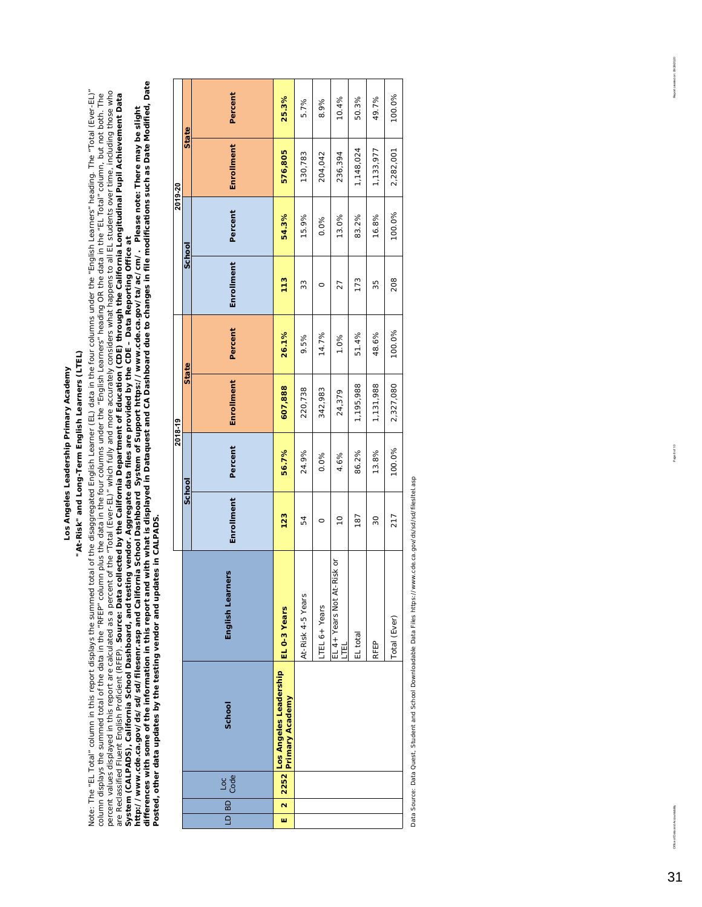# Los Angeles Leadership Primary Academy

## "At-Risk" and Long-Term English Learners (LTEL)

Note: The "EL Total" column in this report displays the summed total of the disaggregated English Learner (EL) data in the four columns under the "English Learners" heading. The "Total (Ever-EL)" column displays the summed total of the data in the "RFEP" column plus the data in the four columns under the "English Learners" heading OR the data in the "EL Total" column, but not both. The percent values displayed in this report are calculated as a percent of the "Total (Ever-EL)" which fully and more accurately considers what happens to all EL students over time, including those who are Reclassified Fluent English Proficient (RFEP). **Source: Data collected by the California Department of Education (CDE) through the California Longitudinal Pupil Achievement Data System (CALPADS), California School Dashboard, and testing vendor. Aggregate data files are provided by the CDE - Data Reporting Office at http://www.cde.ca.gov/ds/sd/sd/filesenr.asp and California School Dashboard System of Support https://www.cde.ca.gov/ta/ac/cm/. Please note: There may be slight differences with some of the information in this report and with what is displayed in Dataquest and CA Dashboard due to changes in file modifications such as Date Posted, other data updates by the testing vendor and updates in CALPADS.**

| LD | BD | Loc Code | School | English Learners | 2018-19 | | | | 2019-20 | | | |
|---|---|---|---|---|---|---|---|---|---|---|---|---|
| | | | | | School | | State | | School | | State | |
| | | | | | Enrollment | Percent | Enrollment | Percent | Enrollment | Percent | Enrollment | Percent |
| E | 2 | 2252 | Los Angeles Leadership Primary Academy | EL 0-3 Years | 123 | 56.7% | 607,888 | 26.1% | 113 | 54.3% | 576,805 | 25.3% |
| | | | | At-Risk 4-5 Years | 54 | 24.9% | 220,738 | 9.5% | 33 | 15.9% | 130,783 | 5.7% |
| | | | | LTEL 6+ Years | 0 | 0.0% | 342,983 | 14.7% | 0 | 0.0% | 204,042 | 8.9% |
| | | | | EL 4+ Years Not At-Risk or LTEL | 10 | 4.6% | 24,379 | 1.0% | 27 | 13.0% | 236,394 | 10.4% |
| | | | | EL total | 187 | 86.2% | 1,195,988 | 51.4% | 173 | 83.2% | 1,148,024 | 50.3% |
| | | | | RFEP | 30 | 13.8% | 1,131,988 | 48.6% | 35 | 16.8% | 1,133,977 | 49.7% |
| | | | | Total (Ever) | 217 | 100.0% | 2,327,080 | 100.0% | 208 | 100.0% | 2,282,001 | 100.0% |

Data Source: Data Quest, Student and School Downloadable Data Files https://www.cde.ca.gov/ds/sd/sd/filesltel.asp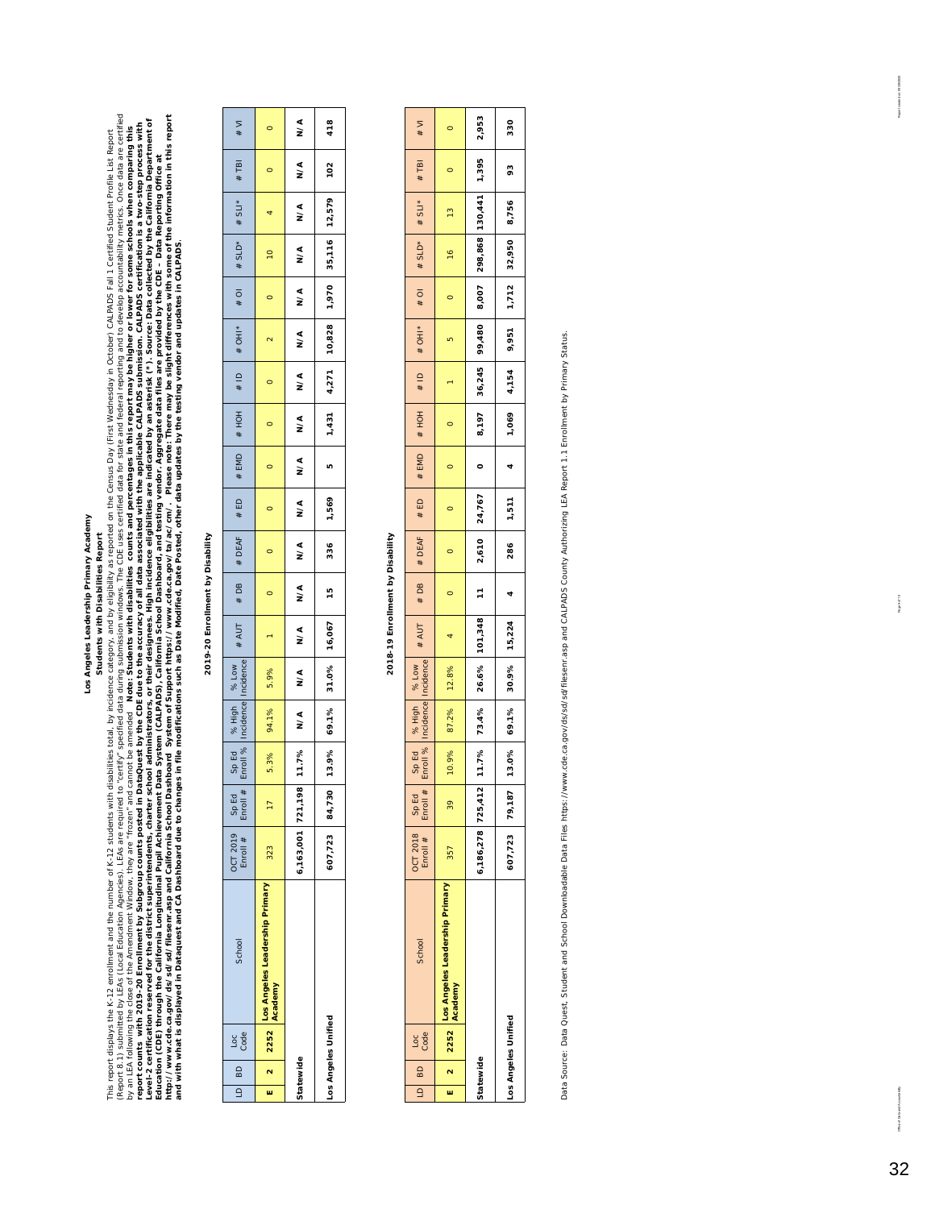# Los Angeles Leadership Primary Academy

## Students with Disabilities Report

This report displays the K-12 enrollment and the number of K-12 students with disabilities total, by incidence category, and by eligibility as reported on the Census Day (First Wednesday in October) CALPADS Fall 1 Certified Student Profile List Report (Report 8.1) submitted by LEAs (Local Education Agencies). LEAs are required to "certify" specified data during submission windows. The CDE uses certified data for state and federal reporting and to develop accountability metrics. Once data are certified by an LEA following the close of the Amendment Window, they are "frozen" and cannot be amended. **Note: Students with disabilities counts and percentages in this report may be higher or lower for some schools when comparing this report counts with 2019-20 Enrollment by Subgroup counts posted in DataQuest by the CDE due to the accuracy of all data associated with the applicable CALPADS submission. CALPADS certification is a two-step process with Level-2 certification reserved for the district superintendents, charter school administrators, or their designees. High incidence eligibilities are indicated by an asterisk (\*). Source: Data collected by the California Department of Education (CDE) through the California Longitudinal Pupil Achievement Data System (CALPADS), California School Dashboard, and testing vendor. Aggregate data files are provided by the CDE - Data Reporting Office at https://www.cde.ca.gov/ds/sd/sd/filesenr.asp and California School Dashboard System of Support https://www.cde.ca.gov/ta/ac/cm/. Please note: There may be slight differences with some of the information in this report and with what is displayed in Dataquest and CA Dashboard due to changes in file modifications such as Date Modified, Date Posted, other data updates by the testing vendor and updates in CALPADS.**

### 2019-20 Enrollment by Disability

| LD | BD | Loc Code | School | OCT 2019 Enroll # | Sp Ed Enroll # | Sp Ed Enroll % | % High Incidence | % Low Incidence | # AUT | # DB | # DEAF | # ED | # EMD | # HOH | # ID | # OHI* | # OI | # SLD* | # SLI* | # TBI | # VI |
|---|---|---|---|---|---|---|---|---|---|---|---|---|---|---|---|---|---|---|---|---|---|
| E | 2 | 2252 | Los Angeles Leadership Primary Academy | 323 | 17 | 5.3% | 94.1% | 5.9% | 1 | 0 | 0 | 0 | 0 | 0 | 0 | 2 | 0 | 10 | 4 | 0 | 0 |
| Statewide | | | | 6,163,001 | 721,198 | 11.7% | N/A | N/A | N/A | N/A | N/A | N/A | N/A | N/A | N/A | N/A | N/A | N/A | N/A | N/A | N/A |
| Los Angeles Unified | | | | 607,723 | 84,730 | 13.9% | 69.1% | 31.0% | 16,067 | 15 | 336 | 1,569 | 5 | 1,431 | 4,271 | 10,828 | 1,970 | 35,116 | 12,579 | 102 | 418 |

### 2018-19 Enrollment by Disability

| LD | BD | Loc Code | School | OCT 2018 Enroll # | Sp Ed Enroll # | Sp Ed Enroll % | % High Incidence | % Low Incidence | # AUT | # DB | # DEAF | # ED | # EMD | # HOH | # ID | # OHI* | # OI | # SLD* | # SLI* | # TBI | # VI |
|---|---|---|---|---|---|---|---|---|---|---|---|---|---|---|---|---|---|---|---|---|---|
| E | 2 | 2252 | Los Angeles Leadership Primary Academy | 357 | 39 | 10.9% | 87.2% | 12.8% | 4 | 0 | 0 | 0 | 0 | 0 | 1 | 5 | 0 | 16 | 13 | 0 | 0 |
| Statewide | | | | 6,186,278 | 725,412 | 11.7% | 73.4% | 26.6% | 101,348 | 11 | 2,610 | 24,767 | 0 | 8,197 | 36,245 | 99,480 | 8,007 | 298,868 | 130,441 | 1,395 | 2,953 |
| Los Angeles Unified | | | | 607,723 | 79,187 | 13.0% | 69.1% | 30.9% | 15,224 | 4 | 286 | 1,511 | 4 | 1,069 | 4,154 | 9,951 | 1,712 | 32,950 | 8,756 | 93 | 330 |

Data Source: Data Quest, Student and School Downloadable Data Files https://www.cde.ca.gov/ds/sd/sd/filesenr.asp and CALPADS County Authorizing LEA Report 1.1 Enrollment by Primary Status.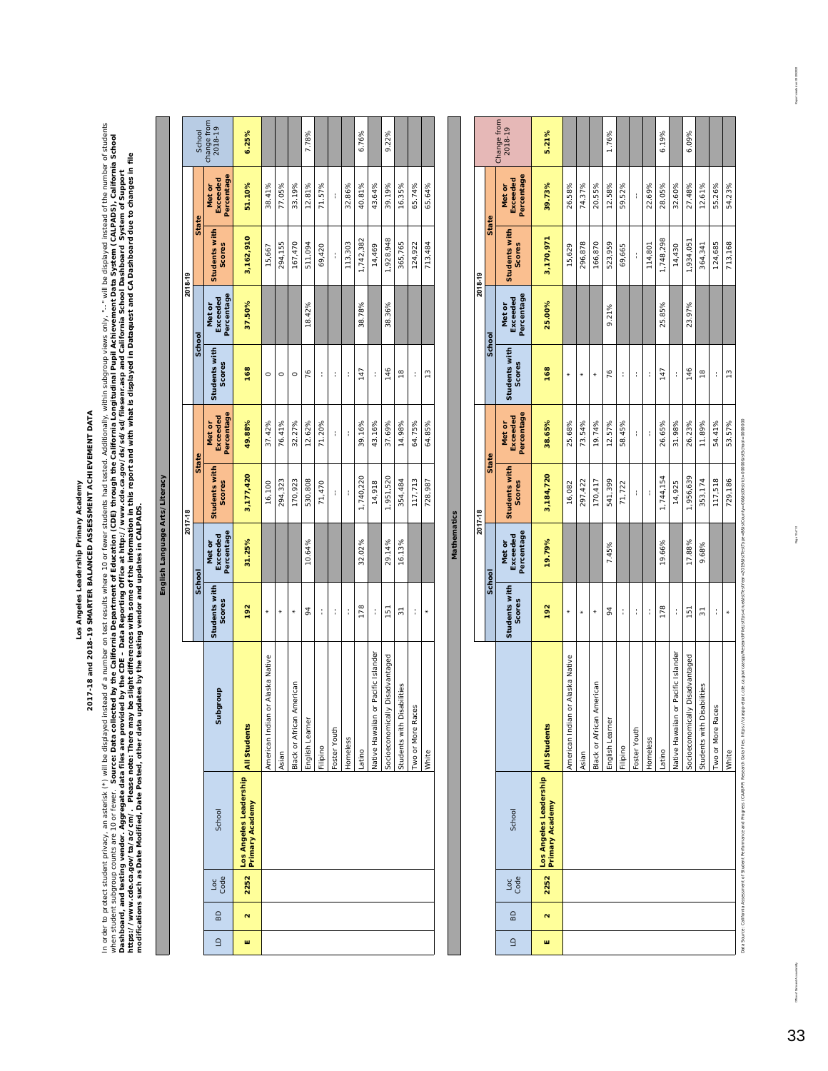# Los Angeles Leadership Primary Academy

## 2017-18 and 2018-19 SMARTER BALANCED ASSESSMENT ACHIEVEMENT DATA

In order to protect student privacy, an asterisk (*) will be displayed instead of a number on test results where 10 or fewer students had tested. Additionally, within subgroup views only, "--" will be displayed instead of the number of students when student subgroup counts are 10 or fewer. **Source: Data collected by the California Department of Education (CDE) through the California Longitudinal Pupil Achievement Data System (CALPADS), California School Dashboard, and testing vendor. Aggregate data files are provided by the CDE – Data Reporting Office at http://www.cde.ca.gov/ds/sd/sd/filesenr.asp and California School Dashboard System of Support https://www.cde.ca.gov/ta/ac/cm/. Please note: There may be slight differences with some of the information in this report and with what is displayed in Dataquest and CA Dashboard due to changes in file modifications such as Date Modified, Date Posted, other data updates by the testing vendor and updates in CALPADS.**

### English Language Arts/Literacy

| LD | BD | Loc Code | School | Subgroup | 2017-18 School Students with Scores | 2017-18 School Met or Exceeded Percentage | 2017-18 State Students with Scores | 2017-18 State Met or Exceeded Percentage | 2018-19 School Students with Scores | 2018-19 School Met or Exceeded Percentage | 2018-19 State Students with Scores | 2018-19 State Met or Exceeded Percentage | School change from 2018-19 |
|---|---|---|---|---|---|---|---|---|---|---|---|---|---|
| **E** | **2** | **2252** | **Los Angeles Leadership Primary Academy** | **All Students** | **192** | **31.25%** | **3,177,420** | **49.88%** | **168** | **37.50%** | **3,162,910** | **51.10%** | **6.25%** |
| | | | | American Indian or Alaska Native | * | | 16,100 | 37.42% | 0 | | 15,667 | 38.41% | |
| | | | | Asian | * | | 294,323 | 76.41% | 0 | | 294,155 | 77.05% | |
| | | | | Black or African American | * | | 170,923 | 32.27% | 0 | | 167,470 | 33.19% | |
| | | | | English Learner | 94 | 10.64% | 530,808 | 12.62% | 76 | 18.42% | 511,094 | 12.81% | 7.78% |
| | | | | Filipino | -- | | 71,470 | 71.20% | -- | | 69,420 | 71.57% | |
| | | | | Foster Youth | -- | | -- | -- | -- | | -- | -- | |
| | | | | Homeless | -- | | -- | -- | -- | | 113,303 | 32.86% | |
| | | | | Latino | 178 | 32.02% | 1,740,220 | 39.16% | 147 | 38.78% | 1,742,382 | 40.81% | 6.76% |
| | | | | Native Hawaiian or Pacific Islander | -- | | 14,918 | 43.16% | -- | | 14,469 | 43.64% | |
| | | | | Socioeconomically Disadvantaged | 151 | 29.14% | 1,951,520 | 37.69% | 146 | 38.36% | 1,928,948 | 39.19% | 9.22% |
| | | | | Students with Disabilities | 31 | 16.13% | 354,484 | 14.98% | 18 | | 365,765 | 16.35% | |
| | | | | Two or More Races | -- | | 117,713 | 64.75% | -- | | 124,922 | 65.74% | |
| | | | | White | * | | 728,987 | 64.85% | 13 | | 713,484 | 65.64% | |

### Mathematics

| LD | BD | Loc Code | School | Subgroup | 2017-18 School Students with Scores | 2017-18 School Met or Exceeded Percentage | 2017-18 State Students with Scores | 2017-18 State Met or Exceeded Percentage | 2018-19 School Students with Scores | 2018-19 School Met or Exceeded Percentage | 2018-19 State Students with Scores | 2018-19 State Met or Exceeded Percentage | Change from 2018-19 |
|---|---|---|---|---|---|---|---|---|---|---|---|---|---|
| **E** | **2** | **2252** | **Los Angeles Leadership Primary Academy** | **All Students** | **192** | **19.79%** | **3,184,720** | **38.65%** | **168** | **25.00%** | **3,170,971** | **39.73%** | **5.21%** |
| | | | | American Indian or Alaska Native | * | | 16,082 | 25.68% | * | | 15,629 | 26.58% | |
| | | | | Asian | * | | 297,422 | 73.54% | * | | 296,878 | 74.37% | |
| | | | | Black or African American | * | | 170,417 | 19.74% | * | | 166,870 | 20.55% | |
| | | | | English Learner | 94 | 7.45% | 541,399 | 12.57% | 76 | 9.21% | 523,959 | 12.58% | 1.76% |
| | | | | Filipino | -- | | 71,722 | 58.45% | -- | | 69,665 | 59.52% | |
| | | | | Foster Youth | -- | | -- | -- | -- | | -- | -- | |
| | | | | Homeless | -- | | -- | -- | -- | | 114,801 | 22.69% | |
| | | | | Latino | 178 | 19.66% | 1,744,154 | 26.65% | 147 | 25.85% | 1,748,298 | 28.05% | 6.19% |
| | | | | Native Hawaiian or Pacific Islander | -- | | 14,925 | 31.98% | -- | | 14,430 | 32.60% | |
| | | | | Socioeconomically Disadvantaged | 151 | 17.88% | 1,956,639 | 26.23% | 146 | 23.97% | 1,934,051 | 27.48% | 6.09% |
| | | | | Students with Disabilities | 31 | 9.68% | 353,174 | 11.89% | 18 | | 364,341 | 12.61% | |
| | | | | Two or More Races | -- | | 117,518 | 54.41% | -- | | 124,685 | 55.26% | |
| | | | | White | * | | 729,186 | 53.57% | 13 | | 713,168 | 54.23% | |

Data Source: California Assessment of Student Performance and Progress (CAASPP) Research Data Files.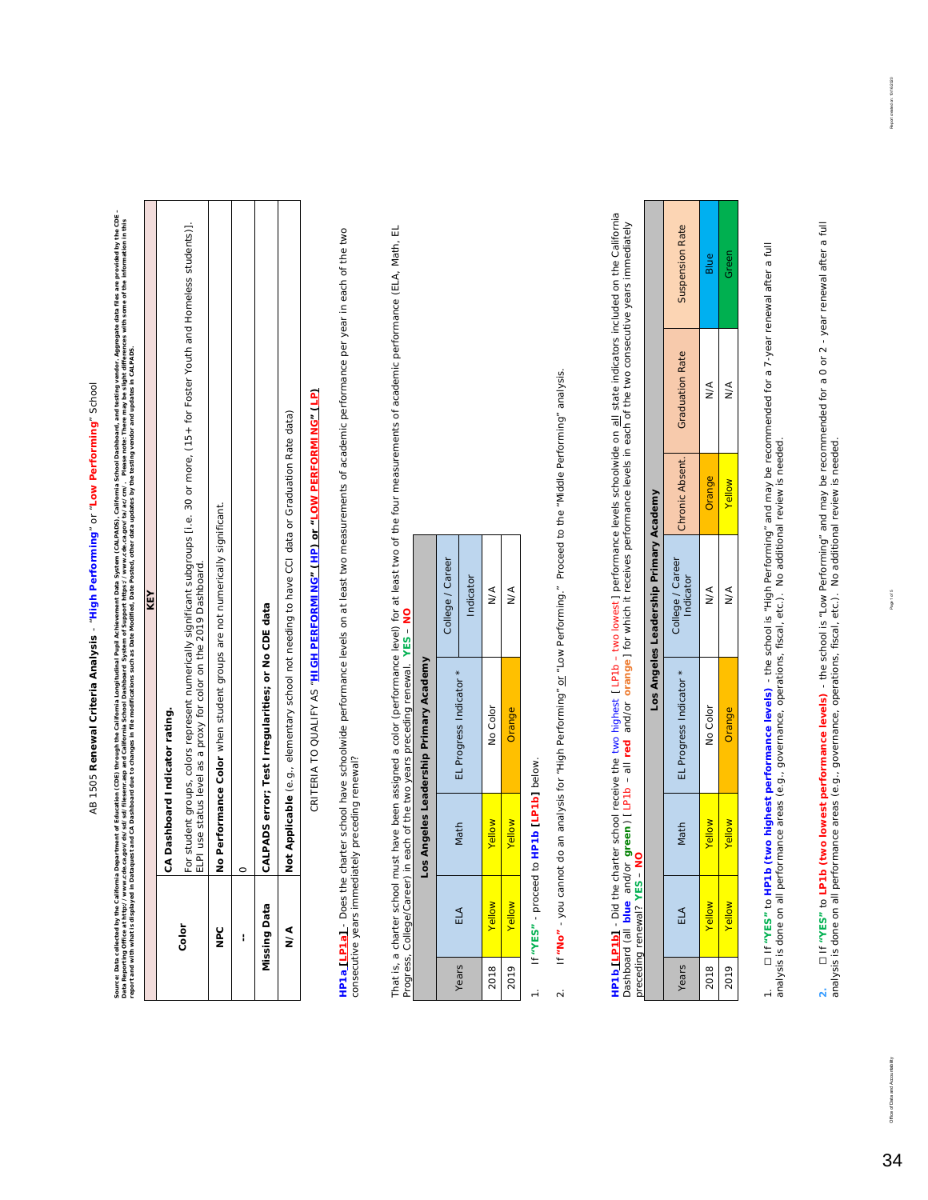# AB 1505 Renewal Criteria Analysis - "High Performing" or "Low Performing" School

Source: Data collected by the California Department of Education (CDE) through the California Longitudinal Pupil Achievement Data System (CALPADS), California School Dashboard, and testing vendor. Aggregate data files are provided by the CDE - Data Reporting Office (https://www.cde.ca.gov/ds/sd/sd/filesenr.asp) and California School Dashboard System of Support (https://www.cde.ca.gov/ta/ac/cm/). Please note: There may be slight differences with some of the information in this report and with what is displayed in Dataquest and CA Dashboard due to changes in file modifications such as Date Modified, Date Posted, other data updates by the testing vendor and updates in CALPADS.

| | KEY |
|---|---|
| **Color** | **CA Dashboard Indicator rating.** For student groups, colors represent numerically significant subgroups [i.e. 30 or more, (15+ for Foster Youth and Homeless students)]. ELPI use status level as a proxy for color on the 2019 Dashboard. |
| **NPC** | **No Performance Color** when student groups are not numerically significant. |
| **--** | 0 |
| **Missing Data** | **CALPADS error; Test Irregularities; or No CDE data** |
| **N/A** | **Not Applicable** (e.g., elementary school not needing to have CCI data or Graduation Rate data) |

CRITERIA TO QUALIFY AS "HIGH PERFORMING" (HP) or "LOW PERFORMING" (LP)

**HP1a [LP1a]** - Does the charter school have schoolwide performance levels on at least two measurements of academic performance per year in each of the two consecutive years immediately preceding renewal?

That is, a charter school must have been assigned a color (performance level) for at least two of the four measurements of academic performance (ELA, Math, EL Progress, College/Career) in each of the two years preceding renewal. **YES** - **NO**

| Los Angeles Leadership Primary Academy | | | | |
|---|---|---|---|---|
| Years | ELA | Math | EL Progress Indicator * | College / Career Indicator |
| 2018 | Yellow | Yellow | No Color | N/A |
| 2019 | Yellow | Yellow | Orange | N/A |

1. If **"YES"** - proceed to **HP1b [LP1b]** below.
2. If **"No"** - you cannot do an analysis for "High Performing" or "Low Performing." Proceed to the "Middle Performing" analysis.

**HP1b [LP1b]** - Did the charter school receive the two highest [ LP1b - two lowest ] performance levels schoolwide on all state indicators included on the California Dashboard (all **blue** and/or **green**) [ LP1b – all **red** and/or **orange** ] for which it receives performance levels in each of the two consecutive years immediately preceding renewal? **YES** - **NO**

| Los Angeles Leadership Primary Academy | | | | | | |
|---|---|---|---|---|---|---|
| Years | ELA | Math | EL Progress Indicator * | College / Career Indicator | Chronic Absent. | Graduation Rate | Suspension Rate |
| 2018 | Yellow | Yellow | No Color | N/A | Orange | N/A | Blue |
| 2019 | Yellow | Yellow | Orange | N/A | Yellow | N/A | Green |

1. ☐ If **"YES"** to **HP1b (two highest performance levels)** - the school is "High Performing" and may be recommended for a 7-year renewal after a full analysis is done on all performance areas (e.g., governance, operations, fiscal, etc.). No additional review is needed.
2. ☐ If **"YES"** to **LP1b (two lowest performance levels)** - the school is "Low Performing" and may be recommended for a 0 or 2 - year renewal after a full analysis is done on all performance areas (e.g., governance, operations, fiscal, etc.). No additional review is needed.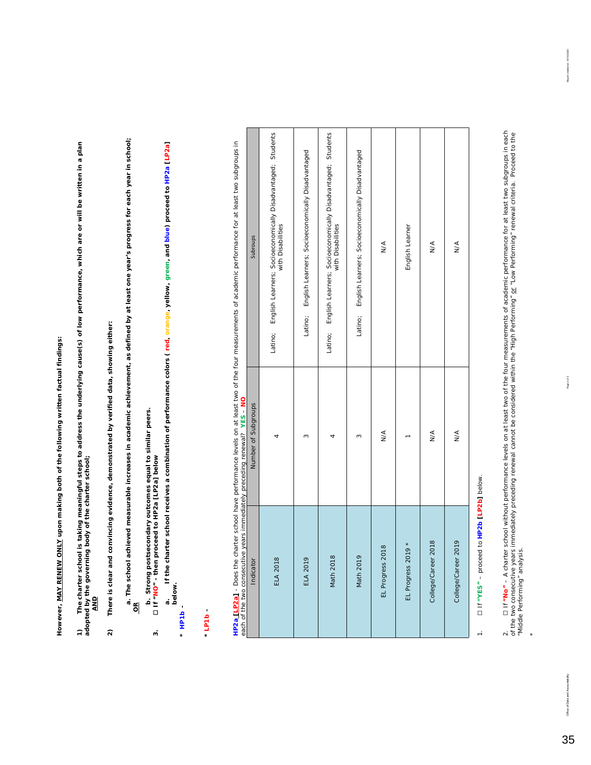However, **MAY RENEW ONLY** upon making both of the following written factual findings:

**1) The charter school is taking meaningful steps to address the underlying cause(s) of low performance, which are or will be written in a plan adopted by the governing body of the charter school;**
**AND**

**2) There is clear and convincing evidence, demonstrated by verified data, showing either:**

**a. The school achieved measurable increases in academic achievement, as defined by at least one year's progress for each year in school;**
**OR**

**b. Strong postsecondary outcomes equal to similar peers.**

**3. ☐ If "NO" - then proceed to HP2a [LP2a] below**

**a. If the charter school receives a combination of performance colors ( red, orange, yellow, green, and blue) proceed to HP2a [LP2a] below.**

**\* HP1b -**

**\* LP1b -**

**HP2a [LP2a]** - Does the charter school have performance levels on at least two of the four measurements of academic performance for at least two subgroups in each of the two consecutive years immediately preceding renewal? **YES** - **NO**

| Indicator | Number of Subgroups | Subroups |
|---|---|---|
| ELA 2018 | 4 | Latino; English Learners; Socioeconomically Disadvantaged; Students with Disabilities |
| ELA 2019 | 3 | Latino; English Learners; Socioeconomically Disadvantaged |
| Math 2018 | 4 | Latino; English Learners; Socioeconomically Disadvantaged; Students with Disabilities |
| Math 2019 | 3 | Latino; English Learners; Socioeconomically Disadvantaged |
| EL Progress 2018 | N/A | N/A |
| EL Progress 2019 * | 1 | English Learner |
| College/Career 2018 | N/A | N/A |
| College/Career 2019 | N/A | N/A |

1. ☐ If **"YES"** – proceed to **HP2b [LP2b]** below.

2. ☐ If **"No"** – A charter school without performance levels on at least two of the four measurements of academic performance for at least two subgroups in each of the two consecutive years immediately preceding renewal cannot be considered within the "High Performing" or "Low Performing" renewal criteria. Proceed to the "Middle Performing" analysis.

\*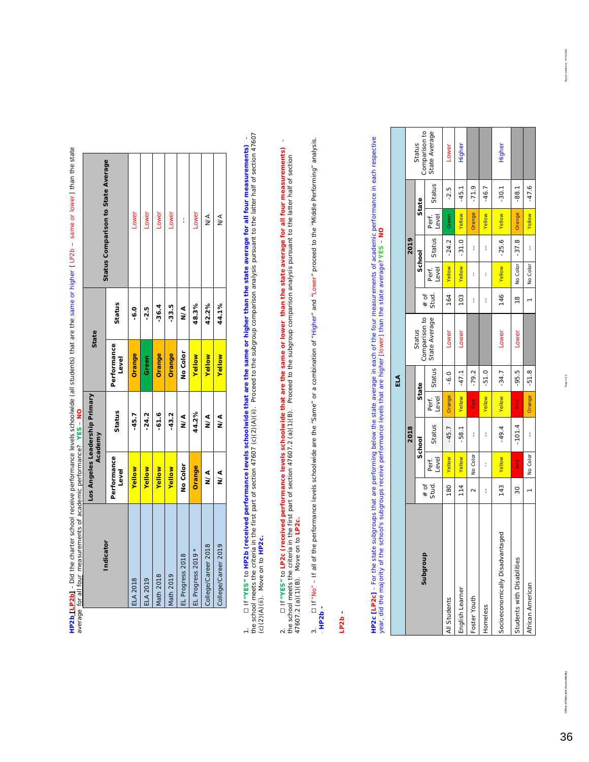**HP2b [LP2b]** - Did the charter school receive performance levels schoolwide (all students) that are the same or higher [ LP2b – same or lower ] than the state average for all four measurements of academic performance? **YES** – **NO**

| Indicator | Los Angeles Leadership Primary Academy | | State | | Status Comparison to State Average |
|---|---|---|---|---|---|
| | Performance Level | Status | Performance Level | Status | |
| ELA 2018 | Yellow | -45.7 | Orange | -6.0 | Lower |
| ELA 2019 | Yellow | -24.2 | Green | -2.5 | Lower |
| Math 2018 | Yellow | -61.6 | Orange | -36.4 | Lower |
| Math 2019 | Yellow | -43.2 | Orange | -33.5 | Lower |
| EL Progress 2018 | No Color | N/A | No Color | N/A | -- |
| EL Progress 2019 * | Orange | 44.2% | Yellow | 48.3% | Lower |
| College/Career 2018 | N/A | N/A | Yellow | 42.2% | N/A |
| College/Career 2019 | N/A | N/A | Yellow | 44.1% | N/A |

1. ☐ If **"YES"** to **HP2b (received performance levels schoolwide that are the same or higher than the state average for all four measurements)** - the school meets the criteria in the first part of section 47607 (c)(2)(A)(ii). Proceed to the subgroup comparison analysis pursuant to the latter half of section 47607 (c)(2)(A)(ii). Move on to **HP2c**.

2. ☐ If **"YES"** to **LP2c (received performance levels schoolwide that are the same or lower than the state average for all four measurements)** - the school meets the criteria in the first part of section 47607.2 (a)(1)(B). Proceed to the subgroup comparison analysis pursuant to the latter half of section 47607.2 (a)(1)(B). Move on to **LP2c**.

3. ☐ If **"No"** – If all of the performance levels schoolwide are the "Same" or a combination of "Higher" and "Lower" proceed to the "Middle Performing" analysis.

**HP2b** -

**LP2b** -

**HP2c [LP2c]** - For the state subgroups that are performing below the state average in each of the four measurements of academic performance in each respective year, did the majority of the school's subgroups receive performance levels that are higher [lower] than the state average? **YES** - **NO**

| Subgroup | ELA | | | | | | | | | | | | |
|---|---|---|---|---|---|---|---|---|---|---|---|---|---|
| | 2018 | | | | | | 2019 | | | | | | |
| | # of Stud. | School | | State | | Status Comparison to State Average | # of Stud. | School | | State | | Status Comparison to State Average |
| | | Perf. Level | Status | Perf. Level | Status | | | Perf. Level | Status | Perf. Level | Status | |
| All Students | 180 | Yellow | -45.7 | Orange | -6.0 | Lower | 164 | Yellow | -24.2 | Green | -2.5 | Lower |
| English Learner | 114 | Yellow | -58.1 | Yellow | -47.1 | Lower | 103 | Yellow | -31.0 | Yellow | -45.1 | Higher |
| Foster Youth | 2 | No Color | -- | Red | -79.2 | | -- | -- | -- | Orange | -71.9 | |
| Homeless | -- | -- | -- | Yellow | -51.0 | | -- | -- | -- | Yellow | -46.7 | |
| Socioeconomically Disadvantaged | 143 | Yellow | -49.4 | Yellow | -34.7 | Lower | 146 | Yellow | -25.6 | Yellow | -30.1 | Higher |
| Students with Disabilities | 30 | Red | -101.4 | Red | -95.5 | Lower | 18 | No Color | -37.8 | Orange | -88.1 | |
| African American | 1 | No Color | -- | Orange | -51.8 | | 1 | No Color | -- | Yellow | -47.6 | |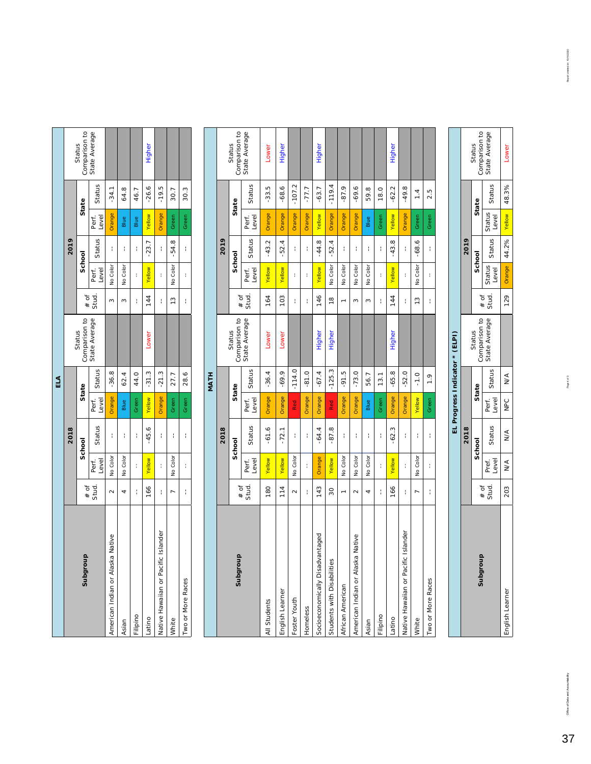## ELA

| Subgroup | 2018 | | | | | | 2019 | | | | | |
|---|---|---|---|---|---|---|---|---|---|---|---|---|
| | School | | | State | | Status Comparison to State Average | School | | | State | | Status Comparison to State Average |
| | # of Stud. | Perf. Level | Status | Perf. Level | Status | | # of Stud. | Perf. Level | Status | Perf. Level | Status | |
| American Indian or Alaska Native | 2 | No Color | -- | Orange | -36.8 | | 3 | No Color | -- | Orange | -34.1 | |
| Asian | 4 | No Color | -- | Blue | 62.4 | | 3 | No Color | -- | Blue | 64.8 | |
| Filipino | -- | -- | -- | Green | 44.0 | | -- | -- | -- | Blue | 46.7 | |
| Latino | 166 | Yellow | -45.6 | Yellow | -31.3 | Lower | 144 | Yellow | -23.7 | Yellow | -26.6 | Higher |
| Native Hawaiian or Pacific Islander | -- | -- | -- | Orange | -21.3 | | -- | -- | -- | Orange | -19.5 | |
| White | 7 | No Color | -- | Green | 27.7 | | 13 | No Color | -54.8 | Green | 30.7 | |
| Two or More Races | -- | -- | -- | Green | 28.6 | | -- | -- | -- | Green | 30.3 | |

## MATH

| Subgroup | 2018 | | | | | | 2019 | | | | | |
|---|---|---|---|---|---|---|---|---|---|---|---|---|
| | School | | | State | | Status Comparison to State Average | School | | | State | | Status Comparison to State Average |
| | # of Stud. | Perf. Level | Status | Perf. Level | Status | | # of Stud. | Perf. Level | Status | Perf. Level | Status | |
| All Students | 180 | Yellow | -61.6 | Orange | -36.4 | Lower | 164 | Yellow | -43.2 | Orange | -33.5 | Lower |
| English Learner | 114 | Yellow | -72.1 | Orange | -69.9 | Lower | 103 | Yellow | -52.4 | Orange | -68.6 | Higher |
| Foster Youth | 2 | No Color | -- | Red | -114.0 | | -- | -- | -- | Orange | -107.2 | |
| Homeless | -- | -- | -- | Orange | -81.0 | | -- | -- | -- | Orange | -77.7 | |
| Socioeconomically Disadvantaged | 143 | Orange | -64.4 | Orange | -67.4 | Higher | 146 | Yellow | -44.8 | Yellow | -63.7 | Higher |
| Students with Disabilities | 30 | Yellow | -87.8 | Red | -125.3 | Higher | 18 | No Color | -52.4 | Orange | -119.4 | |
| African American | 1 | No Color | -- | Orange | -91.5 | | 1 | No Color | -- | Orange | -87.9 | |
| American Indian or Alaska Native | 2 | No Color | -- | Orange | -73.0 | | 3 | No Color | -- | Orange | -69.6 | |
| Asian | 4 | No Color | -- | Blue | 56.7 | | 3 | No Color | -- | Blue | 59.8 | |
| Filipino | -- | -- | -- | Green | 13.1 | | -- | -- | -- | Green | 18.0 | |
| Latino | 166 | Yellow | -62.3 | Orange | -65.8 | Higher | 144 | Yellow | -43.8 | Yellow | -62.2 | Higher |
| Native Hawaiian or Pacific Islander | -- | -- | -- | Orange | -52.0 | | -- | -- | -- | Orange | -49.8 | |
| White | 7 | No Color | -- | Yellow | -1.0 | | 13 | No Color | -68.6 | Green | 1.4 | |
| Two or More Races | -- | -- | -- | Green | 1.9 | | -- | -- | -- | Green | 2.5 | |

## EL Progress Indicator * (ELPI)

| Subgroup | 2018 | | | | | | 2019 | | | | | |
|---|---|---|---|---|---|---|---|---|---|---|---|---|
| | School | | | State | | Status Comparison to State Average | School | | | State | | Status Comparison to State Average |
| | # of Stud. | Pref. Level | Status | Perf. Level | Status | | # of Stud. | Status Level | Status | Status Level | Status | |
| English Learner | 203 | N/A | N/A | NPC | N/A | | 129 | Orange | 44.2% | Yellow | 48.3% | Lower |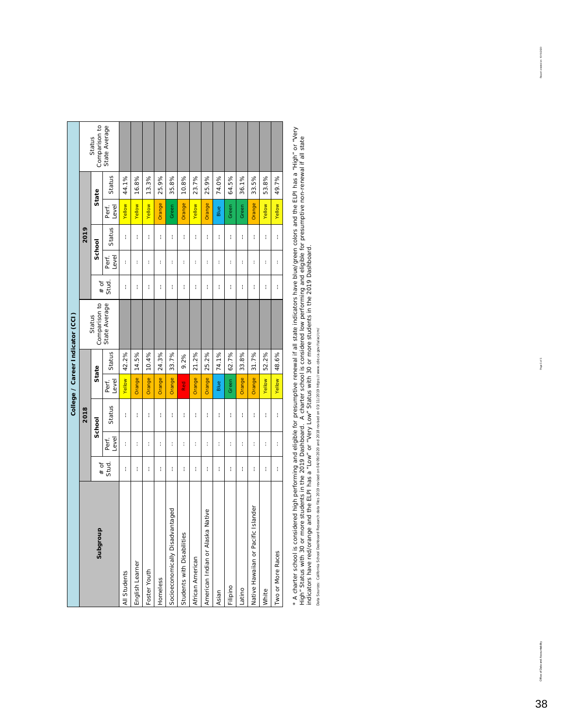## College / Career Indicator (CCI)

| Subgroup | 2018 | | | | | | 2019 | | | | | |
|---|---|---|---|---|---|---|---|---|---|---|---|---|
| | # of Stud. | School | | State | | Status Comparison to State Average | # of Stud. | School | | State | | Status Comparison to State Average |
| | | Perf. Level | Status | Perf. Level | Status | | | Perf. Level | Status | Perf. Level | Status | |
| All Students | -- | -- | -- | Yellow | 42.2% | | -- | -- | -- | Yellow | 44.1% | |
| English Learner | -- | -- | -- | Orange | 14.5% | | -- | -- | -- | Yellow | 16.8% | |
| Foster Youth | -- | -- | -- | Orange | 10.4% | | -- | -- | -- | Yellow | 13.3% | |
| Homeless | -- | -- | -- | Orange | 24.3% | | -- | -- | -- | Orange | 25.9% | |
| Socioeconomically Disadvantaged | -- | -- | -- | Orange | 33.7% | | -- | -- | -- | Green | 35.8% | |
| Students with Disabilities | -- | -- | -- | Red | 9.2% | | -- | -- | -- | Orange | 10.8% | |
| African American | -- | -- | -- | Orange | 21.2% | | -- | -- | -- | Yellow | 23.7% | |
| American Indian or Alaska Native | -- | -- | -- | Orange | 25.2% | | -- | -- | -- | Orange | 25.9% | |
| Asian | -- | -- | -- | Blue | 74.1% | | -- | -- | -- | Blue | 74.0% | |
| Filipino | -- | -- | -- | Green | 62.7% | | -- | -- | -- | Green | 64.5% | |
| Latino | -- | -- | -- | Orange | 33.8% | | -- | -- | -- | Green | 36.1% | |
| Native Hawaiian or Pacific Islander | -- | -- | -- | Orange | 31.7% | | -- | -- | -- | Orange | 33.5% | |
| White | -- | -- | -- | Yellow | 52.2% | | -- | -- | -- | Yellow | 53.8% | |
| Two or More Races | -- | -- | -- | Yellow | 48.6% | | -- | -- | -- | Yellow | 49.7% | |

* A charter school is considered high performing and eligible for presumptive renewal if all state indicators have blue/green colors and the ELPI has a "High" or "Very High" Status with 30 or more students in the 2019 Dashboard. A charter school is considered low performing and eligible for presumptive non-renewal if all state indicators have red/orange and the ELPI has a "Low" or "Very Low" Status with 30 or more students in the 2019 Dashboard.

Data Sources: California School Dashboard Research data files 2019 revised on 04/09/2020 and 2018 revised on 03/11/2019 https://www.cde.ca.gov/ta/ac/cm/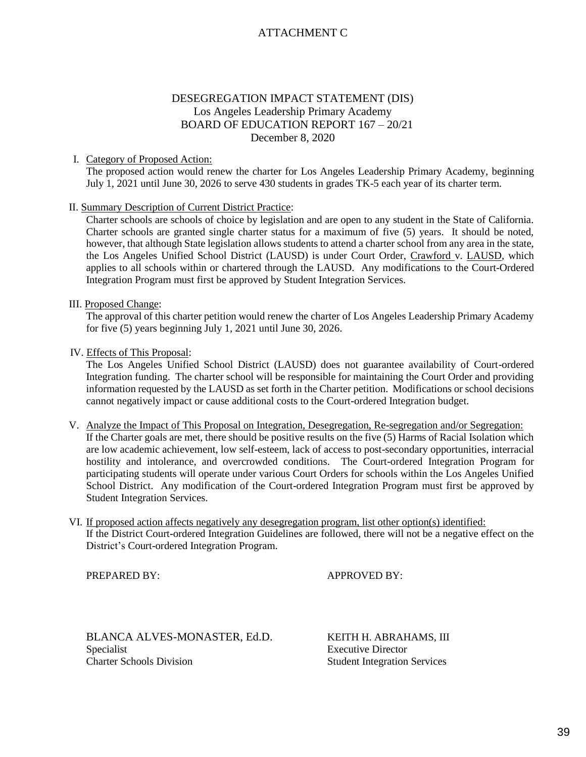ATTACHMENT C

# DESEGREGATION IMPACT STATEMENT (DIS)

Los Angeles Leadership Primary Academy
BOARD OF EDUCATION REPORT 167 – 20/21
December 8, 2020

I. Category of Proposed Action:

The proposed action would renew the charter for Los Angeles Leadership Primary Academy, beginning July 1, 2021 until June 30, 2026 to serve 430 students in grades TK-5 each year of its charter term.

II. Summary Description of Current District Practice:

Charter schools are schools of choice by legislation and are open to any student in the State of California. Charter schools are granted single charter status for a maximum of five (5) years. It should be noted, however, that although State legislation allows students to attend a charter school from any area in the state, the Los Angeles Unified School District (LAUSD) is under Court Order, Crawford v. LAUSD, which applies to all schools within or chartered through the LAUSD. Any modifications to the Court-Ordered Integration Program must first be approved by Student Integration Services.

III. Proposed Change:

The approval of this charter petition would renew the charter of Los Angeles Leadership Primary Academy for five (5) years beginning July 1, 2021 until June 30, 2026.

IV. Effects of This Proposal:

The Los Angeles Unified School District (LAUSD) does not guarantee availability of Court-ordered Integration funding. The charter school will be responsible for maintaining the Court Order and providing information requested by the LAUSD as set forth in the Charter petition. Modifications or school decisions cannot negatively impact or cause additional costs to the Court-ordered Integration budget.

V. Analyze the Impact of This Proposal on Integration, Desegregation, Re-segregation and/or Segregation:

If the Charter goals are met, there should be positive results on the five (5) Harms of Racial Isolation which are low academic achievement, low self-esteem, lack of access to post-secondary opportunities, interracial hostility and intolerance, and overcrowded conditions. The Court-ordered Integration Program for participating students will operate under various Court Orders for schools within the Los Angeles Unified School District. Any modification of the Court-ordered Integration Program must first be approved by Student Integration Services.

VI. If proposed action affects negatively any desegregation program, list other option(s) identified:

If the District Court-ordered Integration Guidelines are followed, there will not be a negative effect on the District's Court-ordered Integration Program.

PREPARED BY:

BLANCA ALVES-MONASTER, Ed.D.
Specialist
Charter Schools Division

APPROVED BY:

KEITH H. ABRAHAMS, III
Executive Director
Student Integration Services